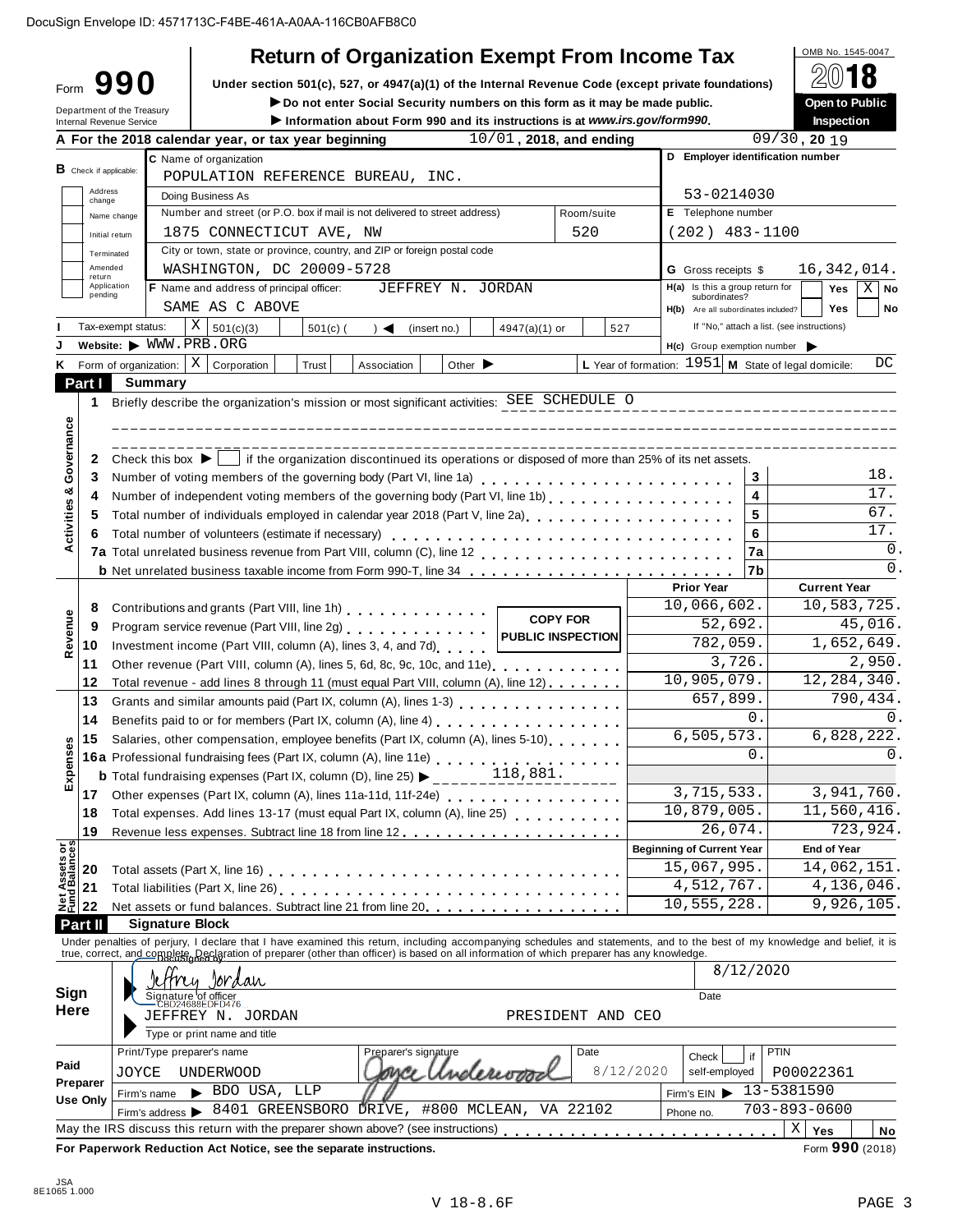DocuSign Envelope ID: 4571713C-F4BE-461A-A0AA-116CB0AFB8C0

# Form 990 — Return of Organization Exempt From Income Tax

OMB No. 1545-0047

**2018**

**Open to Public Inspection**

Under section 501(c), 527, or 4947(a)(1) of the Internal Revenue Code (except private foundations)

▶ Do not enter Social Security numbers on this form as it may be made public.

▶ Information about Form 990 and its instructions is at www.irs.gov/form990.

Department of the Treasury
Internal Revenue Service

**A** For the 2018 calendar year, or tax year beginning 10/01, 2018, and ending 09/30, 20 19

**B** Check if applicable: Address change; Name change; Initial return; Terminated; Amended return; Application pending

**C** Name of organization: POPULATION REFERENCE BUREAU, INC.

Doing Business As

Number and street (or P.O. box if mail is not delivered to street address): 1875 CONNECTICUT AVE, NW — Room/suite: 520

City or town, state or province, country, and ZIP or foreign postal code: WASHINGTON, DC 20009-5728

**D** Employer identification number: 53-0214030

**E** Telephone number: (202) 483-1100

**G** Gross receipts $ 16,342,014.

**F** Name and address of principal officer: JEFFREY N. JORDAN, SAME AS C ABOVE

**H(a)** Is this a group return for subordinates? Yes [ ] No [X]

**H(b)** Are all subordinates included? Yes [ ] No [ ]
If "No," attach a list. (see instructions)

**H(c)** Group exemption number ▶

**I** Tax-exempt status: [X] 501(c)(3) [ ] 501(c) ( ) ◀ (insert no.) [ ] 4947(a)(1) or [ ] 527

**J** Website: ▶ WWW.PRB.ORG

**K** Form of organization: [X] Corporation [ ] Trust [ ] Association [ ] Other ▶

**L** Year of formation: 1951 **M** State of legal domicile: DC

## Part I Summary

**Activities & Governance**

1 Briefly describe the organization's mission or most significant activities: SEE SCHEDULE O

2 Check this box ▶ [ ] if the organization discontinued its operations or disposed of more than 25% of its net assets.

| | | | |
|---|---|---|---|
| 3 | Number of voting members of the governing body (Part VI, line 1a) | 3 | 18. |
| 4 | Number of independent voting members of the governing body (Part VI, line 1b) | 4 | 17. |
| 5 | Total number of individuals employed in calendar year 2018 (Part V, line 2a) | 5 | 67. |
| 6 | Total number of volunteers (estimate if necessary) | 6 | 17. |
| 7a | Total unrelated business revenue from Part VIII, column (C), line 12 | 7a | 0. |
| b | Net unrelated business taxable income from Form 990-T, line 34 | 7b | 0. |

COPY FOR PUBLIC INSPECTION

| | | | Prior Year | Current Year |
|---|---|---|---|---|
| **Revenue** | 8 | Contributions and grants (Part VIII, line 1h) | 10,066,602. | 10,583,725. |
| | 9 | Program service revenue (Part VIII, line 2g) | 52,692. | 45,016. |
| | 10 | Investment income (Part VIII, column (A), lines 3, 4, and 7d) | 782,059. | 1,652,649. |
| | 11 | Other revenue (Part VIII, column (A), lines 5, 6d, 8c, 9c, 10c, and 11e) | 3,726. | 2,950. |
| | 12 | Total revenue - add lines 8 through 11 (must equal Part VIII, column (A), line 12) | 10,905,079. | 12,284,340. |
| **Expenses** | 13 | Grants and similar amounts paid (Part IX, column (A), lines 1-3) | 657,899. | 790,434. |
| | 14 | Benefits paid to or for members (Part IX, column (A), line 4) | 0. | 0. |
| | 15 | Salaries, other compensation, employee benefits (Part IX, column (A), lines 5-10) | 6,505,573. | 6,828,222. |
| | 16a | Professional fundraising fees (Part IX, column (A), line 11e) | 0. | 0. |
| | b | Total fundraising expenses (Part IX, column (D), line 25) ▶ 118,881. | | |
| | 17 | Other expenses (Part IX, column (A), lines 11a-11d, 11f-24e) | 3,715,533. | 3,941,760. |
| | 18 | Total expenses. Add lines 13-17 (must equal Part IX, column (A), line 25) | 10,879,005. | 11,560,416. |
| | 19 | Revenue less expenses. Subtract line 18 from line 12 | 26,074. | 723,924. |
| | | | **Beginning of Current Year** | **End of Year** |
| **Net Assets or Fund Balances** | 20 | Total assets (Part X, line 16) | 15,067,995. | 14,062,151. |
| | 21 | Total liabilities (Part X, line 26) | 4,512,767. | 4,136,046. |
| | 22 | Net assets or fund balances. Subtract line 21 from line 20 | 10,555,228. | 9,926,105. |

## Part II Signature Block

Under penalties of perjury, I declare that I have examined this return, including accompanying schedules and statements, and to the best of my knowledge and belief, it is true, correct, and complete. Declaration of preparer (other than officer) is based on all information of which preparer has any knowledge.

**Sign Here**

DocuSigned by: Jeffrey Jordan — CBD24688EDFD476
Signature of officer — Date: 8/12/2020

JEFFREY N. JORDAN — PRESIDENT AND CEO
Type or print name and title

**Paid Preparer Use Only**

| Print/Type preparer's name | Preparer's signature | Date | Check [ ] if self-employed | PTIN |
|---|---|---|---|---|
| JOYCE UNDERWOOD | Joyce Underwood | 8/12/2020 | | P00022361 |

Firm's name ▶ BDO USA, LLP — Firm's EIN ▶ 13-5381590

Firm's address ▶ 8401 GREENSBORO DRIVE, #800 MCLEAN, VA 22102 — Phone no. 703-893-0600

May the IRS discuss this return with the preparer shown above? (see instructions) [X] Yes [ ] No

**For Paperwork Reduction Act Notice, see the separate instructions.** Form **990** (2018)

JSA 8E1065 1.000

V 18-8.6F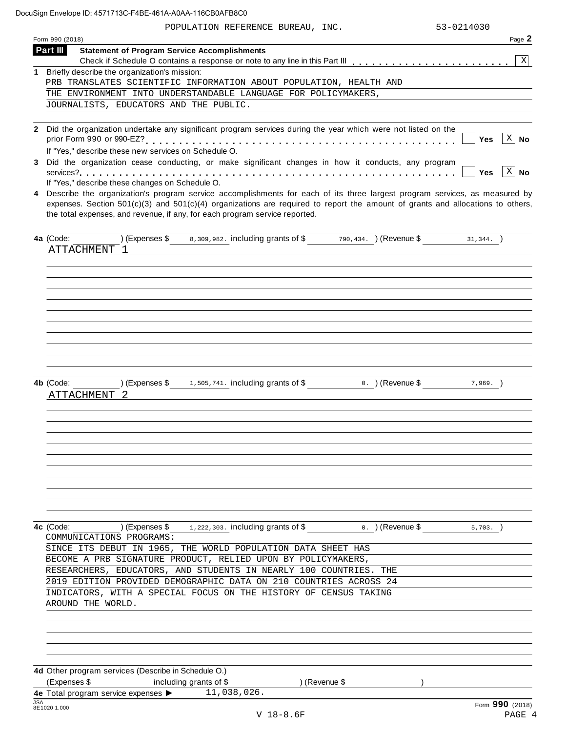POPULATION REFERENCE BUREAU, INC. 53-0214030

Form 990 (2018) Page **2**

**Part III** **Statement of Program Service Accomplishments**

Check if Schedule O contains a response or note to any line in this Part III . . . . . . . . . . . . . . . . . . . . . . . [X]

**1** Briefly describe the organization's mission:

PRB TRANSLATES SCIENTIFIC INFORMATION ABOUT POPULATION, HEALTH AND THE ENVIRONMENT INTO UNDERSTANDABLE LANGUAGE FOR POLICYMAKERS, JOURNALISTS, EDUCATORS AND THE PUBLIC.

**2** Did the organization undertake any significant program services during the year which were not listed on the prior Form 990 or 990-EZ? . . . . . . . . . . . . . . . . . . . . . . . . . . . . . . . . . . . . . . . . . . [ ] **Yes** [X] **No**

If "Yes," describe these new services on Schedule O.

**3** Did the organization cease conducting, or make significant changes in how it conducts, any program services? . . . . . . . . . . . . . . . . . . . . . . . . . . . . . . . . . . . . . . . . . . . . . . . . . . . . . [ ] **Yes** [X] **No**

If "Yes," describe these changes on Schedule O.

**4** Describe the organization's program service accomplishments for each of its three largest program services, as measured by expenses. Section 501(c)(3) and 501(c)(4) organizations are required to report the amount of grants and allocations to others, the total expenses, and revenue, if any, for each program service reported.

**4a** (Code: ) (Expenses $ 8,309,982. including grants of $ 790,434. ) (Revenue $ 31,344. )

ATTACHMENT 1

**4b** (Code: ) (Expenses $ 1,505,741. including grants of $ 0. ) (Revenue $ 7,969. )

ATTACHMENT 2

**4c** (Code: ) (Expenses $ 1,222,303. including grants of $ 0. ) (Revenue $ 5,703. )

COMMUNICATIONS PROGRAMS:

SINCE ITS DEBUT IN 1965, THE WORLD POPULATION DATA SHEET HAS BECOME A PRB SIGNATURE PRODUCT, RELIED UPON BY POLICYMAKERS, RESEARCHERS, EDUCATORS, AND STUDENTS IN NEARLY 100 COUNTRIES. THE 2019 EDITION PROVIDED DEMOGRAPHIC DATA ON 210 COUNTRIES ACROSS 24 INDICATORS, WITH A SPECIAL FOCUS ON THE HISTORY OF CENSUS TAKING AROUND THE WORLD.

**4d** Other program services (Describe in Schedule O.)

(Expenses $ including grants of $ ) (Revenue $ )

**4e** Total program service expenses ▶ 11,038,026.

Form **990** (2018)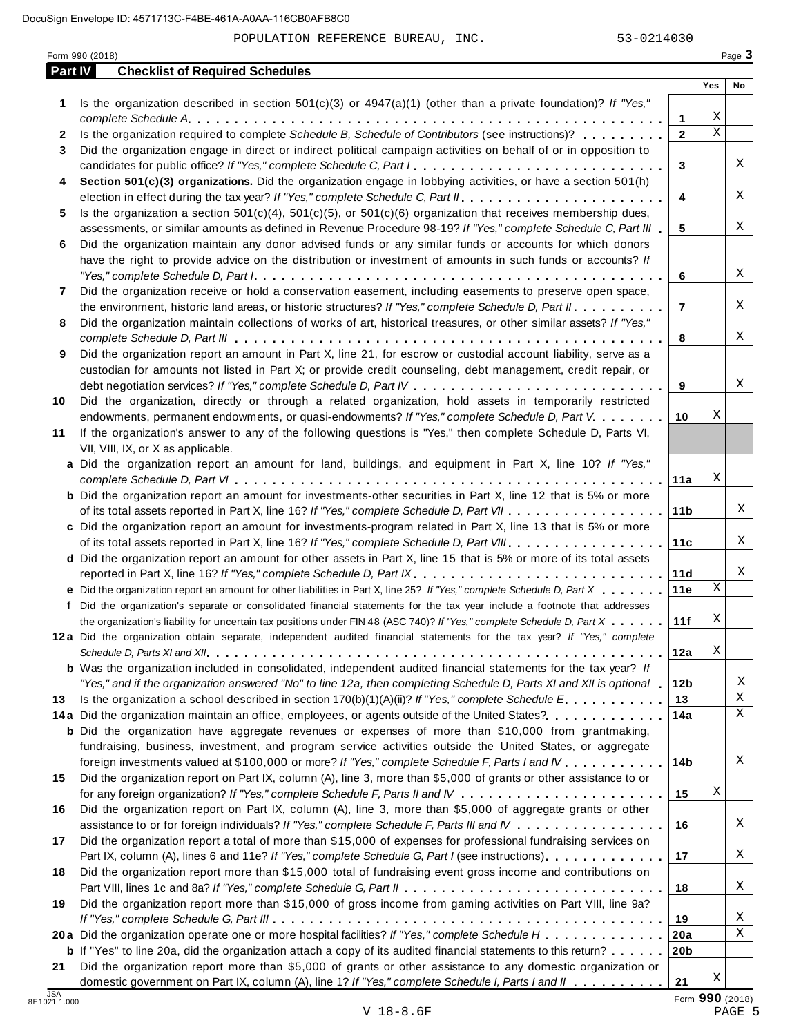POPULATION REFERENCE BUREAU, INC. 53-0214030

Form 990 (2018)

## Part IV Checklist of Required Schedules

| | | | Yes | No |
|---|---|---|---|---|
| **1** | Is the organization described in section 501(c)(3) or 4947(a)(1) (other than a private foundation)? *If "Yes," complete Schedule A* | 1 | X | |
| **2** | Is the organization required to complete *Schedule B, Schedule of Contributors* (see instructions)? | 2 | X | |
| **3** | Did the organization engage in direct or indirect political campaign activities on behalf of or in opposition to candidates for public office? *If "Yes," complete Schedule C, Part I* | 3 | | X |
| **4** | **Section 501(c)(3) organizations.** Did the organization engage in lobbying activities, or have a section 501(h) election in effect during the tax year? *If "Yes," complete Schedule C, Part II* | 4 | | X |
| **5** | Is the organization a section 501(c)(4), 501(c)(5), or 501(c)(6) organization that receives membership dues, assessments, or similar amounts as defined in Revenue Procedure 98-19? *If "Yes," complete Schedule C, Part III* | 5 | | X |
| **6** | Did the organization maintain any donor advised funds or any similar funds or accounts for which donors have the right to provide advice on the distribution or investment of amounts in such funds or accounts? *If "Yes," complete Schedule D, Part I* | 6 | | X |
| **7** | Did the organization receive or hold a conservation easement, including easements to preserve open space, the environment, historic land areas, or historic structures? *If "Yes," complete Schedule D, Part II* | 7 | | X |
| **8** | Did the organization maintain collections of works of art, historical treasures, or other similar assets? *If "Yes," complete Schedule D, Part III* | 8 | | X |
| **9** | Did the organization report an amount in Part X, line 21, for escrow or custodial account liability, serve as a custodian for amounts not listed in Part X; or provide credit counseling, debt management, credit repair, or debt negotiation services? *If "Yes," complete Schedule D, Part IV* | 9 | | X |
| **10** | Did the organization, directly or through a related organization, hold assets in temporarily restricted endowments, permanent endowments, or quasi-endowments? *If "Yes," complete Schedule D, Part V* | 10 | X | |
| **11** | If the organization's answer to any of the following questions is "Yes," then complete Schedule D, Parts VI, VII, VIII, IX, or X as applicable. | | | |
| **a** | Did the organization report an amount for land, buildings, and equipment in Part X, line 10? *If "Yes," complete Schedule D, Part VI* | 11a | X | |
| **b** | Did the organization report an amount for investments-other securities in Part X, line 12 that is 5% or more of its total assets reported in Part X, line 16? *If "Yes," complete Schedule D, Part VII* | 11b | | X |
| **c** | Did the organization report an amount for investments-program related in Part X, line 13 that is 5% or more of its total assets reported in Part X, line 16? *If "Yes," complete Schedule D, Part VIII* | 11c | | X |
| **d** | Did the organization report an amount for other assets in Part X, line 15 that is 5% or more of its total assets reported in Part X, line 16? *If "Yes," complete Schedule D, Part IX* | 11d | | X |
| **e** | Did the organization report an amount for other liabilities in Part X, line 25? *If "Yes," complete Schedule D, Part X* | 11e | X | |
| **f** | Did the organization's separate or consolidated financial statements for the tax year include a footnote that addresses the organization's liability for uncertain tax positions under FIN 48 (ASC 740)? *If "Yes," complete Schedule D, Part X* | 11f | X | |
| **12a** | Did the organization obtain separate, independent audited financial statements for the tax year? *If "Yes," complete Schedule D, Parts XI and XII* | 12a | X | |
| **b** | Was the organization included in consolidated, independent audited financial statements for the tax year? *If "Yes," and if the organization answered "No" to line 12a, then completing Schedule D, Parts XI and XII is optional* | 12b | | X |
| **13** | Is the organization a school described in section 170(b)(1)(A)(ii)? *If "Yes," complete Schedule E* | 13 | | X |
| **14a** | Did the organization maintain an office, employees, or agents outside of the United States? | 14a | | X |
| **b** | Did the organization have aggregate revenues or expenses of more than $10,000 from grantmaking, fundraising, business, investment, and program service activities outside the United States, or aggregate foreign investments valued at $100,000 or more? *If "Yes," complete Schedule F, Parts I and IV* | 14b | | X |
| **15** | Did the organization report on Part IX, column (A), line 3, more than $5,000 of grants or other assistance to or for any foreign organization? *If "Yes," complete Schedule F, Parts II and IV* | 15 | X | |
| **16** | Did the organization report on Part IX, column (A), line 3, more than $5,000 of aggregate grants or other assistance to or for foreign individuals? *If "Yes," complete Schedule F, Parts III and IV* | 16 | | X |
| **17** | Did the organization report a total of more than $15,000 of expenses for professional fundraising services on Part IX, column (A), lines 6 and 11e? *If "Yes," complete Schedule G, Part I* (see instructions) | 17 | | X |
| **18** | Did the organization report more than $15,000 total of fundraising event gross income and contributions on Part VIII, lines 1c and 8a? *If "Yes," complete Schedule G, Part II* | 18 | | X |
| **19** | Did the organization report more than $15,000 of gross income from gaming activities on Part VIII, line 9a? *If "Yes," complete Schedule G, Part III* | 19 | | X |
| **20a** | Did the organization operate one or more hospital facilities? *If "Yes," complete Schedule H* | 20a | | X |
| **b** | If "Yes" to line 20a, did the organization attach a copy of its audited financial statements to this return? | 20b | | |
| **21** | Did the organization report more than $5,000 of grants or other assistance to any domestic organization or domestic government on Part IX, column (A), line 1? *If "Yes," complete Schedule I, Parts I and II* | 21 | X | |

Form **990** (2018)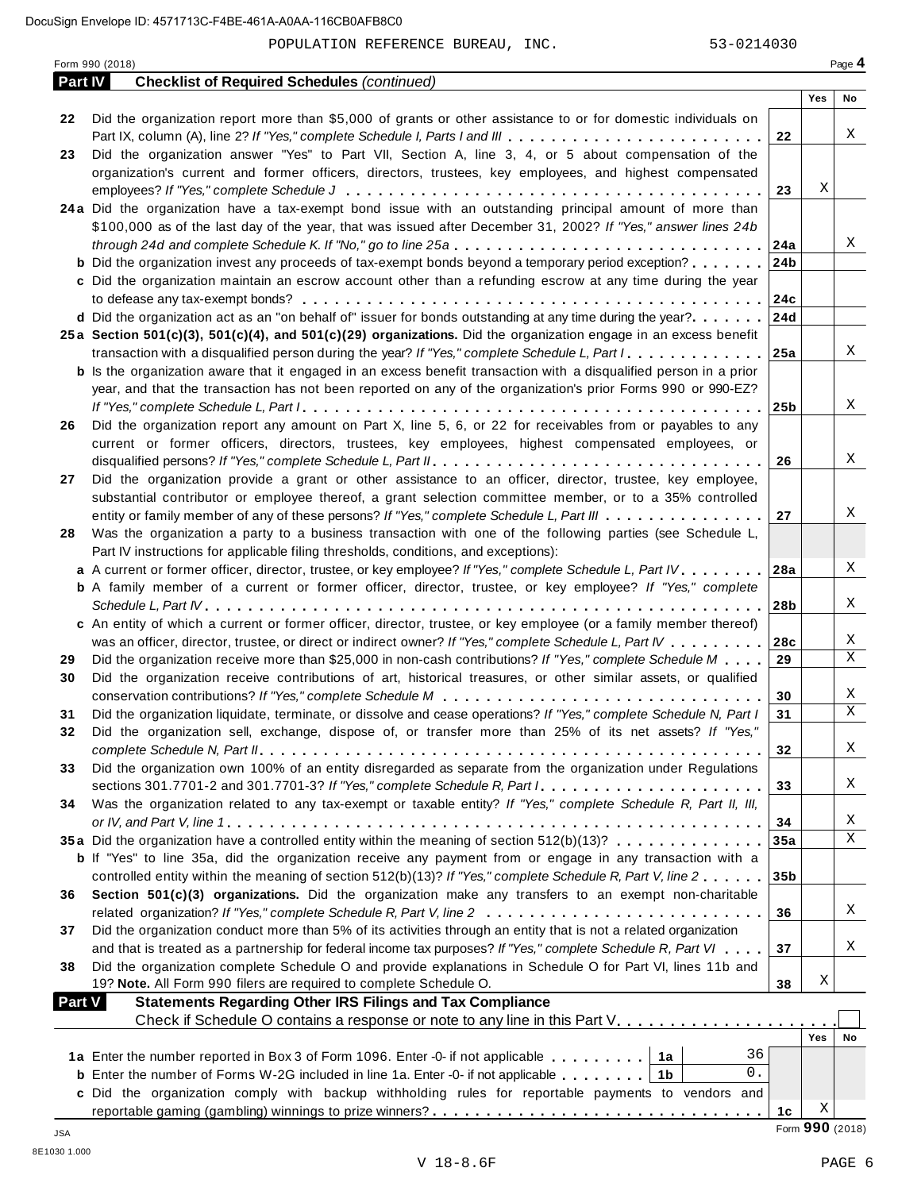POPULATION REFERENCE BUREAU, INC. 53-0214030

Form 990 (2018)

**Part IV** **Checklist of Required Schedules** *(continued)*

| | | | Yes | No |
|---|---|---|---|---|
| 22 | Did the organization report more than $5,000 of grants or other assistance to or for domestic individuals on Part IX, column (A), line 2? *If "Yes," complete Schedule I, Parts I and III* | 22 | | X |
| 23 | Did the organization answer "Yes" to Part VII, Section A, line 3, 4, or 5 about compensation of the organization's current and former officers, directors, trustees, key employees, and highest compensated employees? *If "Yes," complete Schedule J* | 23 | X | |
| 24a | Did the organization have a tax-exempt bond issue with an outstanding principal amount of more than $100,000 as of the last day of the year, that was issued after December 31, 2002? *If "Yes," answer lines 24b through 24d and complete Schedule K. If "No," go to line 25a* | 24a | | X |
| b | Did the organization invest any proceeds of tax-exempt bonds beyond a temporary period exception? | 24b | | |
| c | Did the organization maintain an escrow account other than a refunding escrow at any time during the year to defease any tax-exempt bonds? | 24c | | |
| d | Did the organization act as an "on behalf of" issuer for bonds outstanding at any time during the year? | 24d | | |
| 25a | **Section 501(c)(3), 501(c)(4), and 501(c)(29) organizations.** Did the organization engage in an excess benefit transaction with a disqualified person during the year? *If "Yes," complete Schedule L, Part I* | 25a | | X |
| b | Is the organization aware that it engaged in an excess benefit transaction with a disqualified person in a prior year, and that the transaction has not been reported on any of the organization's prior Forms 990 or 990-EZ? *If "Yes," complete Schedule L, Part I* | 25b | | X |
| 26 | Did the organization report any amount on Part X, line 5, 6, or 22 for receivables from or payables to any current or former officers, directors, trustees, key employees, highest compensated employees, or disqualified persons? *If "Yes," complete Schedule L, Part II* | 26 | | X |
| 27 | Did the organization provide a grant or other assistance to an officer, director, trustee, key employee, substantial contributor or employee thereof, a grant selection committee member, or to a 35% controlled entity or family member of any of these persons? *If "Yes," complete Schedule L, Part III* | 27 | | X |
| 28 | Was the organization a party to a business transaction with one of the following parties (see Schedule L, Part IV instructions for applicable filing thresholds, conditions, and exceptions): | | | |
| a | A current or former officer, director, trustee, or key employee? *If "Yes," complete Schedule L, Part IV* | 28a | | X |
| b | A family member of a current or former officer, director, trustee, or key employee? *If "Yes," complete Schedule L, Part IV* | 28b | | X |
| c | An entity of which a current or former officer, director, trustee, or key employee (or a family member thereof) was an officer, director, trustee, or direct or indirect owner? *If "Yes," complete Schedule L, Part IV* | 28c | | X |
| 29 | Did the organization receive more than $25,000 in non-cash contributions? *If "Yes," complete Schedule M* | 29 | | X |
| 30 | Did the organization receive contributions of art, historical treasures, or other similar assets, or qualified conservation contributions? *If "Yes," complete Schedule M* | 30 | | X |
| 31 | Did the organization liquidate, terminate, or dissolve and cease operations? *If "Yes," complete Schedule N, Part I* | 31 | | X |
| 32 | Did the organization sell, exchange, dispose of, or transfer more than 25% of its net assets? *If "Yes," complete Schedule N, Part II* | 32 | | X |
| 33 | Did the organization own 100% of an entity disregarded as separate from the organization under Regulations sections 301.7701-2 and 301.7701-3? *If "Yes," complete Schedule R, Part I* | 33 | | X |
| 34 | Was the organization related to any tax-exempt or taxable entity? *If "Yes," complete Schedule R, Part II, III, or IV, and Part V, line 1* | 34 | | X |
| 35a | Did the organization have a controlled entity within the meaning of section 512(b)(13)? | 35a | | X |
| b | If "Yes" to line 35a, did the organization receive any payment from or engage in any transaction with a controlled entity within the meaning of section 512(b)(13)? *If "Yes," complete Schedule R, Part V, line 2* | 35b | | |
| 36 | **Section 501(c)(3) organizations.** Did the organization make any transfers to an exempt non-charitable related organization? *If "Yes," complete Schedule R, Part V, line 2* | 36 | | X |
| 37 | Did the organization conduct more than 5% of its activities through an entity that is not a related organization and that is treated as a partnership for federal income tax purposes? *If "Yes," complete Schedule R, Part VI* | 37 | | X |
| 38 | Did the organization complete Schedule O and provide explanations in Schedule O for Part VI, lines 11b and 19? **Note.** All Form 990 filers are required to complete Schedule O. | 38 | X | |

**Part V** **Statements Regarding Other IRS Filings and Tax Compliance**

Check if Schedule O contains a response or note to any line in this Part V ☐

| | | | | | Yes | No |
|---|---|---|---|---|---|---|
| 1a | Enter the number reported in Box 3 of Form 1096. Enter -0- if not applicable | 1a | 36 | | | |
| b | Enter the number of Forms W-2G included in line 1a. Enter -0- if not applicable | 1b | 0. | | | |
| c | Did the organization comply with backup withholding rules for reportable payments to vendors and reportable gaming (gambling) winnings to prize winners? | | | 1c | X | |

Form **990** (2018)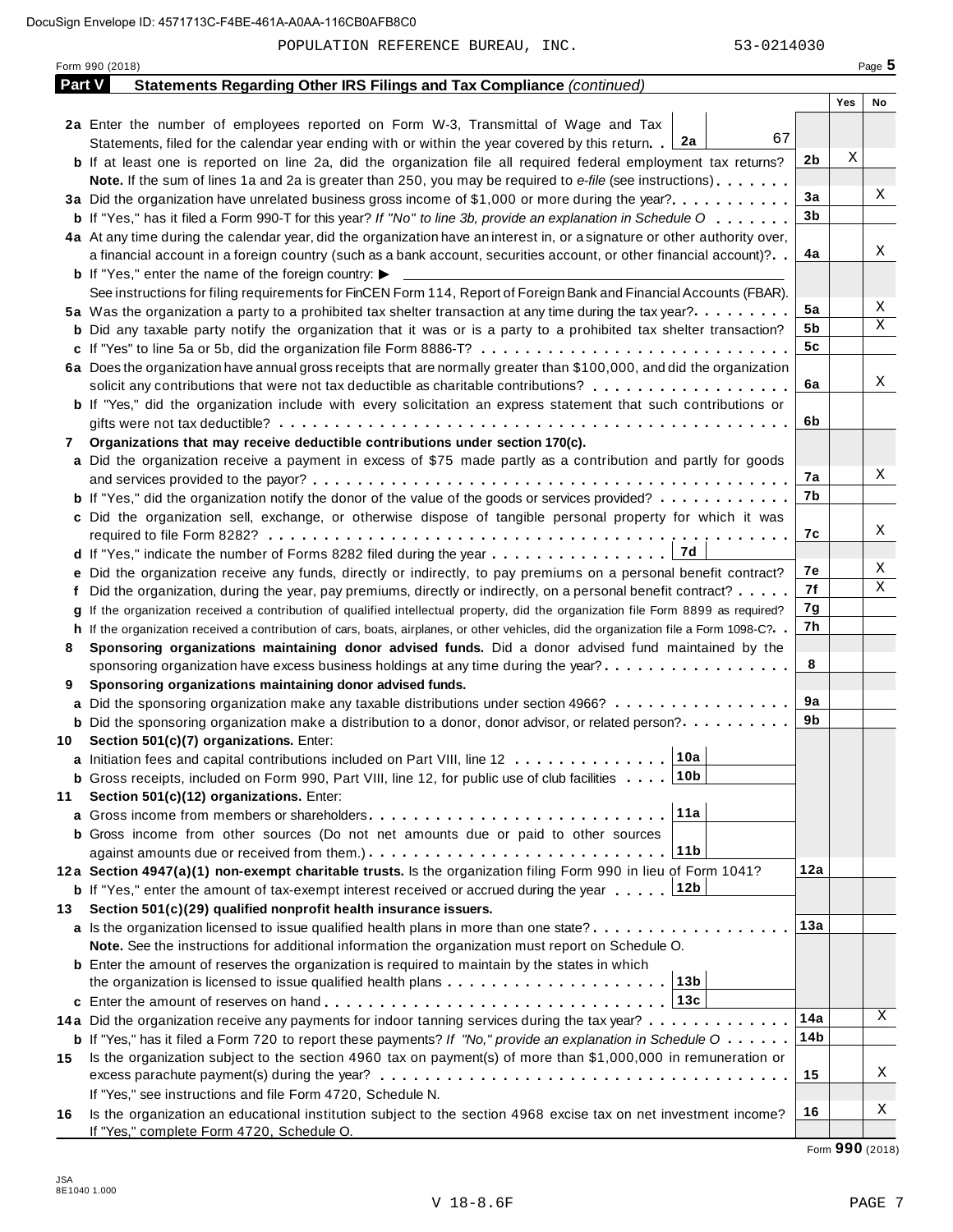POPULATION REFERENCE BUREAU, INC. 53-0214030

Form 990 (2018) Page **5**

## Part V Statements Regarding Other IRS Filings and Tax Compliance *(continued)*

| | | | Yes | No |
|---|---|---|---|---|
| **2a** | Enter the number of employees reported on Form W-3, Transmittal of Wage and Tax Statements, filed for the calendar year ending with or within the year covered by this return . . **2a** 67 | | | |
| **b** | If at least one is reported on line 2a, did the organization file all required federal employment tax returns? | 2b | X | |
| | **Note.** If the sum of lines 1a and 2a is greater than 250, you may be required to *e-file* (see instructions) | | | |
| **3a** | Did the organization have unrelated business gross income of $1,000 or more during the year? | 3a | | X |
| **b** | If "Yes," has it filed a Form 990-T for this year? *If "No" to line 3b, provide an explanation in Schedule O* | 3b | | |
| **4a** | At any time during the calendar year, did the organization have an interest in, or a signature or other authority over, a financial account in a foreign country (such as a bank account, securities account, or other financial account)? | 4a | | X |
| **b** | If "Yes," enter the name of the foreign country: ▶ | | | |
| | See instructions for filing requirements for FinCEN Form 114, Report of Foreign Bank and Financial Accounts (FBAR). | | | |
| **5a** | Was the organization a party to a prohibited tax shelter transaction at any time during the tax year? | 5a | | X |
| **b** | Did any taxable party notify the organization that it was or is a party to a prohibited tax shelter transaction? | 5b | | X |
| **c** | If "Yes" to line 5a or 5b, did the organization file Form 8886-T? | 5c | | |
| **6a** | Does the organization have annual gross receipts that are normally greater than $100,000, and did the organization solicit any contributions that were not tax deductible as charitable contributions? | 6a | | X |
| **b** | If "Yes," did the organization include with every solicitation an express statement that such contributions or gifts were not tax deductible? | 6b | | |
| **7** | **Organizations that may receive deductible contributions under section 170(c).** | | | |
| **a** | Did the organization receive a payment in excess of $75 made partly as a contribution and partly for goods and services provided to the payor? | 7a | | X |
| **b** | If "Yes," did the organization notify the donor of the value of the goods or services provided? | 7b | | |
| **c** | Did the organization sell, exchange, or otherwise dispose of tangible personal property for which it was required to file Form 8282? | 7c | | X |
| **d** | If "Yes," indicate the number of Forms 8282 filed during the year . . . **7d** | | | |
| **e** | Did the organization receive any funds, directly or indirectly, to pay premiums on a personal benefit contract? | 7e | | X |
| **f** | Did the organization, during the year, pay premiums, directly or indirectly, on a personal benefit contract? | 7f | | X |
| **g** | If the organization received a contribution of qualified intellectual property, did the organization file Form 8899 as required? | 7g | | |
| **h** | If the organization received a contribution of cars, boats, airplanes, or other vehicles, did the organization file a Form 1098-C? | 7h | | |
| **8** | **Sponsoring organizations maintaining donor advised funds.** Did a donor advised fund maintained by the sponsoring organization have excess business holdings at any time during the year? | 8 | | |
| **9** | **Sponsoring organizations maintaining donor advised funds.** | | | |
| **a** | Did the sponsoring organization make any taxable distributions under section 4966? | 9a | | |
| **b** | Did the sponsoring organization make a distribution to a donor, donor advisor, or related person? | 9b | | |
| **10** | **Section 501(c)(7) organizations.** Enter: | | | |
| **a** | Initiation fees and capital contributions included on Part VIII, line 12 . . . **10a** | | | |
| **b** | Gross receipts, included on Form 990, Part VIII, line 12, for public use of club facilities . . . **10b** | | | |
| **11** | **Section 501(c)(12) organizations.** Enter: | | | |
| **a** | Gross income from members or shareholders . . . **11a** | | | |
| **b** | Gross income from other sources (Do not net amounts due or paid to other sources against amounts due or received from them.) . . . **11b** | | | |
| **12a** | **Section 4947(a)(1) non-exempt charitable trusts.** Is the organization filing Form 990 in lieu of Form 1041? | 12a | | |
| **b** | If "Yes," enter the amount of tax-exempt interest received or accrued during the year . . . **12b** | | | |
| **13** | **Section 501(c)(29) qualified nonprofit health insurance issuers.** | | | |
| **a** | Is the organization licensed to issue qualified health plans in more than one state? | 13a | | |
| | **Note.** See the instructions for additional information the organization must report on Schedule O. | | | |
| **b** | Enter the amount of reserves the organization is required to maintain by the states in which the organization is licensed to issue qualified health plans . . . **13b** | | | |
| **c** | Enter the amount of reserves on hand . . . **13c** | | | |
| **14a** | Did the organization receive any payments for indoor tanning services during the tax year? | 14a | | X |
| **b** | If "Yes," has it filed a Form 720 to report these payments? *If "No," provide an explanation in Schedule O* | 14b | | |
| **15** | Is the organization subject to the section 4960 tax on payment(s) of more than $1,000,000 in remuneration or excess parachute payment(s) during the year? | 15 | | X |
| | If "Yes," see instructions and file Form 4720, Schedule N. | | | |
| **16** | Is the organization an educational institution subject to the section 4968 excise tax on net investment income? If "Yes," complete Form 4720, Schedule O. | 16 | | X |

Form **990** (2018)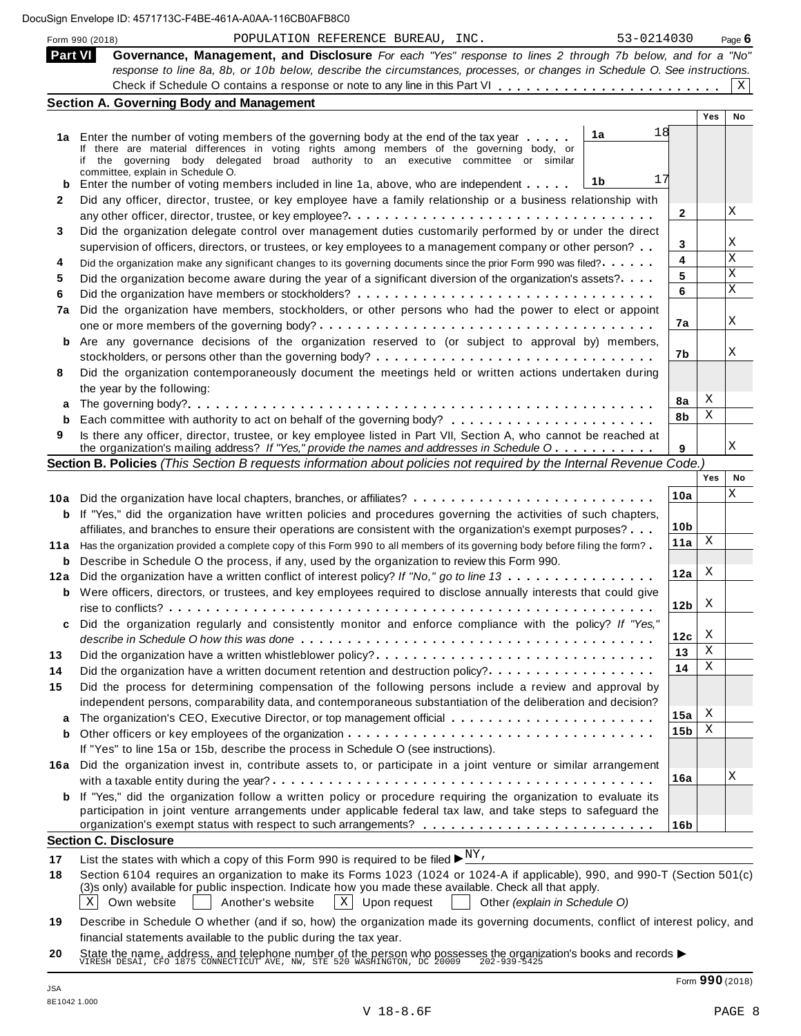DocuSign Envelope ID: 4571713C-F4BE-461A-A0AA-116CB0AFB8C0

Form 990 (2018) POPULATION REFERENCE BUREAU, INC. 53-0214030 Page 6

## Part VI Governance, Management, and Disclosure

*For each "Yes" response to lines 2 through 7b below, and for a "No" response to line 8a, 8b, or 10b below, describe the circumstances, processes, or changes in Schedule O. See instructions.*

Check if Schedule O contains a response or note to any line in this Part VI . . . . . . . . . . . . . . . . . . . . . . . [X]

### Section A. Governing Body and Management

| | | | | Yes | No |
|---|---|---|---|---|---|
| **1a** | Enter the number of voting members of the governing body at the end of the tax year . . . . . If there are material differences in voting rights among members of the governing body, or if the governing body delegated broad authority to an executive committee or similar committee, explain in Schedule O. | 1a: 18 | | | |
| **b** | Enter the number of voting members included in line 1a, above, who are independent . . . . . | 1b: 17 | | | |
| **2** | Did any officer, director, trustee, or key employee have a family relationship or a business relationship with any other officer, director, trustee, or key employee? | | 2 | | X |
| **3** | Did the organization delegate control over management duties customarily performed by or under the direct supervision of officers, directors, or trustees, or key employees to a management company or other person? | | 3 | | X |
| **4** | Did the organization make any significant changes to its governing documents since the prior Form 990 was filed? | | 4 | | X |
| **5** | Did the organization become aware during the year of a significant diversion of the organization's assets? | | 5 | | X |
| **6** | Did the organization have members or stockholders? | | 6 | | X |
| **7a** | Did the organization have members, stockholders, or other persons who had the power to elect or appoint one or more members of the governing body? | | 7a | | X |
| **b** | Are any governance decisions of the organization reserved to (or subject to approval by) members, stockholders, or persons other than the governing body? | | 7b | | X |
| **8** | Did the organization contemporaneously document the meetings held or written actions undertaken during the year by the following: | | | | |
| **a** | The governing body? | | 8a | X | |
| **b** | Each committee with authority to act on behalf of the governing body? | | 8b | X | |
| **9** | Is there any officer, director, trustee, or key employee listed in Part VII, Section A, who cannot be reached at the organization's mailing address? *If "Yes," provide the names and addresses in Schedule O* | | 9 | | X |

### Section B. Policies *(This Section B requests information about policies not required by the Internal Revenue Code.)*

| | | | Yes | No |
|---|---|---|---|---|
| **10a** | Did the organization have local chapters, branches, or affiliates? | 10a | | X |
| **b** | If "Yes," did the organization have written policies and procedures governing the activities of such chapters, affiliates, and branches to ensure their operations are consistent with the organization's exempt purposes? | 10b | | |
| **11a** | Has the organization provided a complete copy of this Form 990 to all members of its governing body before filing the form? | 11a | X | |
| **b** | Describe in Schedule O the process, if any, used by the organization to review this Form 990. | | | |
| **12a** | Did the organization have a written conflict of interest policy? *If "No," go to line 13* | 12a | X | |
| **b** | Were officers, directors, or trustees, and key employees required to disclose annually interests that could give rise to conflicts? | 12b | X | |
| **c** | Did the organization regularly and consistently monitor and enforce compliance with the policy? *If "Yes," describe in Schedule O how this was done* | 12c | X | |
| **13** | Did the organization have a written whistleblower policy? | 13 | X | |
| **14** | Did the organization have a written document retention and destruction policy? | 14 | X | |
| **15** | Did the process for determining compensation of the following persons include a review and approval by independent persons, comparability data, and contemporaneous substantiation of the deliberation and decision? | | | |
| **a** | The organization's CEO, Executive Director, or top management official | 15a | X | |
| **b** | Other officers or key employees of the organization | 15b | X | |
| | If "Yes" to line 15a or 15b, describe the process in Schedule O (see instructions). | | | |
| **16a** | Did the organization invest in, contribute assets to, or participate in a joint venture or similar arrangement with a taxable entity during the year? | 16a | | X |
| **b** | If "Yes," did the organization follow a written policy or procedure requiring the organization to evaluate its participation in joint venture arrangements under applicable federal tax law, and take steps to safeguard the organization's exempt status with respect to such arrangements? | 16b | | |

### Section C. Disclosure

**17** List the states with which a copy of this Form 990 is required to be filed ▶ NY,

**18** Section 6104 requires an organization to make its Forms 1023 (1024 or 1024-A if applicable), 990, and 990-T (Section 501(c)(3)s only) available for public inspection. Indicate how you made these available. Check all that apply.

[X] Own website  [ ] Another's website  [X] Upon request  [ ] Other *(explain in Schedule O)*

**19** Describe in Schedule O whether (and if so, how) the organization made its governing documents, conflict of interest policy, and financial statements available to the public during the tax year.

**20** State the name, address, and telephone number of the person who possesses the organization's books and records ▶
VIRESH DESAI, CFO 1875 CONNECTICUT AVE, NW, STE 520 WASHINGTON, DC 20009 202-939-5425

JSA
8E1042 1.000

Form **990** (2018)

V 18-8.6F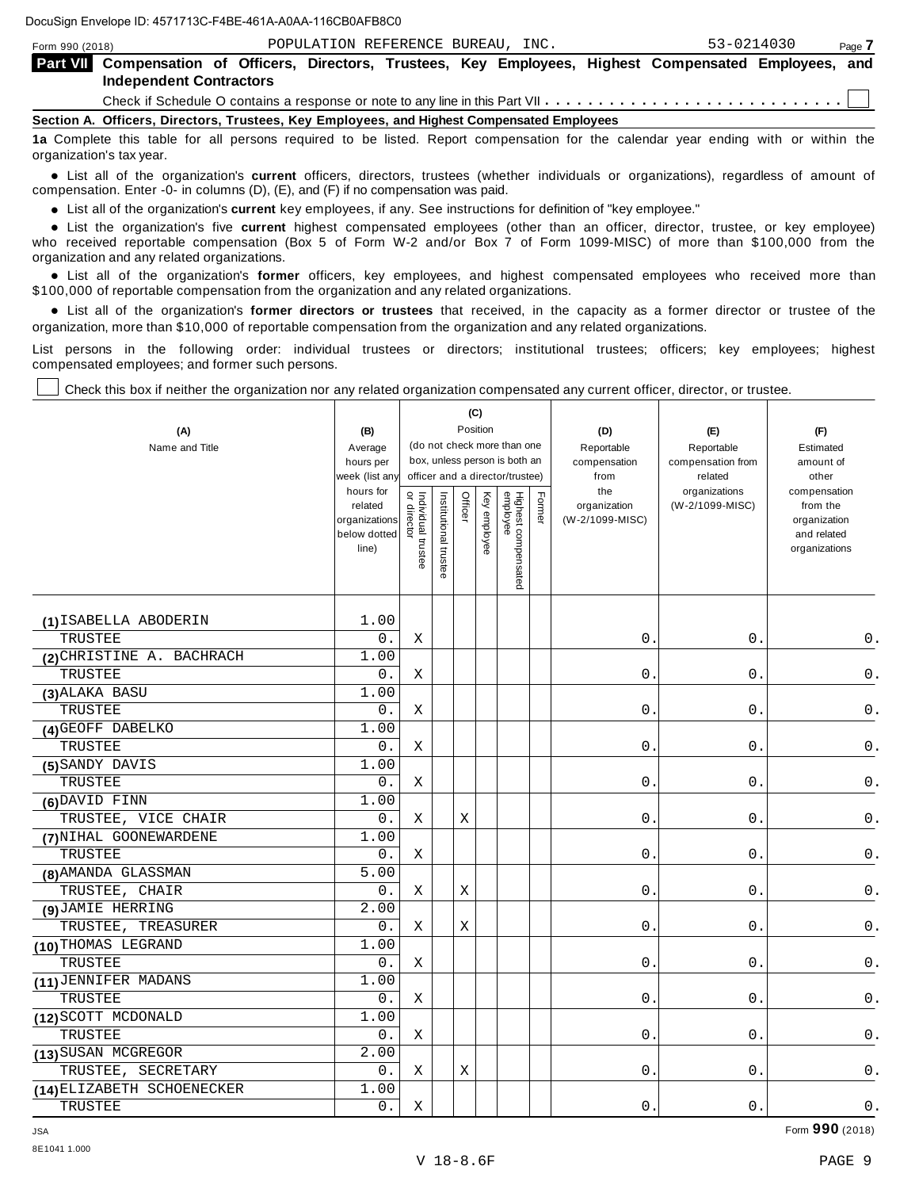DocuSign Envelope ID: 4571713C-F4BE-461A-A0AA-116CB0AFB8C0

Form 990 (2018) POPULATION REFERENCE BUREAU, INC. 53-0214030 Page 7

## Part VII Compensation of Officers, Directors, Trustees, Key Employees, Highest Compensated Employees, and Independent Contractors

Check if Schedule O contains a response or note to any line in this Part VII . . . . . . . . . . . . . . . . . . . . . . . . . . . . ☐

### Section A. Officers, Directors, Trustees, Key Employees, and Highest Compensated Employees

**1a** Complete this table for all persons required to be listed. Report compensation for the calendar year ending with or within the organization's tax year.

- List all of the organization's **current** officers, directors, trustees (whether individuals or organizations), regardless of amount of compensation. Enter -0- in columns (D), (E), and (F) if no compensation was paid.
- List all of the organization's **current** key employees, if any. See instructions for definition of "key employee."
- List the organization's five **current** highest compensated employees (other than an officer, director, trustee, or key employee) who received reportable compensation (Box 5 of Form W-2 and/or Box 7 of Form 1099-MISC) of more than $100,000 from the organization and any related organizations.
- List all of the organization's **former** officers, key employees, and highest compensated employees who received more than $100,000 of reportable compensation from the organization and any related organizations.
- List all of the organization's **former directors or trustees** that received, in the capacity as a former director or trustee of the organization, more than $10,000 of reportable compensation from the organization and any related organizations.

List persons in the following order: individual trustees or directors; institutional trustees; officers; key employees; highest compensated employees; and former such persons.

☐ Check this box if neither the organization nor any related organization compensated any current officer, director, or trustee.

| (A) Name and Title | (B) Average hours per week (list any hours for related organizations below dotted line) | (C) Position (do not check more than one box, unless person is both an officer and a director/trustee): Individual trustee or director | Institutional trustee | Officer | Key employee | Highest compensated employee | Former | (D) Reportable compensation from the organization (W-2/1099-MISC) | (E) Reportable compensation from related organizations (W-2/1099-MISC) | (F) Estimated amount of other compensation from the organization and related organizations |
|---|---|---|---|---|---|---|---|---|---|---|
| (1) ISABELLA ABODERIN<br>TRUSTEE | 1.00<br>0. | X | | | | | | 0. | 0. | 0. |
| (2) CHRISTINE A. BACHRACH<br>TRUSTEE | 1.00<br>0. | X | | | | | | 0. | 0. | 0. |
| (3) ALAKA BASU<br>TRUSTEE | 1.00<br>0. | X | | | | | | 0. | 0. | 0. |
| (4) GEOFF DABELKO<br>TRUSTEE | 1.00<br>0. | X | | | | | | 0. | 0. | 0. |
| (5) SANDY DAVIS<br>TRUSTEE | 1.00<br>0. | X | | | | | | 0. | 0. | 0. |
| (6) DAVID FINN<br>TRUSTEE, VICE CHAIR | 1.00<br>0. | X | | X | | | | 0. | 0. | 0. |
| (7) NIHAL GOONEWARDENE<br>TRUSTEE | 1.00<br>0. | X | | | | | | 0. | 0. | 0. |
| (8) AMANDA GLASSMAN<br>TRUSTEE, CHAIR | 5.00<br>0. | X | | X | | | | 0. | 0. | 0. |
| (9) JAMIE HERRING<br>TRUSTEE, TREASURER | 2.00<br>0. | X | | X | | | | 0. | 0. | 0. |
| (10) THOMAS LEGRAND<br>TRUSTEE | 1.00<br>0. | X | | | | | | 0. | 0. | 0. |
| (11) JENNIFER MADANS<br>TRUSTEE | 1.00<br>0. | X | | | | | | 0. | 0. | 0. |
| (12) SCOTT MCDONALD<br>TRUSTEE | 1.00<br>0. | X | | | | | | 0. | 0. | 0. |
| (13) SUSAN MCGREGOR<br>TRUSTEE, SECRETARY | 2.00<br>0. | X | | X | | | | 0. | 0. | 0. |
| (14) ELIZABETH SCHOENECKER<br>TRUSTEE | 1.00<br>0. | X | | | | | | 0. | 0. | 0. |

Form **990** (2018)

JSA
8E1041 1.000
V 18-8.6F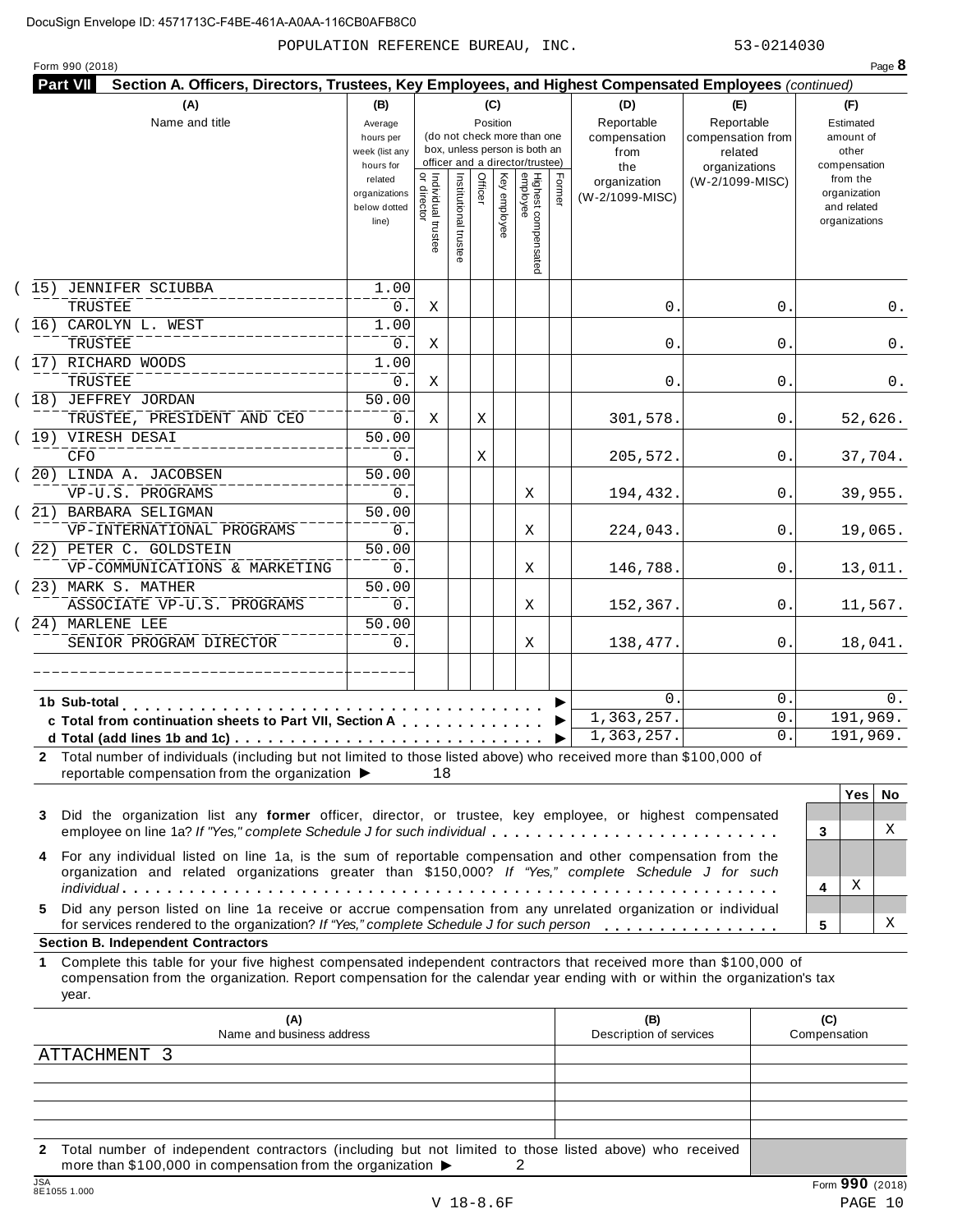POPULATION REFERENCE BUREAU, INC. 53-0214030

Form 990 (2018)

## Part VII Section A. Officers, Directors, Trustees, Key Employees, and Highest Compensated Employees *(continued)*

| (A) Name and title | (B) Average hours per week (list any hours for related organizations below dotted line) | (C) Position: Individual trustee or director | Institutional trustee | Officer | Key employee | Highest compensated employee | Former | (D) Reportable compensation from the organization (W-2/1099-MISC) | (E) Reportable compensation from related organizations (W-2/1099-MISC) | (F) Estimated amount of other compensation from the organization and related organizations |
|---|---|---|---|---|---|---|---|---|---|---|
| (15) JENNIFER SCIUBBA<br>TRUSTEE | 1.00<br>0. | X | | | | | | 0. | 0. | 0. |
| (16) CAROLYN L. WEST<br>TRUSTEE | 1.00<br>0. | X | | | | | | 0. | 0. | 0. |
| (17) RICHARD WOODS<br>TRUSTEE | 1.00<br>0. | X | | | | | | 0. | 0. | 0. |
| (18) JEFFREY JORDAN<br>TRUSTEE, PRESIDENT AND CEO | 50.00<br>0. | X | | X | | | | 301,578. | 0. | 52,626. |
| (19) VIRESH DESAI<br>CFO | 50.00<br>0. | | | X | | | | 205,572. | 0. | 37,704. |
| (20) LINDA A. JACOBSEN<br>VP-U.S. PROGRAMS | 50.00<br>0. | | | | | X | | 194,432. | 0. | 39,955. |
| (21) BARBARA SELIGMAN<br>VP-INTERNATIONAL PROGRAMS | 50.00<br>0. | | | | | X | | 224,043. | 0. | 19,065. |
| (22) PETER C. GOLDSTEIN<br>VP-COMMUNICATIONS & MARKETING | 50.00<br>0. | | | | | X | | 146,788. | 0. | 13,011. |
| (23) MARK S. MATHER<br>ASSOCIATE VP-U.S. PROGRAMS | 50.00<br>0. | | | | | X | | 152,367. | 0. | 11,567. |
| (24) MARLENE LEE<br>SENIOR PROGRAM DIRECTOR | 50.00<br>0. | | | | | X | | 138,477. | 0. | 18,041. |
| | | | | | | | | | | |
| **1b Sub-total** | | | | | | | | 0. | 0. | 0. |
| **c Total from continuation sheets to Part VII, Section A** | | | | | | | | 1,363,257. | 0. | 191,969. |
| **d Total (add lines 1b and 1c)** | | | | | | | | 1,363,257. | 0. | 191,969. |

**2** Total number of individuals (including but not limited to those listed above) who received more than $100,000 of reportable compensation from the organization ▶ 18

| | | Yes | No |
|---|---|---|---|
| **3** Did the organization list any **former** officer, director, or trustee, key employee, or highest compensated employee on line 1a? *If "Yes," complete Schedule J for such individual* | 3 | | X |
| **4** For any individual listed on line 1a, is the sum of reportable compensation and other compensation from the organization and related organizations greater than $150,000? *If "Yes," complete Schedule J for such individual* | 4 | X | |
| **5** Did any person listed on line 1a receive or accrue compensation from any unrelated organization or individual for services rendered to the organization? *If "Yes," complete Schedule J for such person* | 5 | | X |

### Section B. Independent Contractors

**1** Complete this table for your five highest compensated independent contractors that received more than $100,000 of compensation from the organization. Report compensation for the calendar year ending with or within the organization's tax year.

| (A) Name and business address | (B) Description of services | (C) Compensation |
|---|---|---|
| ATTACHMENT 3 | | |
| | | |
| | | |
| | | |
| | | |

**2** Total number of independent contractors (including but not limited to those listed above) who received more than $100,000 in compensation from the organization ▶ 2

Form **990** (2018)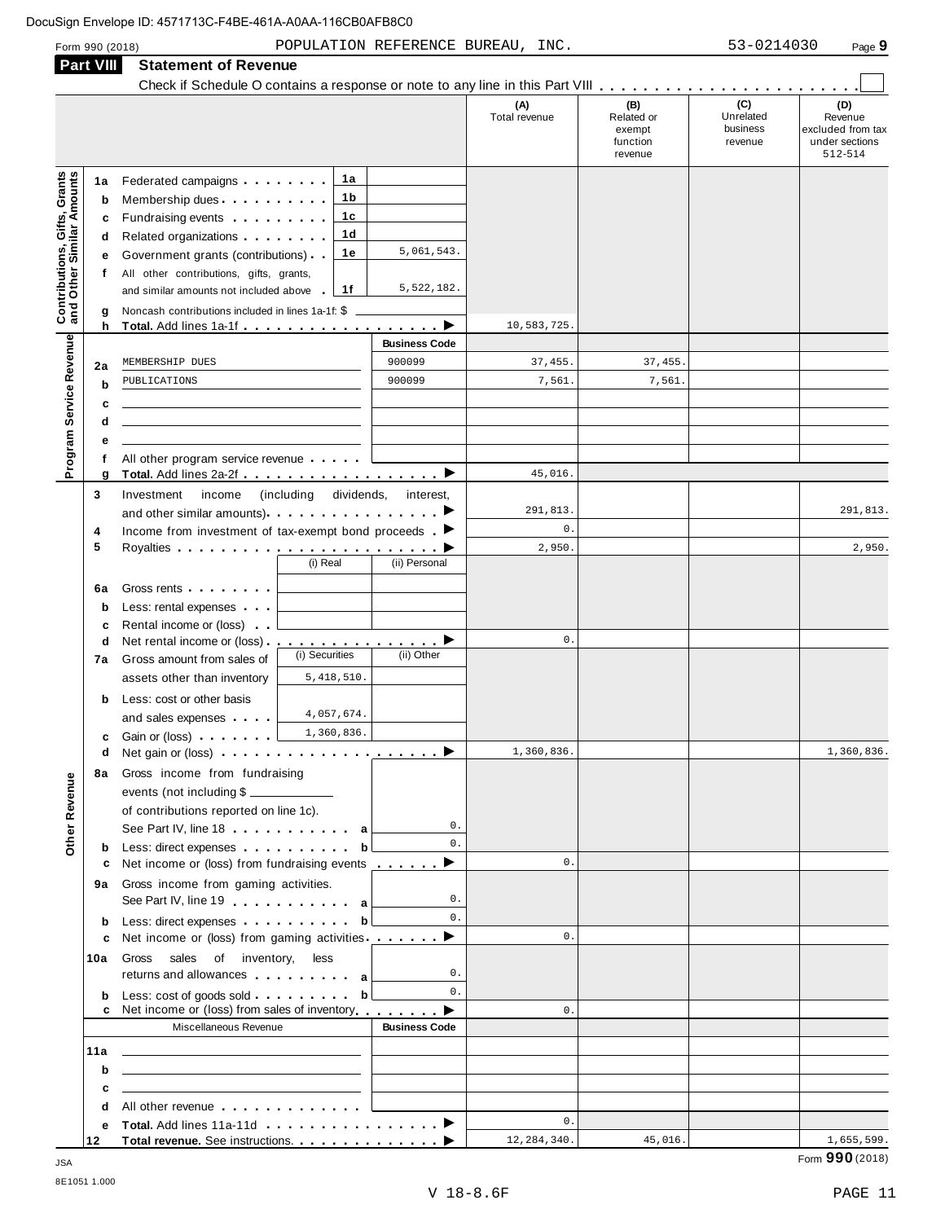DocuSign Envelope ID: 4571713C-F4BE-461A-A0AA-116CB0AFB8C0

Form 990 (2018) POPULATION REFERENCE BUREAU, INC. 53-0214030 Page 9

## Part VIII Statement of Revenue

Check if Schedule O contains a response or note to any line in this Part VIII

| | | | (A) Total revenue | (B) Related or exempt function revenue | (C) Unrelated business revenue | (D) Revenue excluded from tax under sections 512-514 |
|---|---|---|---|---|---|---|
| **Contributions, Gifts, Grants and Other Similar Amounts** | | | | | | |
| 1a | Federated campaigns | 1a | | | | |
| b | Membership dues | 1b | | | | |
| c | Fundraising events | 1c | | | | |
| d | Related organizations | 1d | | | | |
| e | Government grants (contributions) | 1e 5,061,543. | | | | |
| f | All other contributions, gifts, grants, and similar amounts not included above | 1f 5,522,182. | | | | |
| g | Noncash contributions included in lines 1a-1f: $ | | | | | |
| h | **Total.** Add lines 1a-1f ▶ | | 10,583,725. | | | |
| **Program Service Revenue** | | **Business Code** | | | | |
| 2a | MEMBERSHIP DUES | 900099 | 37,455. | 37,455. | | |
| b | PUBLICATIONS | 900099 | 7,561. | 7,561. | | |
| c | | | | | | |
| d | | | | | | |
| e | | | | | | |
| f | All other program service revenue | | | | | |
| g | **Total.** Add lines 2a-2f ▶ | | 45,016. | | | |
| **Other Revenue** | | | | | | |
| 3 | Investment income (including dividends, interest, and other similar amounts) ▶ | | 291,813. | | | 291,813. |
| 4 | Income from investment of tax-exempt bond proceeds ▶ | | 0. | | | |
| 5 | Royalties ▶ | | 2,950. | | | 2,950. |
| | | (i) Real / (ii) Personal | | | | |
| 6a | Gross rents | | | | | |
| b | Less: rental expenses | | | | | |
| c | Rental income or (loss) | | | | | |
| d | Net rental income or (loss) ▶ | | 0. | | | |
| | | (i) Securities / (ii) Other | | | | |
| 7a | Gross amount from sales of assets other than inventory | 5,418,510. | | | | |
| b | Less: cost or other basis and sales expenses | 4,057,674. | | | | |
| c | Gain or (loss) | 1,360,836. | | | | |
| d | Net gain or (loss) ▶ | | 1,360,836. | | | 1,360,836. |
| 8a | Gross income from fundraising events (not including $ of contributions reported on line 1c). See Part IV, line 18 | a 0. | | | | |
| b | Less: direct expenses | b 0. | | | | |
| c | Net income or (loss) from fundraising events ▶ | | 0. | | | |
| 9a | Gross income from gaming activities. See Part IV, line 19 | a 0. | | | | |
| b | Less: direct expenses | b 0. | | | | |
| c | Net income or (loss) from gaming activities ▶ | | 0. | | | |
| 10a | Gross sales of inventory, less returns and allowances | a 0. | | | | |
| b | Less: cost of goods sold | b 0. | | | | |
| c | Net income or (loss) from sales of inventory ▶ | | 0. | | | |
| | Miscellaneous Revenue | **Business Code** | | | | |
| 11a | | | | | | |
| b | | | | | | |
| c | | | | | | |
| d | All other revenue | | | | | |
| e | **Total.** Add lines 11a-11d ▶ | | 0. | | | |
| 12 | **Total revenue.** See instructions ▶ | | 12,284,340. | 45,016. | | 1,655,599. |

JSA 8E1051 1.000

Form **990** (2018)

V 18-8.6F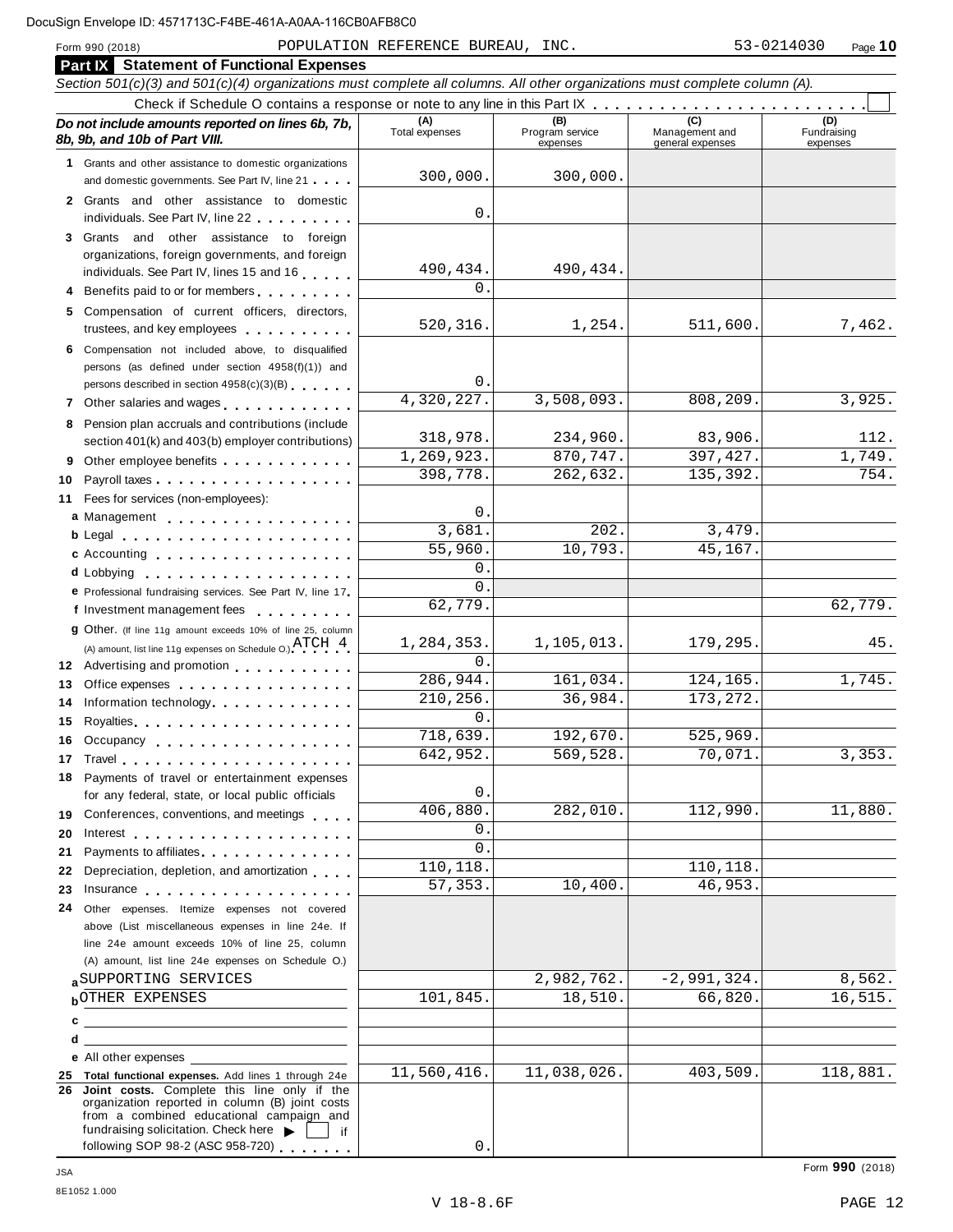DocuSign Envelope ID: 4571713C-F4BE-461A-A0AA-116CB0AFB8C0

Form 990 (2018) POPULATION REFERENCE BUREAU, INC. 53-0214030 Page **10**

## Part IX Statement of Functional Expenses

*Section 501(c)(3) and 501(c)(4) organizations must complete all columns. All other organizations must complete column (A).*

Check if Schedule O contains a response or note to any line in this Part IX . . . . . . . . . . . . . . . . . . . . . . . . ☐

| *Do not include amounts reported on lines 6b, 7b, 8b, 9b, and 10b of Part VIII.* | (A) Total expenses | (B) Program service expenses | (C) Management and general expenses | (D) Fundraising expenses |
|---|---|---|---|---|
| **1** Grants and other assistance to domestic organizations and domestic governments. See Part IV, line 21 | 300,000. | 300,000. | | |
| **2** Grants and other assistance to domestic individuals. See Part IV, line 22 | 0. | | | |
| **3** Grants and other assistance to foreign organizations, foreign governments, and foreign individuals. See Part IV, lines 15 and 16 | 490,434. | 490,434. | | |
| **4** Benefits paid to or for members | 0. | | | |
| **5** Compensation of current officers, directors, trustees, and key employees | 520,316. | 1,254. | 511,600. | 7,462. |
| **6** Compensation not included above, to disqualified persons (as defined under section 4958(f)(1)) and persons described in section 4958(c)(3)(B) | 0. | | | |
| **7** Other salaries and wages | 4,320,227. | 3,508,093. | 808,209. | 3,925. |
| **8** Pension plan accruals and contributions (include section 401(k) and 403(b) employer contributions) | 318,978. | 234,960. | 83,906. | 112. |
| **9** Other employee benefits | 1,269,923. | 870,747. | 397,427. | 1,749. |
| **10** Payroll taxes | 398,778. | 262,632. | 135,392. | 754. |
| **11** Fees for services (non-employees): | | | | |
| **a** Management | 0. | | | |
| **b** Legal | 3,681. | 202. | 3,479. | |
| **c** Accounting | 55,960. | 10,793. | 45,167. | |
| **d** Lobbying | 0. | | | |
| **e** Professional fundraising services. See Part IV, line 17 | 0. | | | |
| **f** Investment management fees | 62,779. | | | 62,779. |
| **g** Other. (If line 11g amount exceeds 10% of line 25, column (A) amount, list line 11g expenses on Schedule O.) ATCH 4 | 1,284,353. | 1,105,013. | 179,295. | 45. |
| **12** Advertising and promotion | 0. | | | |
| **13** Office expenses | 286,944. | 161,034. | 124,165. | 1,745. |
| **14** Information technology | 210,256. | 36,984. | 173,272. | |
| **15** Royalties | 0. | | | |
| **16** Occupancy | 718,639. | 192,670. | 525,969. | |
| **17** Travel | 642,952. | 569,528. | 70,071. | 3,353. |
| **18** Payments of travel or entertainment expenses for any federal, state, or local public officials | 0. | | | |
| **19** Conferences, conventions, and meetings | 406,880. | 282,010. | 112,990. | 11,880. |
| **20** Interest | 0. | | | |
| **21** Payments to affiliates | 0. | | | |
| **22** Depreciation, depletion, and amortization | 110,118. | | 110,118. | |
| **23** Insurance | 57,353. | 10,400. | 46,953. | |
| **24** Other expenses. Itemize expenses not covered above (List miscellaneous expenses in line 24e. If line 24e amount exceeds 10% of line 25, column (A) amount, list line 24e expenses on Schedule O.) | | | | |
| **a** SUPPORTING SERVICES | | 2,982,762. | -2,991,324. | 8,562. |
| **b** OTHER EXPENSES | 101,845. | 18,510. | 66,820. | 16,515. |
| **c** | | | | |
| **d** | | | | |
| **e** All other expenses | | | | |
| **25 Total functional expenses.** Add lines 1 through 24e | 11,560,416. | 11,038,026. | 403,509. | 118,881. |
| **26 Joint costs.** Complete this line only if the organization reported in column (B) joint costs from a combined educational campaign and fundraising solicitation. Check here ▶ ☐ if following SOP 98-2 (ASC 958-720) | 0. | | | |

JSA
8E1052 1.000

Form **990** (2018)

V 18-8.6F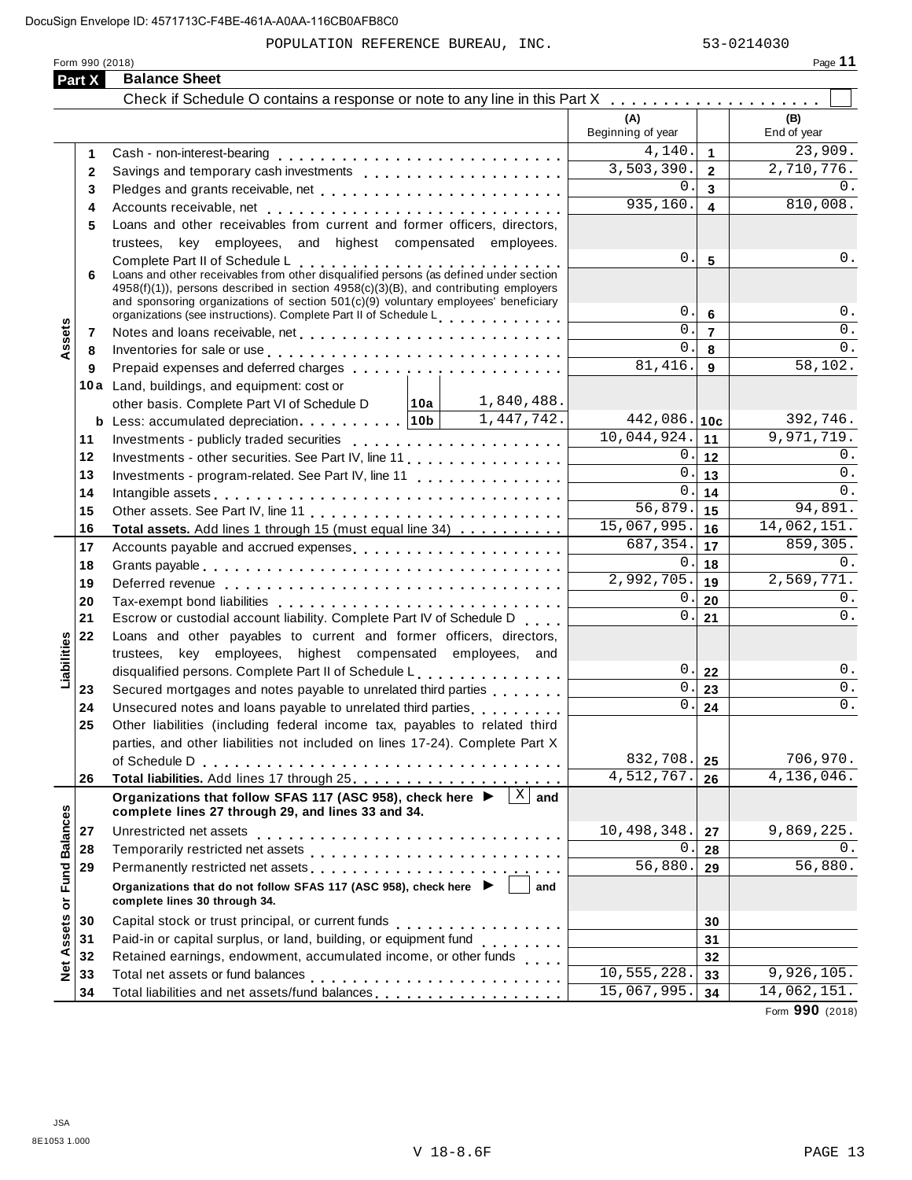DocuSign Envelope ID: 4571713C-F4BE-461A-A0AA-116CB0AFB8C0

POPULATION REFERENCE BUREAU, INC. 53-0214030

Form 990 (2018)

## Part X Balance Sheet

Check if Schedule O contains a response or note to any line in this Part X . . . . . . . . . . . . . . . . . . . . ☐

| Section | Line | Description | | (A) Beginning of year | Line | (B) End of year |
|---|---|---|---|---|---|---|
| Assets | 1 | Cash - non-interest-bearing | | 4,140. | 1 | 23,909. |
| | 2 | Savings and temporary cash investments | | 3,503,390. | 2 | 2,710,776. |
| | 3 | Pledges and grants receivable, net | | 0. | 3 | 0. |
| | 4 | Accounts receivable, net | | 935,160. | 4 | 810,008. |
| | 5 | Loans and other receivables from current and former officers, directors, trustees, key employees, and highest compensated employees. Complete Part II of Schedule L | | 0. | 5 | 0. |
| | 6 | Loans and other receivables from other disqualified persons (as defined under section 4958(f)(1)), persons described in section 4958(c)(3)(B), and contributing employers and sponsoring organizations of section 501(c)(9) voluntary employees' beneficiary organizations (see instructions). Complete Part II of Schedule L | | 0. | 6 | 0. |
| | 7 | Notes and loans receivable, net | | 0. | 7 | 0. |
| | 8 | Inventories for sale or use | | 0. | 8 | 0. |
| | 9 | Prepaid expenses and deferred charges | | 81,416. | 9 | 58,102. |
| | 10a | Land, buildings, and equipment: cost or other basis. Complete Part VI of Schedule D | 10a 1,840,488. | | | |
| | b | Less: accumulated depreciation | 10b 1,447,742. | 442,086. | 10c | 392,746. |
| | 11 | Investments - publicly traded securities | | 10,044,924. | 11 | 9,971,719. |
| | 12 | Investments - other securities. See Part IV, line 11 | | 0. | 12 | 0. |
| | 13 | Investments - program-related. See Part IV, line 11 | | 0. | 13 | 0. |
| | 14 | Intangible assets | | 0. | 14 | 0. |
| | 15 | Other assets. See Part IV, line 11 | | 56,879. | 15 | 94,891. |
| | 16 | **Total assets.** Add lines 1 through 15 (must equal line 34) | | 15,067,995. | 16 | 14,062,151. |
| Liabilities | 17 | Accounts payable and accrued expenses | | 687,354. | 17 | 859,305. |
| | 18 | Grants payable | | 0. | 18 | 0. |
| | 19 | Deferred revenue | | 2,992,705. | 19 | 2,569,771. |
| | 20 | Tax-exempt bond liabilities | | 0. | 20 | 0. |
| | 21 | Escrow or custodial account liability. Complete Part IV of Schedule D | | 0. | 21 | 0. |
| | 22 | Loans and other payables to current and former officers, directors, trustees, key employees, highest compensated employees, and disqualified persons. Complete Part II of Schedule L | | 0. | 22 | 0. |
| | 23 | Secured mortgages and notes payable to unrelated third parties | | 0. | 23 | 0. |
| | 24 | Unsecured notes and loans payable to unrelated third parties | | 0. | 24 | 0. |
| | 25 | Other liabilities (including federal income tax, payables to related third parties, and other liabilities not included on lines 17-24). Complete Part X of Schedule D | | 832,708. | 25 | 706,970. |
| | 26 | **Total liabilities.** Add lines 17 through 25 | | 4,512,767. | 26 | 4,136,046. |
| Net Assets or Fund Balances | | **Organizations that follow SFAS 117 (ASC 958), check here ▶ ☒ and complete lines 27 through 29, and lines 33 and 34.** | | | | |
| | 27 | Unrestricted net assets | | 10,498,348. | 27 | 9,869,225. |
| | 28 | Temporarily restricted net assets | | 0. | 28 | 0. |
| | 29 | Permanently restricted net assets | | 56,880. | 29 | 56,880. |
| | | **Organizations that do not follow SFAS 117 (ASC 958), check here ▶ ☐ and complete lines 30 through 34.** | | | | |
| | 30 | Capital stock or trust principal, or current funds | | | 30 | |
| | 31 | Paid-in or capital surplus, or land, building, or equipment fund | | | 31 | |
| | 32 | Retained earnings, endowment, accumulated income, or other funds | | | 32 | |
| | 33 | Total net assets or fund balances | | 10,555,228. | 33 | 9,926,105. |
| | 34 | Total liabilities and net assets/fund balances | | 15,067,995. | 34 | 14,062,151. |

Form **990** (2018)

JSA
8E1053 1.000

V 18-8.6F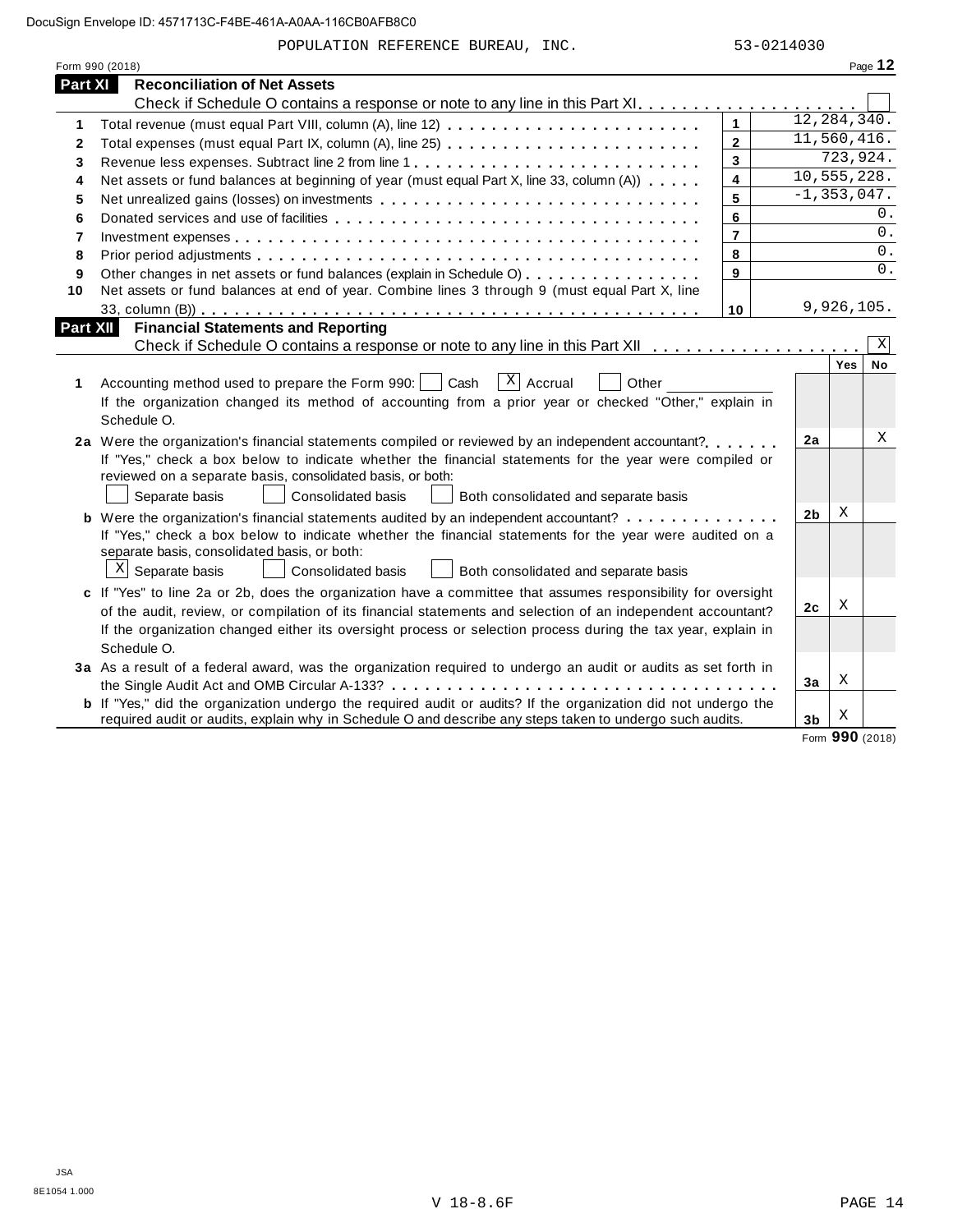POPULATION REFERENCE BUREAU, INC. 53-0214030

Form 990 (2018) Page **12**

## Part XI Reconciliation of Net Assets

Check if Schedule O contains a response or note to any line in this Part XI . . . . . . . . . . . . . . . . . . . . ☐

| | | | |
|---|---|---|---|
| 1 | Total revenue (must equal Part VIII, column (A), line 12) | 1 | 12,284,340. |
| 2 | Total expenses (must equal Part IX, column (A), line 25) | 2 | 11,560,416. |
| 3 | Revenue less expenses. Subtract line 2 from line 1 | 3 | 723,924. |
| 4 | Net assets or fund balances at beginning of year (must equal Part X, line 33, column (A)) | 4 | 10,555,228. |
| 5 | Net unrealized gains (losses) on investments | 5 | -1,353,047. |
| 6 | Donated services and use of facilities | 6 | 0. |
| 7 | Investment expenses | 7 | 0. |
| 8 | Prior period adjustments | 8 | 0. |
| 9 | Other changes in net assets or fund balances (explain in Schedule O) | 9 | 0. |
| 10 | Net assets or fund balances at end of year. Combine lines 3 through 9 (must equal Part X, line 33, column (B)) | 10 | 9,926,105. |

## Part XII Financial Statements and Reporting

Check if Schedule O contains a response or note to any line in this Part XII . . . . . . . . . . . . . . . . . . . ☒

| | | | Yes | No |
|---|---|---|---|---|
| **1** | Accounting method used to prepare the Form 990: ☐ Cash ☒ Accrual ☐ Other ______<br>If the organization changed its method of accounting from a prior year or checked "Other," explain in Schedule O. | | | |
| **2a** | Were the organization's financial statements compiled or reviewed by an independent accountant?<br>If "Yes," check a box below to indicate whether the financial statements for the year were compiled or reviewed on a separate basis, consolidated basis, or both:<br>☐ Separate basis ☐ Consolidated basis ☐ Both consolidated and separate basis | 2a | | X |
| **b** | Were the organization's financial statements audited by an independent accountant?<br>If "Yes," check a box below to indicate whether the financial statements for the year were audited on a separate basis, consolidated basis, or both:<br>☒ Separate basis ☐ Consolidated basis ☐ Both consolidated and separate basis | 2b | X | |
| **c** | If "Yes" to line 2a or 2b, does the organization have a committee that assumes responsibility for oversight of the audit, review, or compilation of its financial statements and selection of an independent accountant?<br>If the organization changed either its oversight process or selection process during the tax year, explain in Schedule O. | 2c | X | |
| **3a** | As a result of a federal award, was the organization required to undergo an audit or audits as set forth in the Single Audit Act and OMB Circular A-133? | 3a | X | |
| **b** | If "Yes," did the organization undergo the required audit or audits? If the organization did not undergo the required audit or audits, explain why in Schedule O and describe any steps taken to undergo such audits. | 3b | X | |

Form **990** (2018)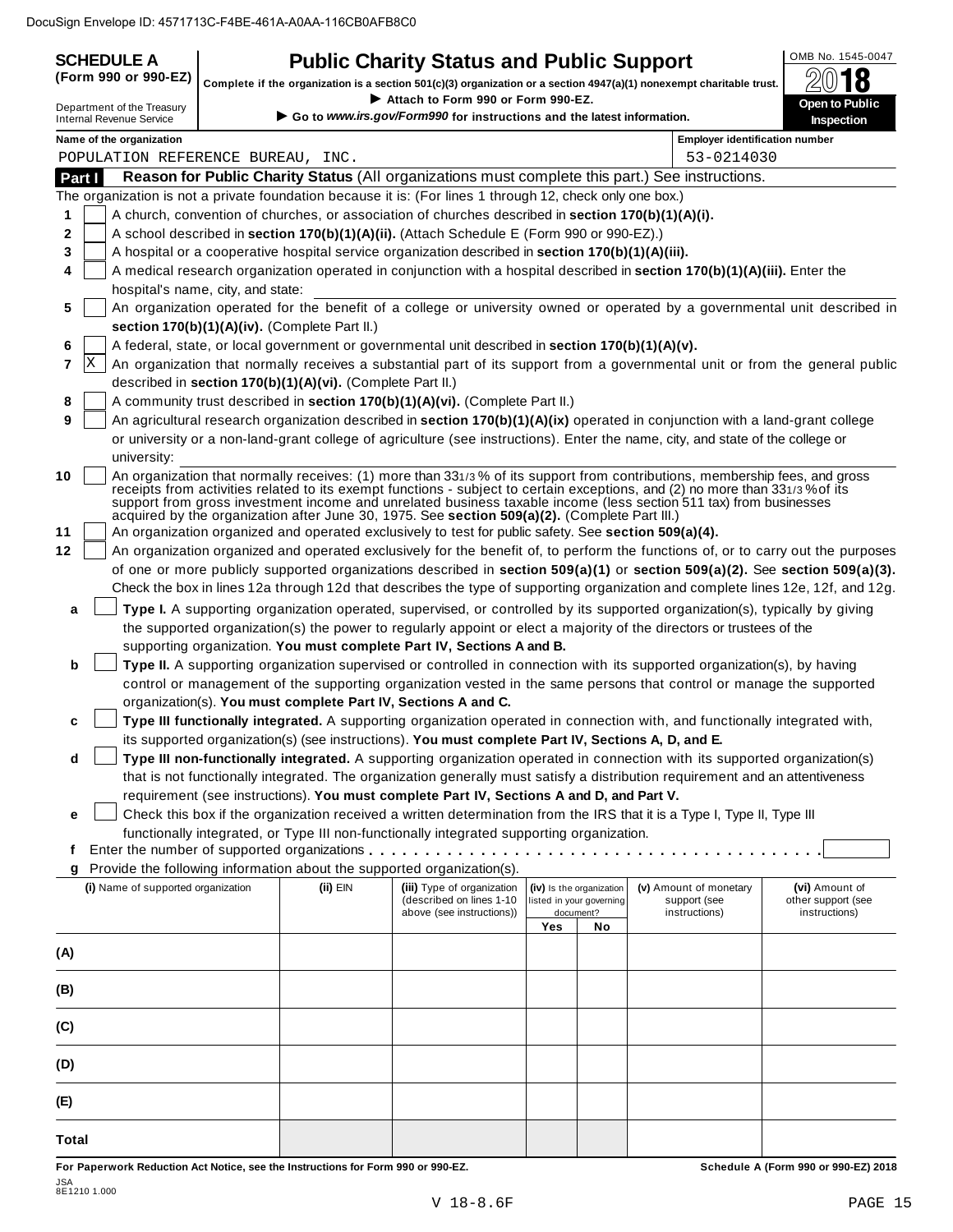DocuSign Envelope ID: 4571713C-F4BE-461A-A0AA-116CB0AFB8C0

**SCHEDULE A (Form 990 or 990-EZ)**

Department of the Treasury
Internal Revenue Service

# Public Charity Status and Public Support

**Complete if the organization is a section 501(c)(3) organization or a section 4947(a)(1) nonexempt charitable trust.**

▶ **Attach to Form 990 or Form 990-EZ.**

▶ **Go to *www.irs.gov/Form990* for instructions and the latest information.**

OMB No. 1545-0047

**2018**

**Open to Public Inspection**

| Name of the organization | Employer identification number |
|---|---|
| POPULATION REFERENCE BUREAU, INC. | 53-0214030 |

## Part I — Reason for Public Charity Status (All organizations must complete this part.) See instructions.

The organization is not a private foundation because it is: (For lines 1 through 12, check only one box.)

1. [ ] A church, convention of churches, or association of churches described in **section 170(b)(1)(A)(i).**
2. [ ] A school described in **section 170(b)(1)(A)(ii).** (Attach Schedule E (Form 990 or 990-EZ).)
3. [ ] A hospital or a cooperative hospital service organization described in **section 170(b)(1)(A)(iii).**
4. [ ] A medical research organization operated in conjunction with a hospital described in **section 170(b)(1)(A)(iii).** Enter the hospital's name, city, and state:
5. [ ] An organization operated for the benefit of a college or university owned or operated by a governmental unit described in **section 170(b)(1)(A)(iv).** (Complete Part II.)
6. [ ] A federal, state, or local government or governmental unit described in **section 170(b)(1)(A)(v).**
7. [X] An organization that normally receives a substantial part of its support from a governmental unit or from the general public described in **section 170(b)(1)(A)(vi).** (Complete Part II.)
8. [ ] A community trust described in **section 170(b)(1)(A)(vi).** (Complete Part II.)
9. [ ] An agricultural research organization described in **section 170(b)(1)(A)(ix)** operated in conjunction with a land-grant college or university or a non-land-grant college of agriculture (see instructions). Enter the name, city, and state of the college or university:
10. [ ] An organization that normally receives: (1) more than 33 1/3 % of its support from contributions, membership fees, and gross receipts from activities related to its exempt functions - subject to certain exceptions, and (2) no more than 33 1/3 % of its support from gross investment income and unrelated business taxable income (less section 511 tax) from businesses acquired by the organization after June 30, 1975. See **section 509(a)(2).** (Complete Part III.)
11. [ ] An organization organized and operated exclusively to test for public safety. See **section 509(a)(4).**
12. [ ] An organization organized and operated exclusively for the benefit of, to perform the functions of, or to carry out the purposes of one or more publicly supported organizations described in **section 509(a)(1)** or **section 509(a)(2).** See **section 509(a)(3).** Check the box in lines 12a through 12d that describes the type of supporting organization and complete lines 12e, 12f, and 12g.
    - **a** [ ] **Type I.** A supporting organization operated, supervised, or controlled by its supported organization(s), typically by giving the supported organization(s) the power to regularly appoint or elect a majority of the directors or trustees of the supporting organization. **You must complete Part IV, Sections A and B.**
    - **b** [ ] **Type II.** A supporting organization supervised or controlled in connection with its supported organization(s), by having control or management of the supporting organization vested in the same persons that control or manage the supported organization(s). **You must complete Part IV, Sections A and C.**
    - **c** [ ] **Type III functionally integrated.** A supporting organization operated in connection with, and functionally integrated with, its supported organization(s) (see instructions). **You must complete Part IV, Sections A, D, and E.**
    - **d** [ ] **Type III non-functionally integrated.** A supporting organization operated in connection with its supported organization(s) that is not functionally integrated. The organization generally must satisfy a distribution requirement and an attentiveness requirement (see instructions). **You must complete Part IV, Sections A and D, and Part V.**
    - **e** [ ] Check this box if the organization received a written determination from the IRS that it is a Type I, Type II, Type III functionally integrated, or Type III non-functionally integrated supporting organization.
    - **f** Enter the number of supported organizations . . . . . . . .
    - **g** Provide the following information about the supported organization(s).

| (i) Name of supported organization | (ii) EIN | (iii) Type of organization (described on lines 1-10 above (see instructions)) | (iv) Is the organization listed in your governing document? Yes | No | (v) Amount of monetary support (see instructions) | (vi) Amount of other support (see instructions) |
|---|---|---|---|---|---|---|
| (A) | | | | | | |
| (B) | | | | | | |
| (C) | | | | | | |
| (D) | | | | | | |
| (E) | | | | | | |
| Total | | | | | | |

**For Paperwork Reduction Act Notice, see the Instructions for Form 990 or 990-EZ.** **Schedule A (Form 990 or 990-EZ) 2018**

JSA
8E1210 1.000

V 18-8.6F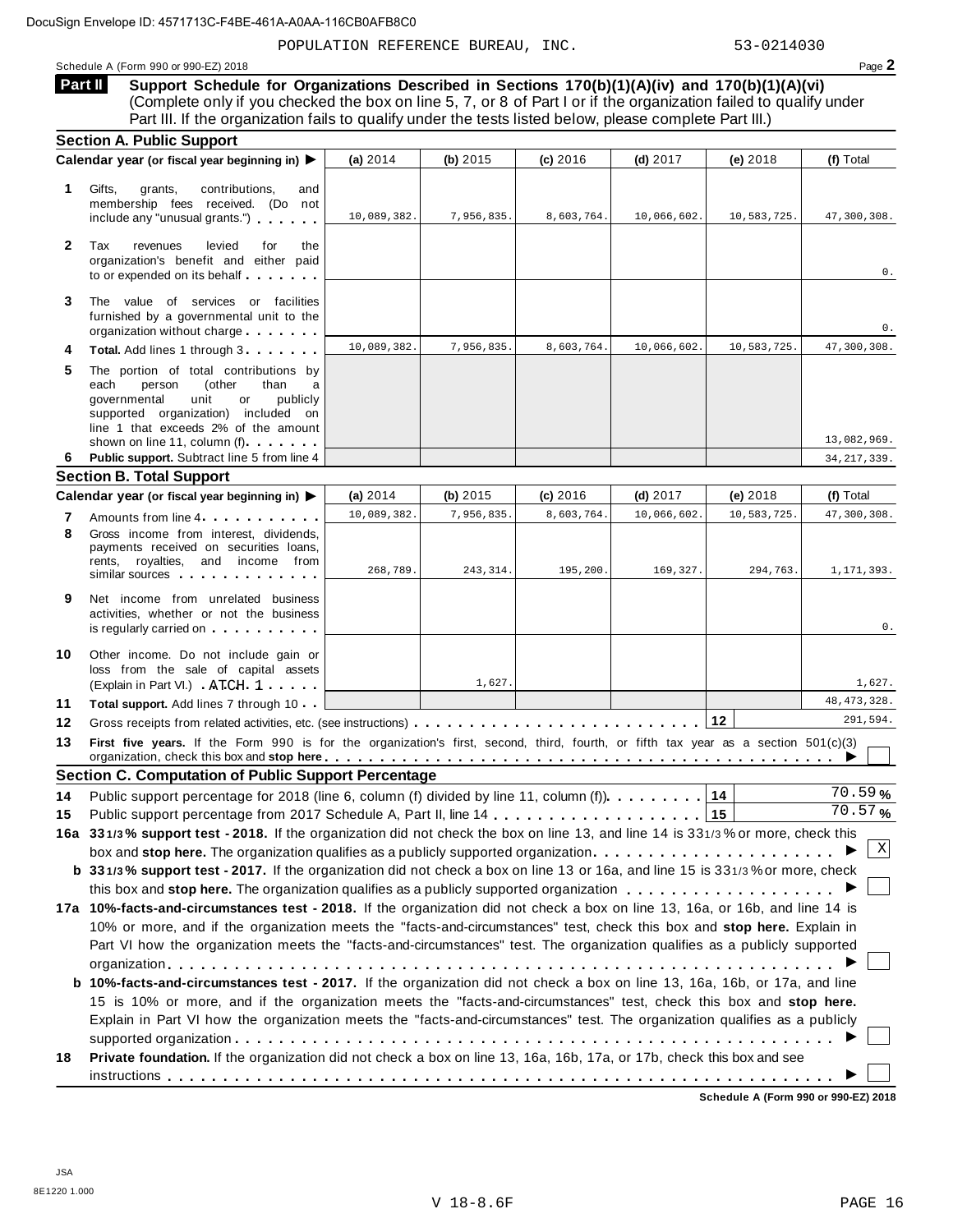POPULATION REFERENCE BUREAU, INC. 53-0214030

Schedule A (Form 990 or 990-EZ) 2018

## Part II Support Schedule for Organizations Described in Sections 170(b)(1)(A)(iv) and 170(b)(1)(A)(vi)

(Complete only if you checked the box on line 5, 7, or 8 of Part I or if the organization failed to qualify under Part III. If the organization fails to qualify under the tests listed below, please complete Part III.)

### Section A. Public Support

| Calendar year (or fiscal year beginning in) ▶ | (a) 2014 | (b) 2015 | (c) 2016 | (d) 2017 | (e) 2018 | (f) Total |
|---|---|---|---|---|---|---|
| **1** Gifts, grants, contributions, and membership fees received. (Do not include any "unusual grants.") | 10,089,382. | 7,956,835. | 8,603,764. | 10,066,602. | 10,583,725. | 47,300,308. |
| **2** Tax revenues levied for the organization's benefit and either paid to or expended on its behalf | | | | | | 0. |
| **3** The value of services or facilities furnished by a governmental unit to the organization without charge | | | | | | 0. |
| **4** **Total.** Add lines 1 through 3 | 10,089,382. | 7,956,835. | 8,603,764. | 10,066,602. | 10,583,725. | 47,300,308. |
| **5** The portion of total contributions by each person (other than a governmental unit or publicly supported organization) included on line 1 that exceeds 2% of the amount shown on line 11, column (f) | | | | | | 13,082,969. |
| **6** **Public support.** Subtract line 5 from line 4 | | | | | | 34,217,339. |

### Section B. Total Support

| Calendar year (or fiscal year beginning in) ▶ | (a) 2014 | (b) 2015 | (c) 2016 | (d) 2017 | (e) 2018 | (f) Total |
|---|---|---|---|---|---|---|
| **7** Amounts from line 4 | 10,089,382. | 7,956,835. | 8,603,764. | 10,066,602. | 10,583,725. | 47,300,308. |
| **8** Gross income from interest, dividends, payments received on securities loans, rents, royalties, and income from similar sources | 268,789. | 243,314. | 195,200. | 169,327. | 294,763. | 1,171,393. |
| **9** Net income from unrelated business activities, whether or not the business is regularly carried on | | | | | | 0. |
| **10** Other income. Do not include gain or loss from the sale of capital assets (Explain in Part VI.) ATCH 1 | | 1,627. | | | | 1,627. |
| **11** **Total support.** Add lines 7 through 10 | | | | | | 48,473,328. |

**12** Gross receipts from related activities, etc. (see instructions) **12** 291,594.

**13** **First five years.** If the Form 990 is for the organization's first, second, third, fourth, or fifth tax year as a section 501(c)(3) organization, check this box and **stop here** ▶ ☐

### Section C. Computation of Public Support Percentage

**14** Public support percentage for 2018 (line 6, column (f) divided by line 11, column (f)) **14** 70.59 %

**15** Public support percentage from 2017 Schedule A, Part II, line 14 **15** 70.57 %

**16a** **33 1/3 % support test - 2018.** If the organization did not check the box on line 13, and line 14 is 33 1/3 % or more, check this box and **stop here.** The organization qualifies as a publicly supported organization ▶ ☒

**b** **33 1/3 % support test - 2017.** If the organization did not check a box on line 13 or 16a, and line 15 is 33 1/3 % or more, check this box and **stop here.** The organization qualifies as a publicly supported organization ▶ ☐

**17a** **10%-facts-and-circumstances test - 2018.** If the organization did not check a box on line 13, 16a, or 16b, and line 14 is 10% or more, and if the organization meets the "facts-and-circumstances" test, check this box and **stop here.** Explain in Part VI how the organization meets the "facts-and-circumstances" test. The organization qualifies as a publicly supported organization ▶ ☐

**b** **10%-facts-and-circumstances test - 2017.** If the organization did not check a box on line 13, 16a, 16b, or 17a, and line 15 is 10% or more, and if the organization meets the "facts-and-circumstances" test, check this box and **stop here.** Explain in Part VI how the organization meets the "facts-and-circumstances" test. The organization qualifies as a publicly supported organization ▶ ☐

**18** **Private foundation.** If the organization did not check a box on line 13, 16a, 16b, 17a, or 17b, check this box and see instructions ▶ ☐

**Schedule A (Form 990 or 990-EZ) 2018**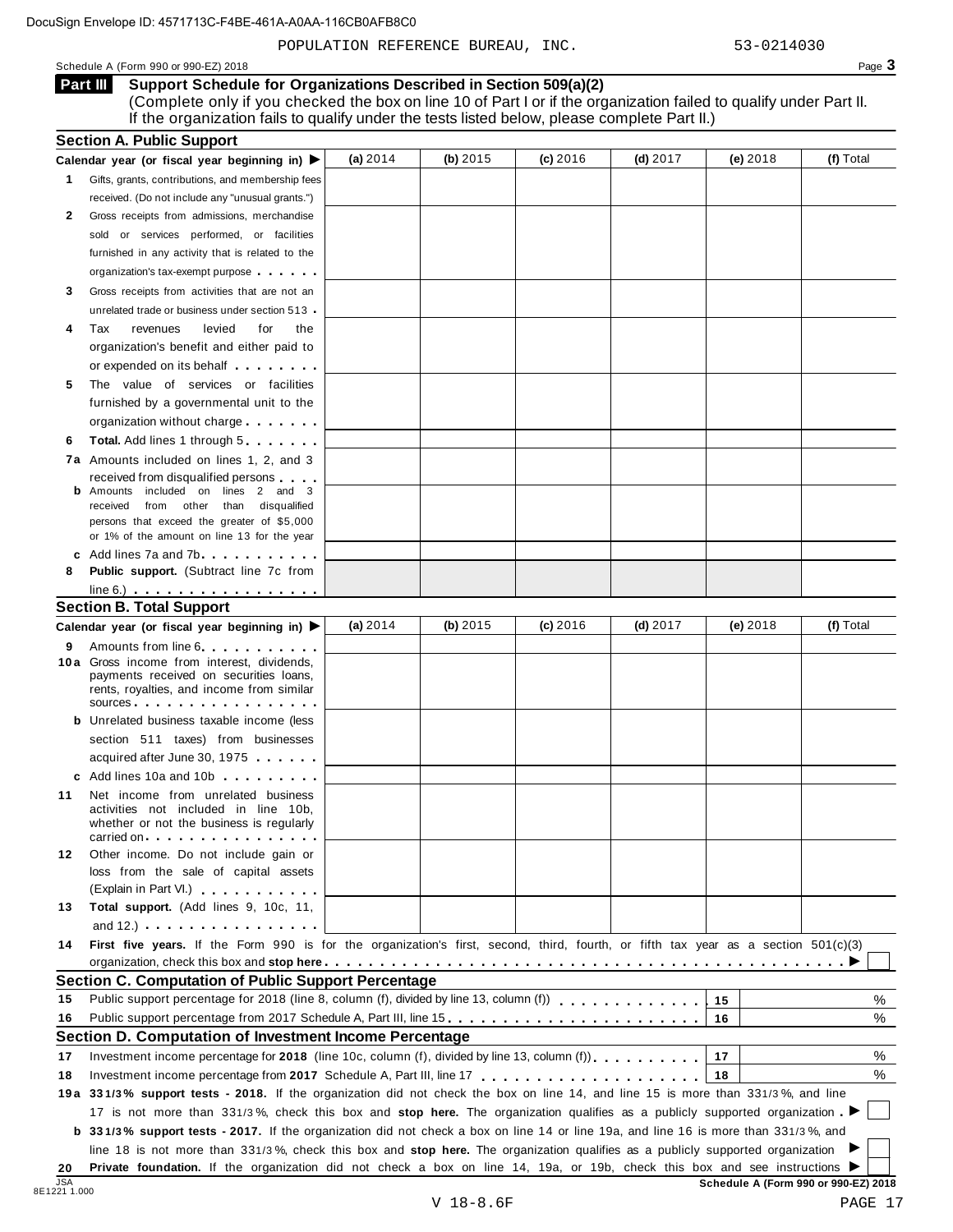DocuSign Envelope ID: 4571713C-F4BE-461A-A0AA-116CB0AFB8C0

POPULATION REFERENCE BUREAU, INC. 53-0214030

Schedule A (Form 990 or 990-EZ) 2018 Page 3

## Part III Support Schedule for Organizations Described in Section 509(a)(2)

(Complete only if you checked the box on line 10 of Part I or if the organization failed to qualify under Part II. If the organization fails to qualify under the tests listed below, please complete Part II.)

### Section A. Public Support

| Calendar year (or fiscal year beginning in) ▶ | (a) 2014 | (b) 2015 | (c) 2016 | (d) 2017 | (e) 2018 | (f) Total |
|---|---|---|---|---|---|---|
| **1** Gifts, grants, contributions, and membership fees received. (Do not include any "unusual grants.") | | | | | | |
| **2** Gross receipts from admissions, merchandise sold or services performed, or facilities furnished in any activity that is related to the organization's tax-exempt purpose | | | | | | |
| **3** Gross receipts from activities that are not an unrelated trade or business under section 513 | | | | | | |
| **4** Tax revenues levied for the organization's benefit and either paid to or expended on its behalf | | | | | | |
| **5** The value of services or facilities furnished by a governmental unit to the organization without charge | | | | | | |
| **6** **Total.** Add lines 1 through 5 | | | | | | |
| **7a** Amounts included on lines 1, 2, and 3 received from disqualified persons | | | | | | |
| **b** Amounts included on lines 2 and 3 received from other than disqualified persons that exceed the greater of $5,000 or 1% of the amount on line 13 for the year | | | | | | |
| **c** Add lines 7a and 7b | | | | | | |
| **8** **Public support.** (Subtract line 7c from line 6.) | | | | | | |

### Section B. Total Support

| Calendar year (or fiscal year beginning in) ▶ | (a) 2014 | (b) 2015 | (c) 2016 | (d) 2017 | (e) 2018 | (f) Total |
|---|---|---|---|---|---|---|
| **9** Amounts from line 6 | | | | | | |
| **10a** Gross income from interest, dividends, payments received on securities loans, rents, royalties, and income from similar sources | | | | | | |
| **b** Unrelated business taxable income (less section 511 taxes) from businesses acquired after June 30, 1975 | | | | | | |
| **c** Add lines 10a and 10b | | | | | | |
| **11** Net income from unrelated business activities not included in line 10b, whether or not the business is regularly carried on | | | | | | |
| **12** Other income. Do not include gain or loss from the sale of capital assets (Explain in Part VI.) | | | | | | |
| **13** **Total support.** (Add lines 9, 10c, 11, and 12.) | | | | | | |

**14** **First five years.** If the Form 990 is for the organization's first, second, third, fourth, or fifth tax year as a section 501(c)(3) organization, check this box and **stop here** ▶ ☐

### Section C. Computation of Public Support Percentage

| | | | |
|---|---|---|---|
| **15** | Public support percentage for 2018 (line 8, column (f), divided by line 13, column (f)) | 15 | % |
| **16** | Public support percentage from 2017 Schedule A, Part III, line 15 | 16 | % |

### Section D. Computation of Investment Income Percentage

| | | | |
|---|---|---|---|
| **17** | Investment income percentage for **2018** (line 10c, column (f), divided by line 13, column (f)) | 17 | % |
| **18** | Investment income percentage from **2017** Schedule A, Part III, line 17 | 18 | % |

**19a** **33 1/3% support tests - 2018.** If the organization did not check the box on line 14, and line 15 is more than 33 1/3%, and line 17 is not more than 33 1/3%, check this box and **stop here.** The organization qualifies as a publicly supported organization ▶ ☐

**b** **33 1/3% support tests - 2017.** If the organization did not check a box on line 14 or line 19a, and line 16 is more than 33 1/3%, and line 18 is not more than 33 1/3%, check this box and **stop here.** The organization qualifies as a publicly supported organization ▶ ☐

**20** **Private foundation.** If the organization did not check a box on line 14, 19a, or 19b, check this box and see instructions ▶ ☐

JSA 8E1221 1.000

**Schedule A (Form 990 or 990-EZ) 2018**

V 18-8.6F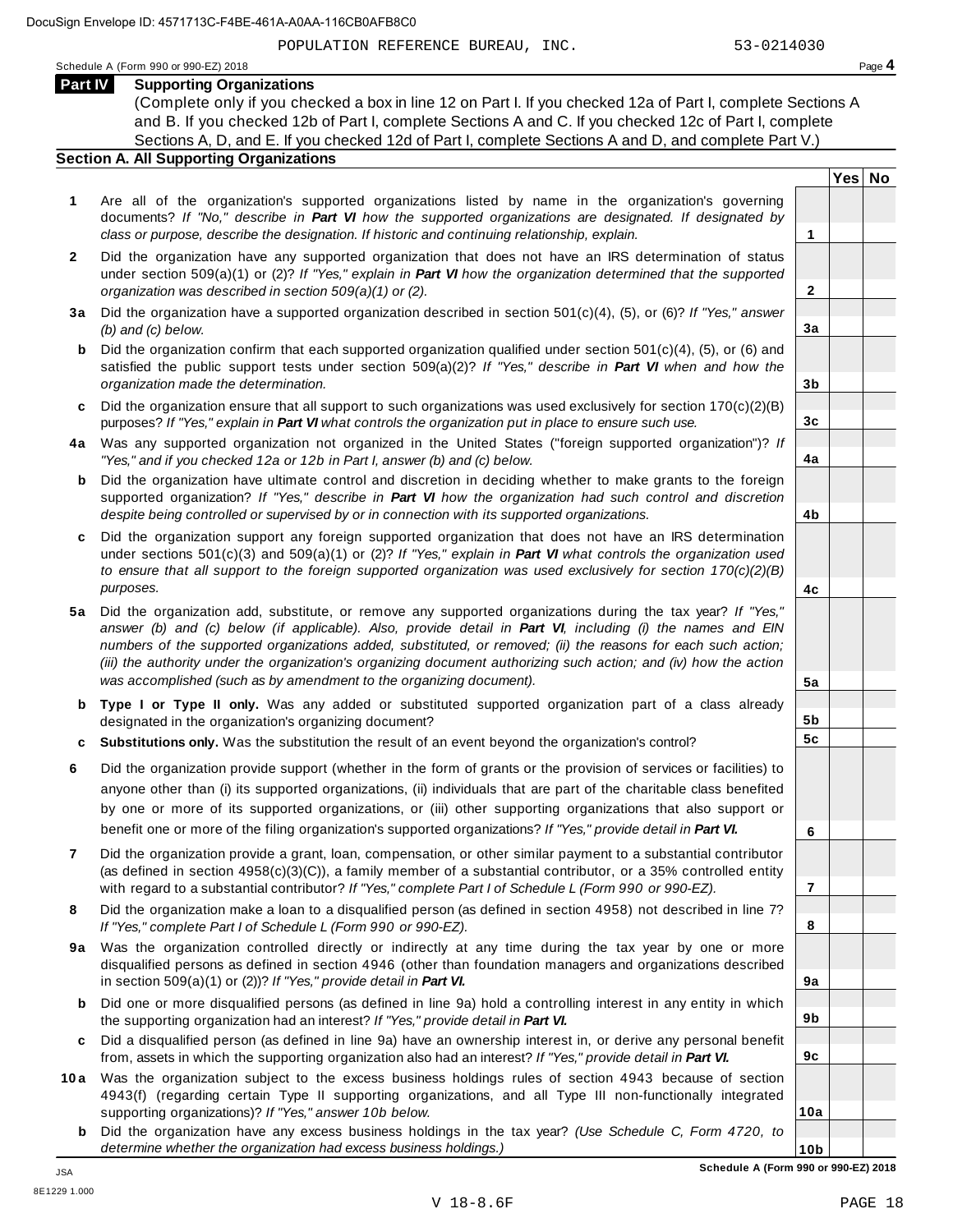POPULATION REFERENCE BUREAU, INC. 53-0214030

Schedule A (Form 990 or 990-EZ) 2018

## Part IV Supporting Organizations

(Complete only if you checked a box in line 12 on Part I. If you checked 12a of Part I, complete Sections A and B. If you checked 12b of Part I, complete Sections A and C. If you checked 12c of Part I, complete Sections A, D, and E. If you checked 12d of Part I, complete Sections A and D, and complete Part V.)

### Section A. All Supporting Organizations

| | | | Yes | No |
|---|---|---|---|---|
| **1** | Are all of the organization's supported organizations listed by name in the organization's governing documents? *If "No," describe in* ***Part VI*** *how the supported organizations are designated. If designated by class or purpose, describe the designation. If historic and continuing relationship, explain.* | **1** | | |
| **2** | Did the organization have any supported organization that does not have an IRS determination of status under section 509(a)(1) or (2)? *If "Yes," explain in* ***Part VI*** *how the organization determined that the supported organization was described in section 509(a)(1) or (2).* | **2** | | |
| **3a** | Did the organization have a supported organization described in section 501(c)(4), (5), or (6)? *If "Yes," answer (b) and (c) below.* | **3a** | | |
| **b** | Did the organization confirm that each supported organization qualified under section 501(c)(4), (5), or (6) and satisfied the public support tests under section 509(a)(2)? *If "Yes," describe in* ***Part VI*** *when and how the organization made the determination.* | **3b** | | |
| **c** | Did the organization ensure that all support to such organizations was used exclusively for section 170(c)(2)(B) purposes? *If "Yes," explain in* ***Part VI*** *what controls the organization put in place to ensure such use.* | **3c** | | |
| **4a** | Was any supported organization not organized in the United States ("foreign supported organization")? *If "Yes," and if you checked 12a or 12b in Part I, answer (b) and (c) below.* | **4a** | | |
| **b** | Did the organization have ultimate control and discretion in deciding whether to make grants to the foreign supported organization? *If "Yes," describe in* ***Part VI*** *how the organization had such control and discretion despite being controlled or supervised by or in connection with its supported organizations.* | **4b** | | |
| **c** | Did the organization support any foreign supported organization that does not have an IRS determination under sections 501(c)(3) and 509(a)(1) or (2)? *If "Yes," explain in* ***Part VI*** *what controls the organization used to ensure that all support to the foreign supported organization was used exclusively for section 170(c)(2)(B) purposes.* | **4c** | | |
| **5a** | Did the organization add, substitute, or remove any supported organizations during the tax year? *If "Yes," answer (b) and (c) below (if applicable). Also, provide detail in* ***Part VI****, including (i) the names and EIN numbers of the supported organizations added, substituted, or removed; (ii) the reasons for each such action; (iii) the authority under the organization's organizing document authorizing such action; and (iv) how the action was accomplished (such as by amendment to the organizing document).* | **5a** | | |
| **b** | **Type I or Type II only.** Was any added or substituted supported organization part of a class already designated in the organization's organizing document? | **5b** | | |
| **c** | **Substitutions only.** Was the substitution the result of an event beyond the organization's control? | **5c** | | |
| **6** | Did the organization provide support (whether in the form of grants or the provision of services or facilities) to anyone other than (i) its supported organizations, (ii) individuals that are part of the charitable class benefited by one or more of its supported organizations, or (iii) other supporting organizations that also support or benefit one or more of the filing organization's supported organizations? *If "Yes," provide detail in* ***Part VI.*** | **6** | | |
| **7** | Did the organization provide a grant, loan, compensation, or other similar payment to a substantial contributor (as defined in section 4958(c)(3)(C)), a family member of a substantial contributor, or a 35% controlled entity with regard to a substantial contributor? *If "Yes," complete Part I of Schedule L (Form 990 or 990-EZ).* | **7** | | |
| **8** | Did the organization make a loan to a disqualified person (as defined in section 4958) not described in line 7? *If "Yes," complete Part I of Schedule L (Form 990 or 990-EZ).* | **8** | | |
| **9a** | Was the organization controlled directly or indirectly at any time during the tax year by one or more disqualified persons as defined in section 4946 (other than foundation managers and organizations described in section 509(a)(1) or (2))? *If "Yes," provide detail in* ***Part VI.*** | **9a** | | |
| **b** | Did one or more disqualified persons (as defined in line 9a) hold a controlling interest in any entity in which the supporting organization had an interest? *If "Yes," provide detail in* ***Part VI.*** | **9b** | | |
| **c** | Did a disqualified person (as defined in line 9a) have an ownership interest in, or derive any personal benefit from, assets in which the supporting organization also had an interest? *If "Yes," provide detail in* ***Part VI.*** | **9c** | | |
| **10a** | Was the organization subject to the excess business holdings rules of section 4943 because of section 4943(f) (regarding certain Type II supporting organizations, and all Type III non-functionally integrated supporting organizations)? *If "Yes," answer 10b below.* | **10a** | | |
| **b** | Did the organization have any excess business holdings in the tax year? *(Use Schedule C, Form 4720, to determine whether the organization had excess business holdings.)* | **10b** | | |

**Schedule A (Form 990 or 990-EZ) 2018**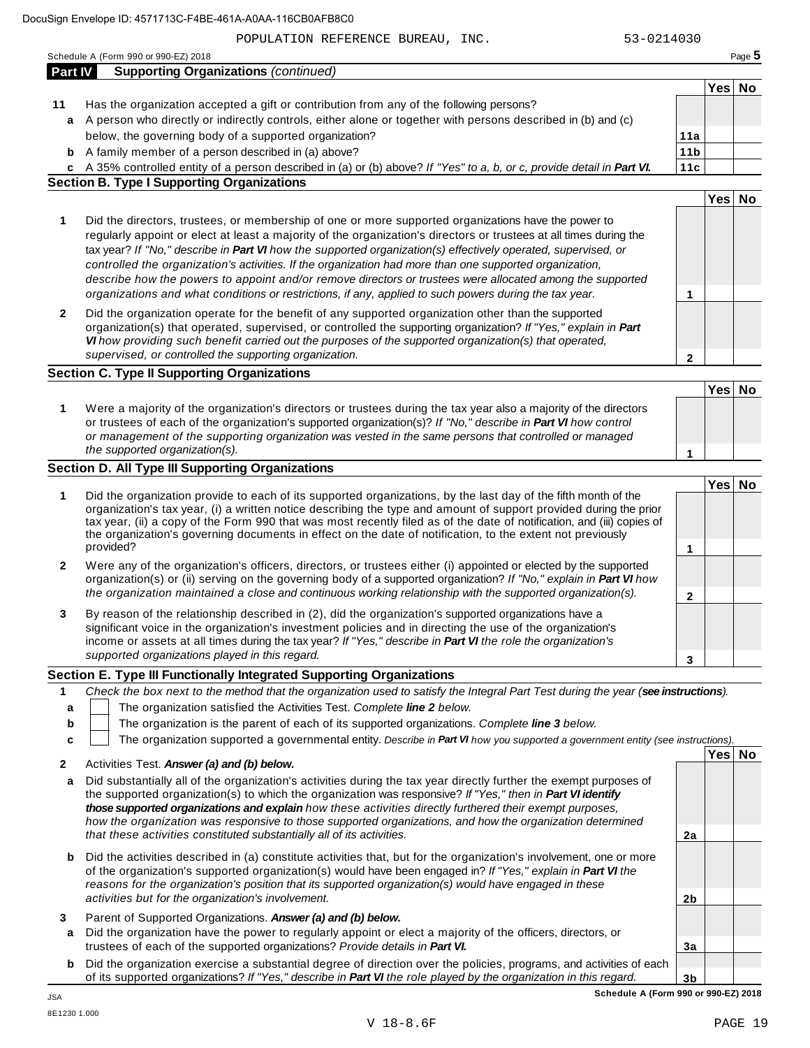POPULATION REFERENCE BUREAU, INC. 53-0214030

Schedule A (Form 990 or 990-EZ) 2018

## Part IV Supporting Organizations *(continued)*

| | | | Yes | No |
|---|---|---|---|---|
| **11** | Has the organization accepted a gift or contribution from any of the following persons? | | | |
| **a** | A person who directly or indirectly controls, either alone or together with persons described in (b) and (c) below, the governing body of a supported organization? | **11a** | | |
| **b** | A family member of a person described in (a) above? | **11b** | | |
| **c** | A 35% controlled entity of a person described in (a) or (b) above? *If "Yes" to a, b, or c, provide detail in* ***Part VI.*** | **11c** | | |

### Section B. Type I Supporting Organizations

| | | | Yes | No |
|---|---|---|---|---|
| **1** | Did the directors, trustees, or membership of one or more supported organizations have the power to regularly appoint or elect at least a majority of the organization's directors or trustees at all times during the tax year? *If "No," describe in* ***Part VI*** *how the supported organization(s) effectively operated, supervised, or controlled the organization's activities. If the organization had more than one supported organization, describe how the powers to appoint and/or remove directors or trustees were allocated among the supported organizations and what conditions or restrictions, if any, applied to such powers during the tax year.* | **1** | | |
| **2** | Did the organization operate for the benefit of any supported organization other than the supported organization(s) that operated, supervised, or controlled the supporting organization? *If "Yes," explain in* ***Part VI*** *how providing such benefit carried out the purposes of the supported organization(s) that operated, supervised, or controlled the supporting organization.* | **2** | | |

### Section C. Type II Supporting Organizations

| | | | Yes | No |
|---|---|---|---|---|
| **1** | Were a majority of the organization's directors or trustees during the tax year also a majority of the directors or trustees of each of the organization's supported organization(s)? *If "No," describe in* ***Part VI*** *how control or management of the supporting organization was vested in the same persons that controlled or managed the supported organization(s).* | **1** | | |

### Section D. All Type III Supporting Organizations

| | | | Yes | No |
|---|---|---|---|---|
| **1** | Did the organization provide to each of its supported organizations, by the last day of the fifth month of the organization's tax year, (i) a written notice describing the type and amount of support provided during the prior tax year, (ii) a copy of the Form 990 that was most recently filed as of the date of notification, and (iii) copies of the organization's governing documents in effect on the date of notification, to the extent not previously provided? | **1** | | |
| **2** | Were any of the organization's officers, directors, or trustees either (i) appointed or elected by the supported organization(s) or (ii) serving on the governing body of a supported organization? *If "No," explain in* ***Part VI*** *how the organization maintained a close and continuous working relationship with the supported organization(s).* | **2** | | |
| **3** | By reason of the relationship described in (2), did the organization's supported organizations have a significant voice in the organization's investment policies and in directing the use of the organization's income or assets at all times during the tax year? *If "Yes," describe in* ***Part VI*** *the role the organization's supported organizations played in this regard.* | **3** | | |

### Section E. Type III Functionally Integrated Supporting Organizations

**1** *Check the box next to the method that the organization used to satisfy the Integral Part Test during the year (****see instructions****).*

- **a** ☐ The organization satisfied the Activities Test. *Complete* ***line 2*** *below.*
- **b** ☐ The organization is the parent of each of its supported organizations. *Complete* ***line 3*** *below.*
- **c** ☐ The organization supported a governmental entity. *Describe in* ***Part VI*** *how you supported a government entity (see instructions).*

| | | | Yes | No |
|---|---|---|---|---|
| **2** | Activities Test. ***Answer (a) and (b) below.*** | | | |
| **a** | Did substantially all of the organization's activities during the tax year directly further the exempt purposes of the supported organization(s) to which the organization was responsive? *If "Yes," then in* ***Part VI identify those supported organizations and explain*** *how these activities directly furthered their exempt purposes, how the organization was responsive to those supported organizations, and how the organization determined that these activities constituted substantially all of its activities.* | **2a** | | |
| **b** | Did the activities described in (a) constitute activities that, but for the organization's involvement, one or more of the organization's supported organization(s) would have been engaged in? *If "Yes," explain in* ***Part VI*** *the reasons for the organization's position that its supported organization(s) would have engaged in these activities but for the organization's involvement.* | **2b** | | |
| **3** | Parent of Supported Organizations. ***Answer (a) and (b) below.*** | | | |
| **a** | Did the organization have the power to regularly appoint or elect a majority of the officers, directors, or trustees of each of the supported organizations? *Provide details in* ***Part VI.*** | **3a** | | |
| **b** | Did the organization exercise a substantial degree of direction over the policies, programs, and activities of each of its supported organizations? *If "Yes," describe in* ***Part VI*** *the role played by the organization in this regard.* | **3b** | | |

**Schedule A (Form 990 or 990-EZ) 2018**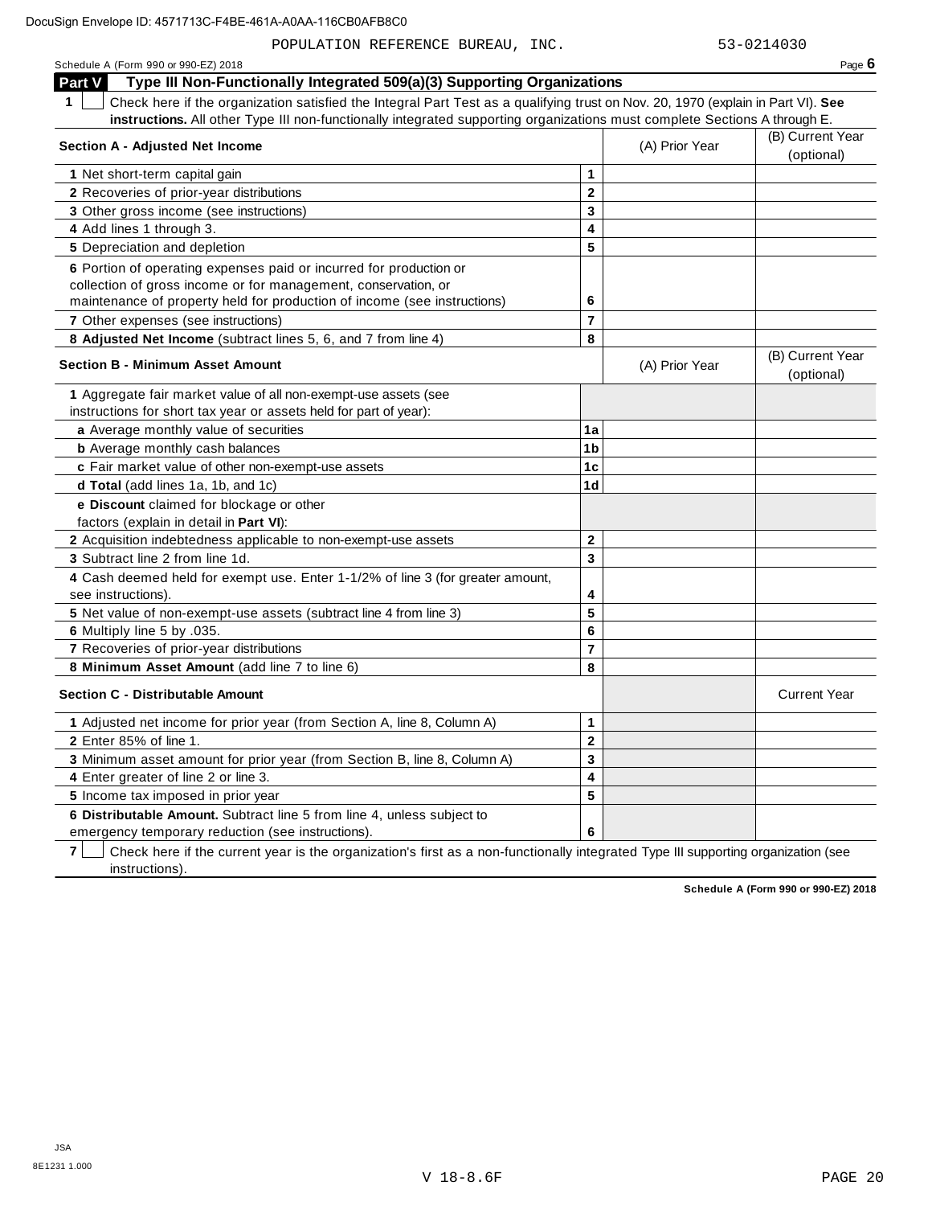POPULATION REFERENCE BUREAU, INC. 53-0214030

Schedule A (Form 990 or 990-EZ) 2018 Page **6**

## Part V Type III Non-Functionally Integrated 509(a)(3) Supporting Organizations

**1** ☐ Check here if the organization satisfied the Integral Part Test as a qualifying trust on Nov. 20, 1970 (explain in Part VI). **See instructions.** All other Type III non-functionally integrated supporting organizations must complete Sections A through E.

| **Section A - Adjusted Net Income** | | (A) Prior Year | (B) Current Year (optional) |
|---|---|---|---|
| **1** Net short-term capital gain | **1** | | |
| **2** Recoveries of prior-year distributions | **2** | | |
| **3** Other gross income (see instructions) | **3** | | |
| **4** Add lines 1 through 3. | **4** | | |
| **5** Depreciation and depletion | **5** | | |
| **6** Portion of operating expenses paid or incurred for production or collection of gross income or for management, conservation, or maintenance of property held for production of income (see instructions) | **6** | | |
| **7** Other expenses (see instructions) | **7** | | |
| **8 Adjusted Net Income** (subtract lines 5, 6, and 7 from line 4) | **8** | | |

| **Section B - Minimum Asset Amount** | | (A) Prior Year | (B) Current Year (optional) |
|---|---|---|---|
| **1** Aggregate fair market value of all non-exempt-use assets (see instructions for short tax year or assets held for part of year): | | | |
| **a** Average monthly value of securities | **1a** | | |
| **b** Average monthly cash balances | **1b** | | |
| **c** Fair market value of other non-exempt-use assets | **1c** | | |
| **d Total** (add lines 1a, 1b, and 1c) | **1d** | | |
| **e Discount** claimed for blockage or other factors (explain in detail in **Part VI**): | | | |
| **2** Acquisition indebtedness applicable to non-exempt-use assets | **2** | | |
| **3** Subtract line 2 from line 1d. | **3** | | |
| **4** Cash deemed held for exempt use. Enter 1-1/2% of line 3 (for greater amount, see instructions). | **4** | | |
| **5** Net value of non-exempt-use assets (subtract line 4 from line 3) | **5** | | |
| **6** Multiply line 5 by .035. | **6** | | |
| **7** Recoveries of prior-year distributions | **7** | | |
| **8 Minimum Asset Amount** (add line 7 to line 6) | **8** | | |

| **Section C - Distributable Amount** | | | Current Year |
|---|---|---|---|
| **1** Adjusted net income for prior year (from Section A, line 8, Column A) | **1** | | |
| **2** Enter 85% of line 1. | **2** | | |
| **3** Minimum asset amount for prior year (from Section B, line 8, Column A) | **3** | | |
| **4** Enter greater of line 2 or line 3. | **4** | | |
| **5** Income tax imposed in prior year | **5** | | |
| **6 Distributable Amount.** Subtract line 5 from line 4, unless subject to emergency temporary reduction (see instructions). | **6** | | |

**7** ☐ Check here if the current year is the organization's first as a non-functionally integrated Type III supporting organization (see instructions).

**Schedule A (Form 990 or 990-EZ) 2018**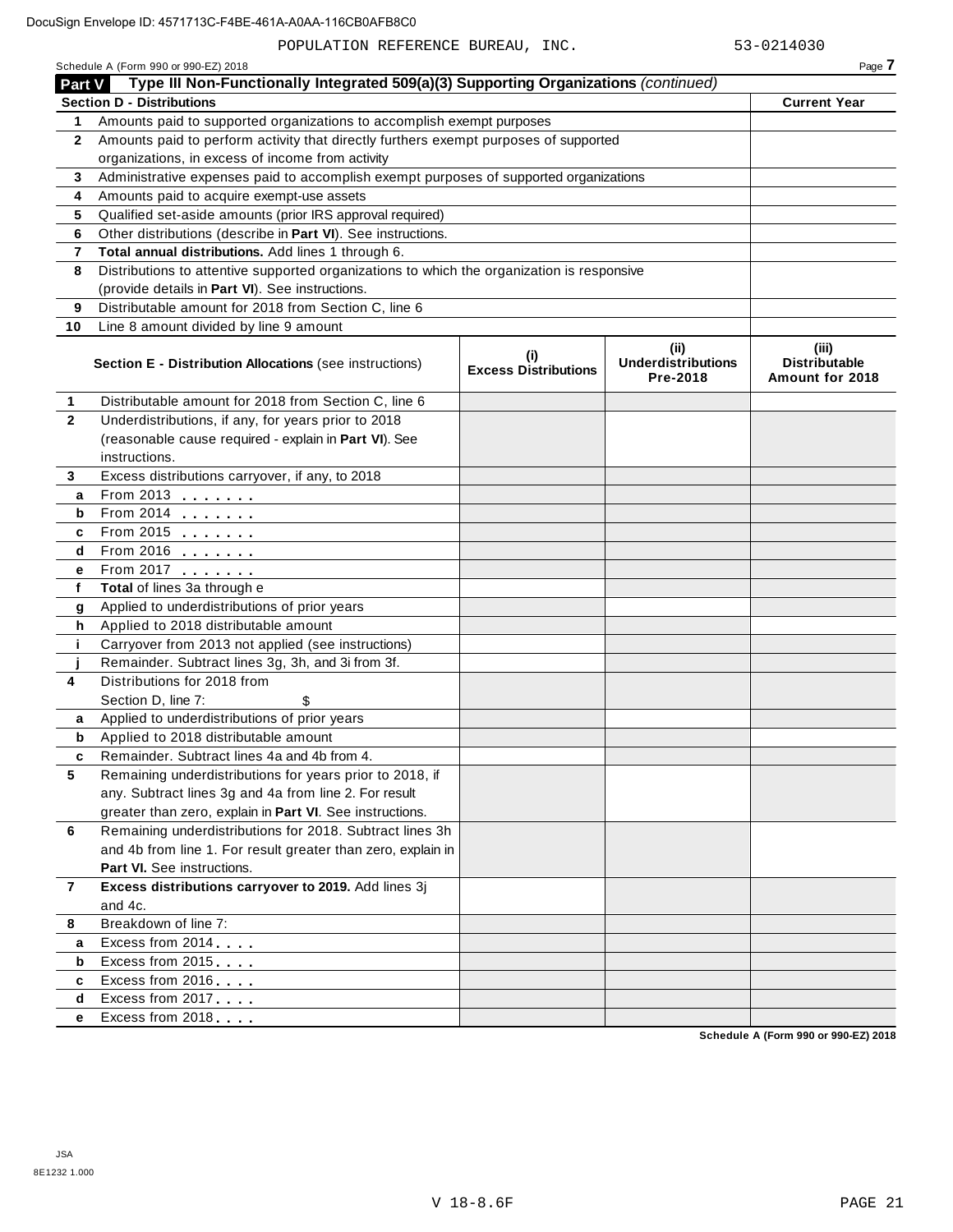POPULATION REFERENCE BUREAU, INC. 53-0214030

Schedule A (Form 990 or 990-EZ) 2018

## Part V Type III Non-Functionally Integrated 509(a)(3) Supporting Organizations *(continued)*

| Section D - Distributions | | Current Year |
|---|---|---|
| 1 | Amounts paid to supported organizations to accomplish exempt purposes | |
| 2 | Amounts paid to perform activity that directly furthers exempt purposes of supported organizations, in excess of income from activity | |
| 3 | Administrative expenses paid to accomplish exempt purposes of supported organizations | |
| 4 | Amounts paid to acquire exempt-use assets | |
| 5 | Qualified set-aside amounts (prior IRS approval required) | |
| 6 | Other distributions (describe in **Part VI**). See instructions. | |
| 7 | **Total annual distributions.** Add lines 1 through 6. | |
| 8 | Distributions to attentive supported organizations to which the organization is responsive (provide details in **Part VI**). See instructions. | |
| 9 | Distributable amount for 2018 from Section C, line 6 | |
| 10 | Line 8 amount divided by line 9 amount | |

| | Section E - Distribution Allocations (see instructions) | (i) Excess Distributions | (ii) Underdistributions Pre-2018 | (iii) Distributable Amount for 2018 |
|---|---|---|---|---|
| 1 | Distributable amount for 2018 from Section C, line 6 | | | |
| 2 | Underdistributions, if any, for years prior to 2018 (reasonable cause required - explain in **Part VI**). See instructions. | | | |
| 3 | Excess distributions carryover, if any, to 2018 | | | |
| a | From 2013 | | | |
| b | From 2014 | | | |
| c | From 2015 | | | |
| d | From 2016 | | | |
| e | From 2017 | | | |
| f | **Total** of lines 3a through e | | | |
| g | Applied to underdistributions of prior years | | | |
| h | Applied to 2018 distributable amount | | | |
| i | Carryover from 2013 not applied (see instructions) | | | |
| j | Remainder. Subtract lines 3g, 3h, and 3i from 3f. | | | |
| 4 | Distributions for 2018 from Section D, line 7: $ | | | |
| a | Applied to underdistributions of prior years | | | |
| b | Applied to 2018 distributable amount | | | |
| c | Remainder. Subtract lines 4a and 4b from 4. | | | |
| 5 | Remaining underdistributions for years prior to 2018, if any. Subtract lines 3g and 4a from line 2. For result greater than zero, explain in **Part VI**. See instructions. | | | |
| 6 | Remaining underdistributions for 2018. Subtract lines 3h and 4b from line 1. For result greater than zero, explain in **Part VI.** See instructions. | | | |
| 7 | **Excess distributions carryover to 2019.** Add lines 3j and 4c. | | | |
| 8 | Breakdown of line 7: | | | |
| a | Excess from 2014 | | | |
| b | Excess from 2015 | | | |
| c | Excess from 2016 | | | |
| d | Excess from 2017 | | | |
| e | Excess from 2018 | | | |

Schedule A (Form 990 or 990-EZ) 2018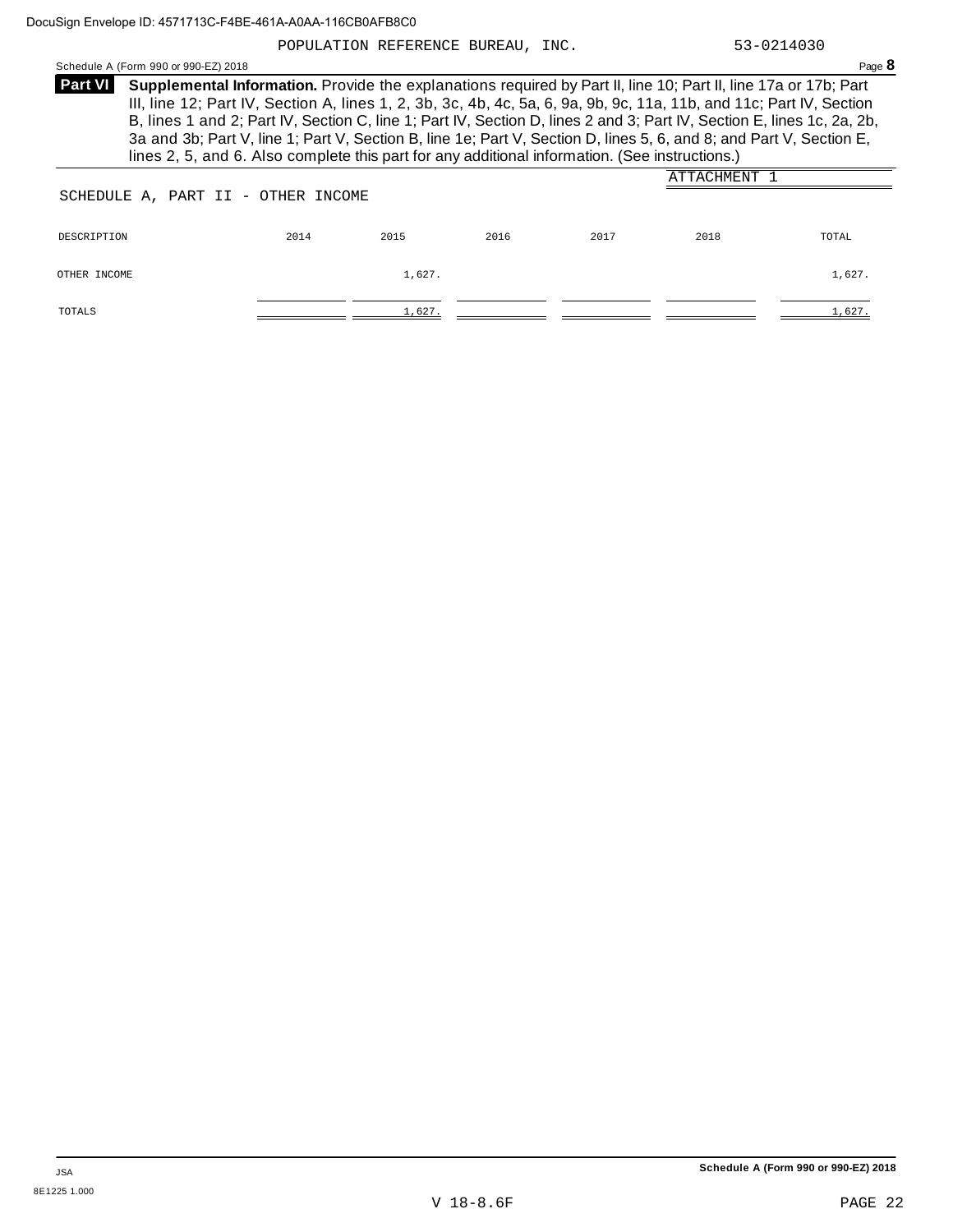POPULATION REFERENCE BUREAU, INC. 53-0214030

Schedule A (Form 990 or 990-EZ) 2018 Page **8**

**Part VI** **Supplemental Information.** Provide the explanations required by Part II, line 10; Part II, line 17a or 17b; Part III, line 12; Part IV, Section A, lines 1, 2, 3b, 3c, 4b, 4c, 5a, 6, 9a, 9b, 9c, 11a, 11b, and 11c; Part IV, Section B, lines 1 and 2; Part IV, Section C, line 1; Part IV, Section D, lines 2 and 3; Part IV, Section E, lines 1c, 2a, 2b, 3a and 3b; Part V, line 1; Part V, Section B, line 1e; Part V, Section D, lines 5, 6, and 8; and Part V, Section E, lines 2, 5, and 6. Also complete this part for any additional information. (See instructions.)

ATTACHMENT 1

SCHEDULE A, PART II - OTHER INCOME

| DESCRIPTION | 2014 | 2015 | 2016 | 2017 | 2018 | TOTAL |
|---|---|---|---|---|---|---|
| OTHER INCOME | | 1,627. | | | | 1,627. |
| TOTALS | | 1,627. | | | | 1,627. |

Schedule A (Form 990 or 990-EZ) 2018

JSA
8E1225 1.000

V 18-8.6F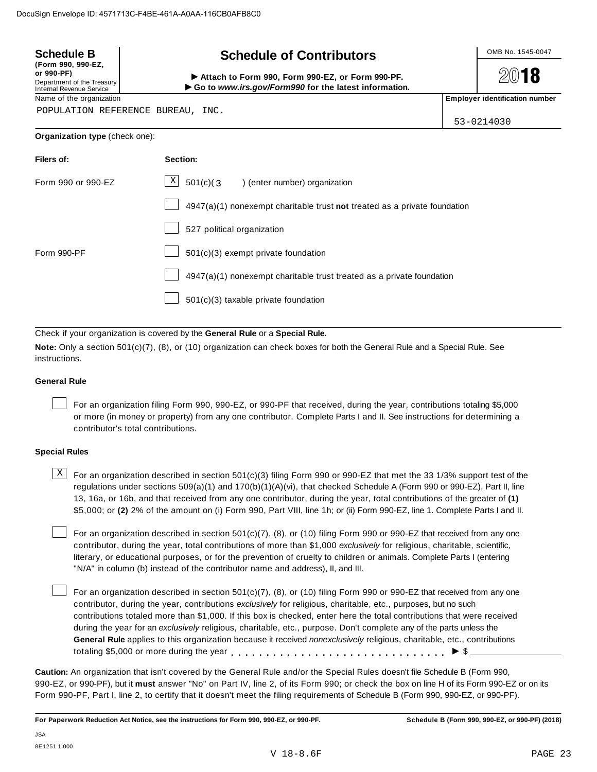DocuSign Envelope ID: 4571713C-F4BE-461A-A0AA-116CB0AFB8C0

**Schedule B** (Form 990, 990-EZ, or 990-PF)
Department of the Treasury
Internal Revenue Service

# Schedule of Contributors

► Attach to Form 990, Form 990-EZ, or Form 990-PF.
► Go to *www.irs.gov/Form990* for the latest information.

OMB No. 1545-0047

**2018**

Name of the organization: POPULATION REFERENCE BUREAU, INC.

**Employer identification number:** 53-0214030

**Organization type** (check one):

| **Filers of:** | **Section:** |
|---|---|
| Form 990 or 990-EZ | [X] 501(c)( 3 ) (enter number) organization |
| | [ ] 4947(a)(1) nonexempt charitable trust **not** treated as a private foundation |
| | [ ] 527 political organization |
| Form 990-PF | [ ] 501(c)(3) exempt private foundation |
| | [ ] 4947(a)(1) nonexempt charitable trust treated as a private foundation |
| | [ ] 501(c)(3) taxable private foundation |

Check if your organization is covered by the **General Rule** or a **Special Rule.**

**Note:** Only a section 501(c)(7), (8), or (10) organization can check boxes for both the General Rule and a Special Rule. See instructions.

### General Rule

[ ] For an organization filing Form 990, 990-EZ, or 990-PF that received, during the year, contributions totaling $5,000 or more (in money or property) from any one contributor. Complete Parts I and II. See instructions for determining a contributor's total contributions.

### Special Rules

[X] For an organization described in section 501(c)(3) filing Form 990 or 990-EZ that met the 33 1/3% support test of the regulations under sections 509(a)(1) and 170(b)(1)(A)(vi), that checked Schedule A (Form 990 or 990-EZ), Part II, line 13, 16a, or 16b, and that received from any one contributor, during the year, total contributions of the greater of **(1)** $5,000; or **(2)** 2% of the amount on (i) Form 990, Part VIII, line 1h; or (ii) Form 990-EZ, line 1. Complete Parts I and II.

[ ] For an organization described in section 501(c)(7), (8), or (10) filing Form 990 or 990-EZ that received from any one contributor, during the year, total contributions of more than $1,000 *exclusively* for religious, charitable, scientific, literary, or educational purposes, or for the prevention of cruelty to children or animals. Complete Parts I (entering "N/A" in column (b) instead of the contributor name and address), II, and III.

[ ] For an organization described in section 501(c)(7), (8), or (10) filing Form 990 or 990-EZ that received from any one contributor, during the year, contributions *exclusively* for religious, charitable, etc., purposes, but no such contributions totaled more than $1,000. If this box is checked, enter here the total contributions that were received during the year for an *exclusively* religious, charitable, etc., purpose. Don't complete any of the parts unless the **General Rule** applies to this organization because it received *nonexclusively* religious, charitable, etc., contributions totaling $5,000 or more during the year . . . . . . . . . . . . . . . . . . . . . . . . . . . . . ► $ ______

**Caution:** An organization that isn't covered by the General Rule and/or the Special Rules doesn't file Schedule B (Form 990, 990-EZ, or 990-PF), but it **must** answer "No" on Part IV, line 2, of its Form 990; or check the box on line H of its Form 990-EZ or on its Form 990-PF, Part I, line 2, to certify that it doesn't meet the filing requirements of Schedule B (Form 990, 990-EZ, or 990-PF).

**For Paperwork Reduction Act Notice, see the instructions for Form 990, 990-EZ, or 990-PF.** **Schedule B (Form 990, 990-EZ, or 990-PF) (2018)**

JSA
8E1251 1.000
V 18-8.6F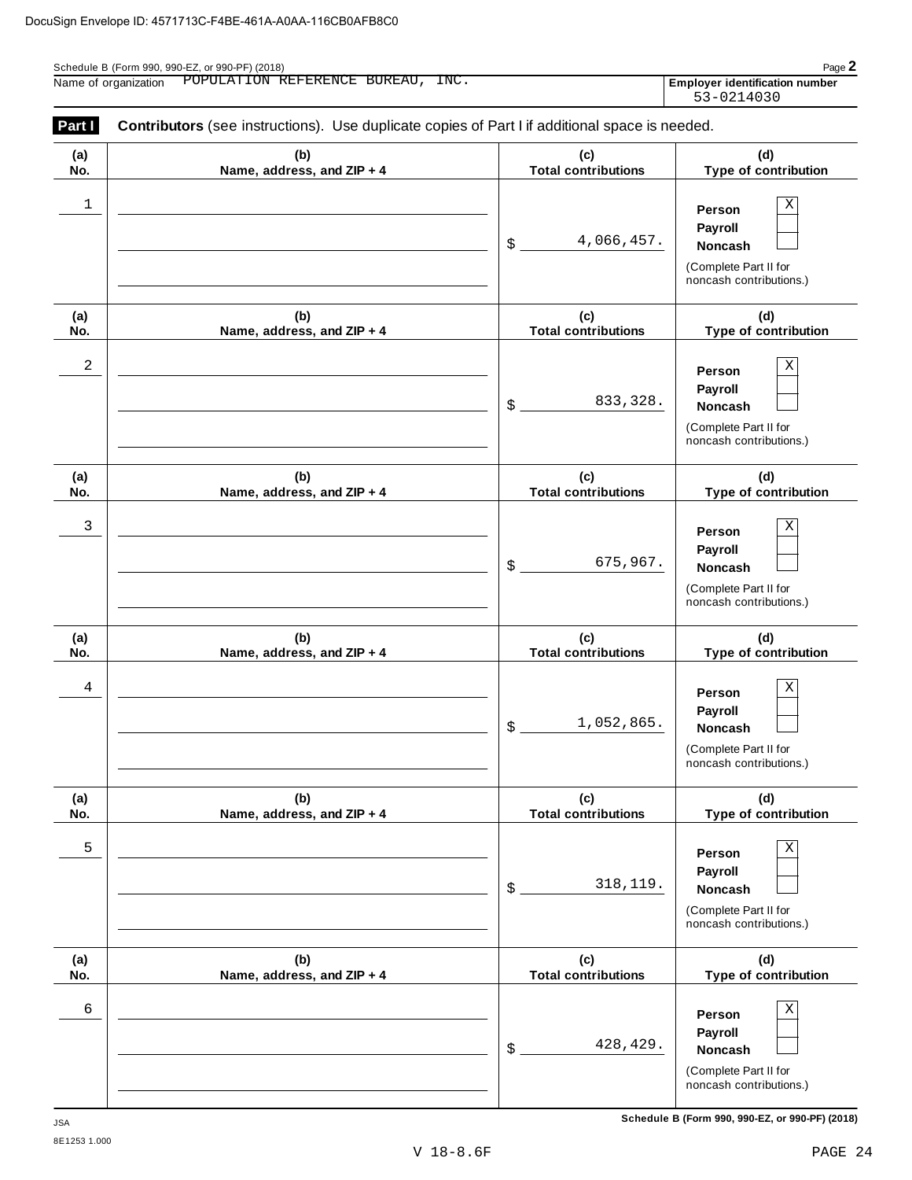DocuSign Envelope ID: 4571713C-F4BE-461A-A0AA-116CB0AFB8C0

Schedule B (Form 990, 990-EZ, or 990-PF) (2018)

Name of organization POPULATION REFERENCE BUREAU, INC.

**Employer identification number** 53-0214030

**Part I** **Contributors** (see instructions). Use duplicate copies of Part I if additional space is needed.

| (a) No. | (b) Name, address, and ZIP + 4 | (c) Total contributions | (d) Type of contribution |
|---|---|---|---|
| 1 | | $ 4,066,457. | Person [X] Payroll [ ] Noncash [ ] (Complete Part II for noncash contributions.) |
| 2 | | $ 833,328. | Person [X] Payroll [ ] Noncash [ ] (Complete Part II for noncash contributions.) |
| 3 | | $ 675,967. | Person [X] Payroll [ ] Noncash [ ] (Complete Part II for noncash contributions.) |
| 4 | | $ 1,052,865. | Person [X] Payroll [ ] Noncash [ ] (Complete Part II for noncash contributions.) |
| 5 | | $ 318,119. | Person [X] Payroll [ ] Noncash [ ] (Complete Part II for noncash contributions.) |
| 6 | | $ 428,429. | Person [X] Payroll [ ] Noncash [ ] (Complete Part II for noncash contributions.) |

JSA 8E1253 1.000

**Schedule B (Form 990, 990-EZ, or 990-PF) (2018)**

V 18-8.6F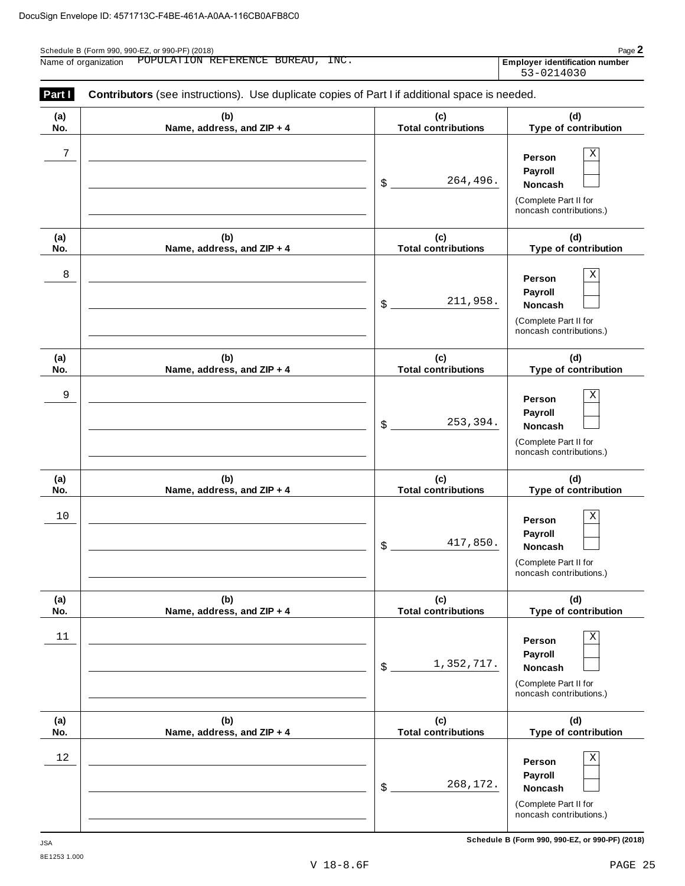DocuSign Envelope ID: 4571713C-F4BE-461A-A0AA-116CB0AFB8C0

Schedule B (Form 990, 990-EZ, or 990-PF) (2018)

Name of organization: POPULATION REFERENCE BUREAU, INC.

**Employer identification number**: 53-0214030

**Part I** **Contributors** (see instructions). Use duplicate copies of Part I if additional space is needed.

| (a) No. | (b) Name, address, and ZIP + 4 | (c) Total contributions | (d) Type of contribution |
|---|---|---|---|
| 7 | | $ 264,496. | Person [X] Payroll [ ] Noncash [ ] (Complete Part II for noncash contributions.) |
| 8 | | $ 211,958. | Person [X] Payroll [ ] Noncash [ ] (Complete Part II for noncash contributions.) |
| 9 | | $ 253,394. | Person [X] Payroll [ ] Noncash [ ] (Complete Part II for noncash contributions.) |
| 10 | | $ 417,850. | Person [X] Payroll [ ] Noncash [ ] (Complete Part II for noncash contributions.) |
| 11 | | $ 1,352,717. | Person [X] Payroll [ ] Noncash [ ] (Complete Part II for noncash contributions.) |
| 12 | | $ 268,172. | Person [X] Payroll [ ] Noncash [ ] (Complete Part II for noncash contributions.) |

JSA
8E1253 1.000

**Schedule B (Form 990, 990-EZ, or 990-PF) (2018)**

V 18-8.6F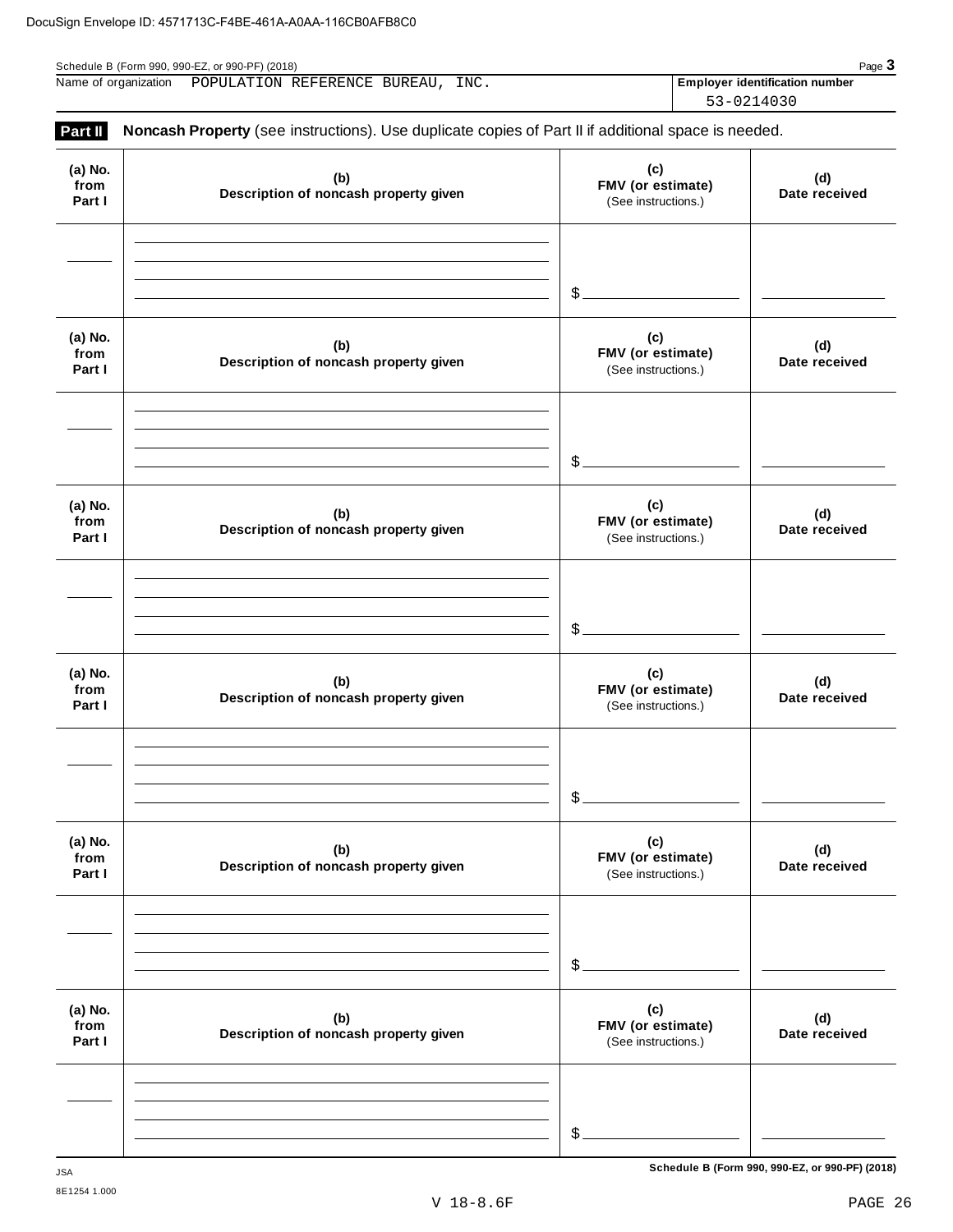DocuSign Envelope ID: 4571713C-F4BE-461A-A0AA-116CB0AFB8C0

Schedule B (Form 990, 990-EZ, or 990-PF) (2018)

Name of organization POPULATION REFERENCE BUREAU, INC.

**Employer identification number** 53-0214030

**Part II** **Noncash Property** (see instructions). Use duplicate copies of Part II if additional space is needed.

| (a) No. from Part I | (b) Description of noncash property given | (c) FMV (or estimate) (See instructions.) | (d) Date received |
|---|---|---|---|
| | | $ | |

| (a) No. from Part I | (b) Description of noncash property given | (c) FMV (or estimate) (See instructions.) | (d) Date received |
|---|---|---|---|
| | | $ | |

| (a) No. from Part I | (b) Description of noncash property given | (c) FMV (or estimate) (See instructions.) | (d) Date received |
|---|---|---|---|
| | | $ | |

| (a) No. from Part I | (b) Description of noncash property given | (c) FMV (or estimate) (See instructions.) | (d) Date received |
|---|---|---|---|
| | | $ | |

| (a) No. from Part I | (b) Description of noncash property given | (c) FMV (or estimate) (See instructions.) | (d) Date received |
|---|---|---|---|
| | | $ | |

| (a) No. from Part I | (b) Description of noncash property given | (c) FMV (or estimate) (See instructions.) | (d) Date received |
|---|---|---|---|
| | | $ | |

JSA

8E1254 1.000

**Schedule B (Form 990, 990-EZ, or 990-PF) (2018)**

V 18-8.6F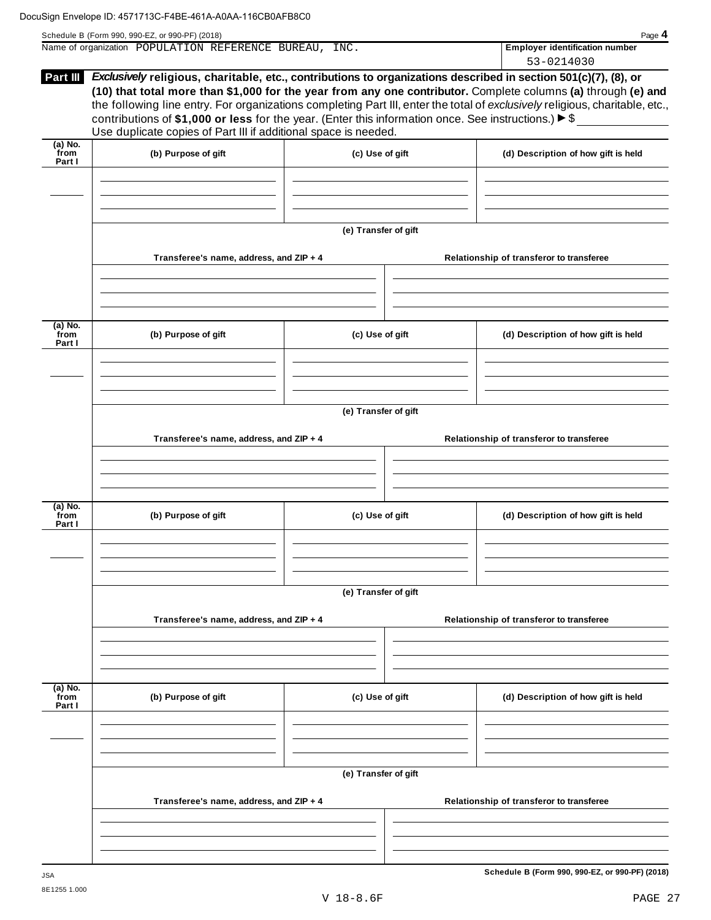DocuSign Envelope ID: 4571713C-F4BE-461A-A0AA-116CB0AFB8C0

Schedule B (Form 990, 990-EZ, or 990-PF) (2018) Page **4**

Name of organization POPULATION REFERENCE BUREAU, INC.

**Employer identification number** 53-0214030

**Part III** ***Exclusively*** **religious, charitable, etc., contributions to organizations described in section 501(c)(7), (8), or (10) that total more than $1,000 for the year from any one contributor.** Complete columns **(a)** through **(e)** and the following line entry. For organizations completing Part III, enter the total of *exclusively* religious, charitable, etc., contributions of **$1,000 or less** for the year. (Enter this information once. See instructions.) ► $ ____________

Use duplicate copies of Part III if additional space is needed.

| (a) No. from Part I | (b) Purpose of gift | (c) Use of gift | (d) Description of how gift is held |
|---|---|---|---|
| | | | |

**(e) Transfer of gift**

| Transferee's name, address, and ZIP + 4 | Relationship of transferor to transferee |
|---|---|
| | |

| (a) No. from Part I | (b) Purpose of gift | (c) Use of gift | (d) Description of how gift is held |
|---|---|---|---|
| | | | |

**(e) Transfer of gift**

| Transferee's name, address, and ZIP + 4 | Relationship of transferor to transferee |
|---|---|
| | |

| (a) No. from Part I | (b) Purpose of gift | (c) Use of gift | (d) Description of how gift is held |
|---|---|---|---|
| | | | |

**(e) Transfer of gift**

| Transferee's name, address, and ZIP + 4 | Relationship of transferor to transferee |
|---|---|
| | |

| (a) No. from Part I | (b) Purpose of gift | (c) Use of gift | (d) Description of how gift is held |
|---|---|---|---|
| | | | |

**(e) Transfer of gift**

| Transferee's name, address, and ZIP + 4 | Relationship of transferor to transferee |
|---|---|
| | |

JSA
8E1255 1.000

**Schedule B (Form 990, 990-EZ, or 990-PF) (2018)**

V 18-8.6F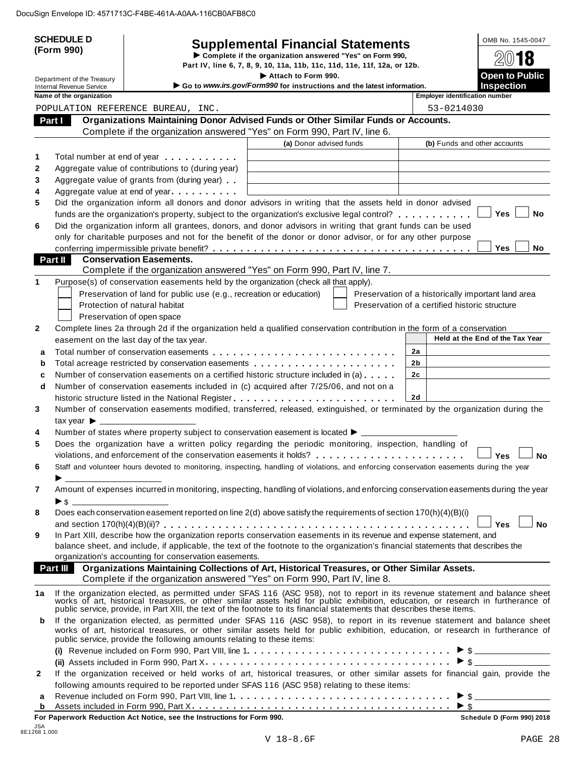DocuSign Envelope ID: 4571713C-F4BE-461A-A0AA-116CB0AFB8C0

**SCHEDULE D (Form 990)**

Department of the Treasury
Internal Revenue Service

# Supplemental Financial Statements

▶ Complete if the organization answered "Yes" on Form 990, Part IV, line 6, 7, 8, 9, 10, 11a, 11b, 11c, 11d, 11e, 11f, 12a, or 12b.

▶ Attach to Form 990.

▶ Go to *www.irs.gov/Form990* for instructions and the latest information.

OMB No. 1545-0047

**2018**

**Open to Public Inspection**

**Name of the organization:** POPULATION REFERENCE BUREAU, INC.

**Employer identification number:** 53-0214030

## Part I Organizations Maintaining Donor Advised Funds or Other Similar Funds or Accounts.

Complete if the organization answered "Yes" on Form 990, Part IV, line 6.

| | | (a) Donor advised funds | (b) Funds and other accounts |
|---|---|---|---|
| 1 | Total number at end of year | | |
| 2 | Aggregate value of contributions to (during year) | | |
| 3 | Aggregate value of grants from (during year) | | |
| 4 | Aggregate value at end of year | | |

5 Did the organization inform all donors and donor advisors in writing that the assets held in donor advised funds are the organization's property, subject to the organization's exclusive legal control? ☐ Yes ☐ No

6 Did the organization inform all grantees, donors, and donor advisors in writing that grant funds can be used only for charitable purposes and not for the benefit of the donor or donor advisor, or for any other purpose conferring impermissible private benefit? ☐ Yes ☐ No

## Part II Conservation Easements.

Complete if the organization answered "Yes" on Form 990, Part IV, line 7.

1 Purpose(s) of conservation easements held by the organization (check all that apply).

- ☐ Preservation of land for public use (e.g., recreation or education)
- ☐ Protection of natural habitat
- ☐ Preservation of open space
- ☐ Preservation of a historically important land area
- ☐ Preservation of a certified historic structure

2 Complete lines 2a through 2d if the organization held a qualified conservation contribution in the form of a conservation easement on the last day of the tax year.

| | | | Held at the End of the Tax Year |
|---|---|---|---|
| a | Total number of conservation easements | 2a | |
| b | Total acreage restricted by conservation easements | 2b | |
| c | Number of conservation easements on a certified historic structure included in (a) | 2c | |
| d | Number of conservation easements included in (c) acquired after 7/25/06, and not on a historic structure listed in the National Register | 2d | |

3 Number of conservation easements modified, transferred, released, extinguished, or terminated by the organization during the tax year ▶

4 Number of states where property subject to conservation easement is located ▶

5 Does the organization have a written policy regarding the periodic monitoring, inspection, handling of violations, and enforcement of the conservation easements it holds? ☐ Yes ☐ No

6 Staff and volunteer hours devoted to monitoring, inspecting, handling of violations, and enforcing conservation easements during the year ▶

7 Amount of expenses incurred in monitoring, inspecting, handling of violations, and enforcing conservation easements during the year ▶ $

8 Does each conservation easement reported on line 2(d) above satisfy the requirements of section 170(h)(4)(B)(i) and section 170(h)(4)(B)(ii)? ☐ Yes ☐ No

9 In Part XIII, describe how the organization reports conservation easements in its revenue and expense statement, and balance sheet, and include, if applicable, the text of the footnote to the organization's financial statements that describes the organization's accounting for conservation easements.

## Part III Organizations Maintaining Collections of Art, Historical Treasures, or Other Similar Assets.

Complete if the organization answered "Yes" on Form 990, Part IV, line 8.

1a If the organization elected, as permitted under SFAS 116 (ASC 958), not to report in its revenue statement and balance sheet works of art, historical treasures, or other similar assets held for public exhibition, education, or research in furtherance of public service, provide, in Part XIII, the text of the footnote to its financial statements that describes these items.

b If the organization elected, as permitted under SFAS 116 (ASC 958), to report in its revenue statement and balance sheet works of art, historical treasures, or other similar assets held for public exhibition, education, or research in furtherance of public service, provide the following amounts relating to these items:

(i) Revenue included on Form 990, Part VIII, line 1 ▶ $

(ii) Assets included in Form 990, Part X ▶ $

2 If the organization received or held works of art, historical treasures, or other similar assets for financial gain, provide the following amounts required to be reported under SFAS 116 (ASC 958) relating to these items:

a Revenue included on Form 990, Part VIII, line 1 ▶ $

b Assets included in Form 990, Part X ▶ $

**For Paperwork Reduction Act Notice, see the Instructions for Form 990.** **Schedule D (Form 990) 2018**

JSA 8E1268 1.000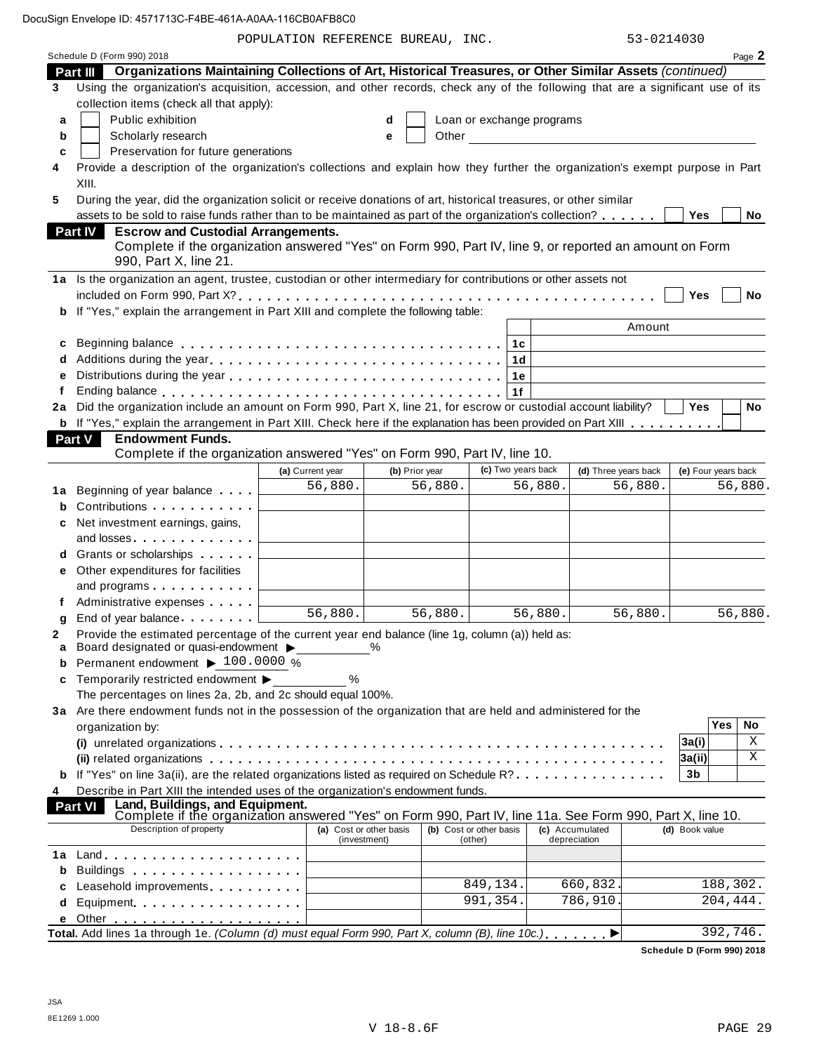DocuSign Envelope ID: 4571713C-F4BE-461A-A0AA-116CB0AFB8C0

POPULATION REFERENCE BUREAU, INC. 53-0214030

Schedule D (Form 990) 2018

## Part III Organizations Maintaining Collections of Art, Historical Treasures, or Other Similar Assets *(continued)*

**3** Using the organization's acquisition, accession, and other records, check any of the following that are a significant use of its collection items (check all that apply):

- **a** ☐ Public exhibition
- **b** ☐ Scholarly research
- **c** ☐ Preservation for future generations
- **d** ☐ Loan or exchange programs
- **e** ☐ Other

**4** Provide a description of the organization's collections and explain how they further the organization's exempt purpose in Part XIII.

**5** During the year, did the organization solicit or receive donations of art, historical treasures, or other similar assets to be sold to raise funds rather than to be maintained as part of the organization's collection? ☐ Yes ☐ No

## Part IV Escrow and Custodial Arrangements.

Complete if the organization answered "Yes" on Form 990, Part IV, line 9, or reported an amount on Form 990, Part X, line 21.

**1a** Is the organization an agent, trustee, custodian or other intermediary for contributions or other assets not included on Form 990, Part X? ☐ Yes ☐ No

**b** If "Yes," explain the arrangement in Part XIII and complete the following table:

| | | Amount |
|---|---|---|
| **c** Beginning balance | 1c | |
| **d** Additions during the year | 1d | |
| **e** Distributions during the year | 1e | |
| **f** Ending balance | 1f | |

**2a** Did the organization include an amount on Form 990, Part X, line 21, for escrow or custodial account liability? ☐ Yes ☐ No

**b** If "Yes," explain the arrangement in Part XIII. Check here if the explanation has been provided on Part XIII ☐

## Part V Endowment Funds.

Complete if the organization answered "Yes" on Form 990, Part IV, line 10.

| | (a) Current year | (b) Prior year | (c) Two years back | (d) Three years back | (e) Four years back |
|---|---|---|---|---|---|
| **1a** Beginning of year balance | 56,880. | 56,880. | 56,880. | 56,880. | 56,880. |
| **b** Contributions | | | | | |
| **c** Net investment earnings, gains, and losses | | | | | |
| **d** Grants or scholarships | | | | | |
| **e** Other expenditures for facilities and programs | | | | | |
| **f** Administrative expenses | | | | | |
| **g** End of year balance | 56,880. | 56,880. | 56,880. | 56,880. | 56,880. |

**2** Provide the estimated percentage of the current year end balance (line 1g, column (a)) held as:

- **a** Board designated or quasi-endowment ▶ ______ %
- **b** Permanent endowment ▶ 100.0000 %
- **c** Temporarily restricted endowment ▶ ______ %

The percentages on lines 2a, 2b, and 2c should equal 100%.

**3a** Are there endowment funds not in the possession of the organization that are held and administered for the organization by:

| | | Yes | No |
|---|---|---|---|
| **(i)** unrelated organizations | 3a(i) | | X |
| **(ii)** related organizations | 3a(ii) | | X |
| **b** If "Yes" on line 3a(ii), are the related organizations listed as required on Schedule R? | 3b | | |

**4** Describe in Part XIII the intended uses of the organization's endowment funds.

## Part VI Land, Buildings, and Equipment.

Complete if the organization answered "Yes" on Form 990, Part IV, line 11a. See Form 990, Part X, line 10.

| Description of property | (a) Cost or other basis (investment) | (b) Cost or other basis (other) | (c) Accumulated depreciation | (d) Book value |
|---|---|---|---|---|
| **1a** Land | | | | |
| **b** Buildings | | | | |
| **c** Leasehold improvements | | 849,134. | 660,832. | 188,302. |
| **d** Equipment | | 991,354. | 786,910. | 204,444. |
| **e** Other | | | | |

**Total.** Add lines 1a through 1e. *(Column (d) must equal Form 990, Part X, column (B), line 10c.)* ▶ 392,746.

**Schedule D (Form 990) 2018**

JSA
8E1269 1.000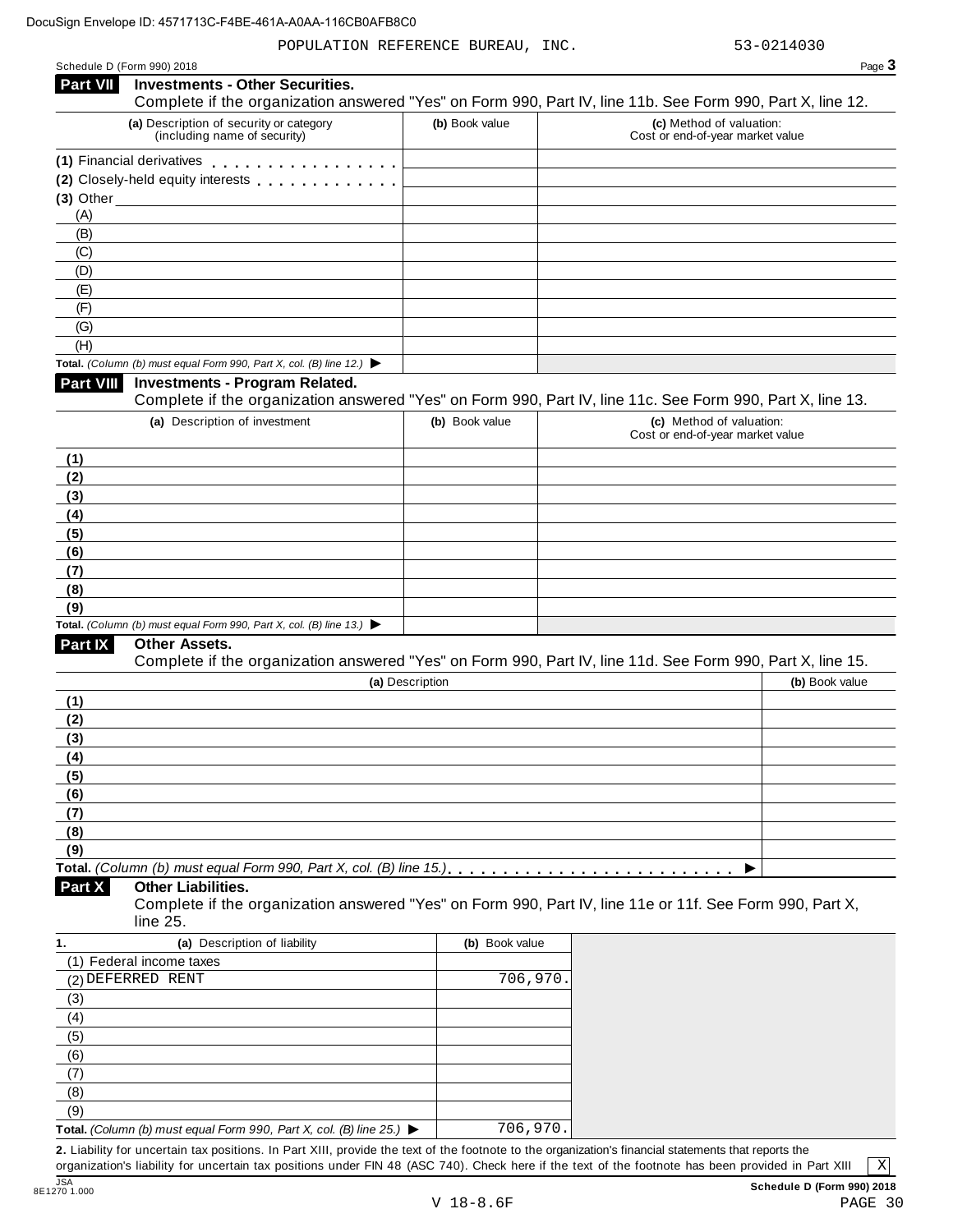DocuSign Envelope ID: 4571713C-F4BE-461A-A0AA-116CB0AFB8C0

POPULATION REFERENCE BUREAU, INC. 53-0214030

Schedule D (Form 990) 2018

## Part VII Investments - Other Securities.

Complete if the organization answered "Yes" on Form 990, Part IV, line 11b. See Form 990, Part X, line 12.

| (a) Description of security or category (including name of security) | (b) Book value | (c) Method of valuation: Cost or end-of-year market value |
|---|---|---|
| (1) Financial derivatives | | |
| (2) Closely-held equity interests | | |
| (3) Other | | |
| (A) | | |
| (B) | | |
| (C) | | |
| (D) | | |
| (E) | | |
| (F) | | |
| (G) | | |
| (H) | | |
| **Total.** *(Column (b) must equal Form 990, Part X, col. (B) line 12.)* ▶ | | |

## Part VIII Investments - Program Related.

Complete if the organization answered "Yes" on Form 990, Part IV, line 11c. See Form 990, Part X, line 13.

| (a) Description of investment | (b) Book value | (c) Method of valuation: Cost or end-of-year market value |
|---|---|---|
| (1) | | |
| (2) | | |
| (3) | | |
| (4) | | |
| (5) | | |
| (6) | | |
| (7) | | |
| (8) | | |
| (9) | | |
| **Total.** *(Column (b) must equal Form 990, Part X, col. (B) line 13.)* ▶ | | |

## Part IX Other Assets.

Complete if the organization answered "Yes" on Form 990, Part IV, line 11d. See Form 990, Part X, line 15.

| (a) Description | (b) Book value |
|---|---|
| (1) | |
| (2) | |
| (3) | |
| (4) | |
| (5) | |
| (6) | |
| (7) | |
| (8) | |
| (9) | |
| **Total.** *(Column (b) must equal Form 990, Part X, col. (B) line 15.)* ▶ | |

## Part X Other Liabilities.

Complete if the organization answered "Yes" on Form 990, Part IV, line 11e or 11f. See Form 990, Part X, line 25.

| 1. (a) Description of liability | (b) Book value |
|---|---|
| (1) Federal income taxes | |
| (2) DEFERRED RENT | 706,970. |
| (3) | |
| (4) | |
| (5) | |
| (6) | |
| (7) | |
| (8) | |
| (9) | |
| **Total.** *(Column (b) must equal Form 990, Part X, col. (B) line 25.)* ▶ | 706,970. |

**2.** Liability for uncertain tax positions. In Part XIII, provide the text of the footnote to the organization's financial statements that reports the organization's liability for uncertain tax positions under FIN 48 (ASC 740). Check here if the text of the footnote has been provided in Part XIII [X]

JSA 8E1270 1.000 **Schedule D (Form 990) 2018**

V 18-8.6F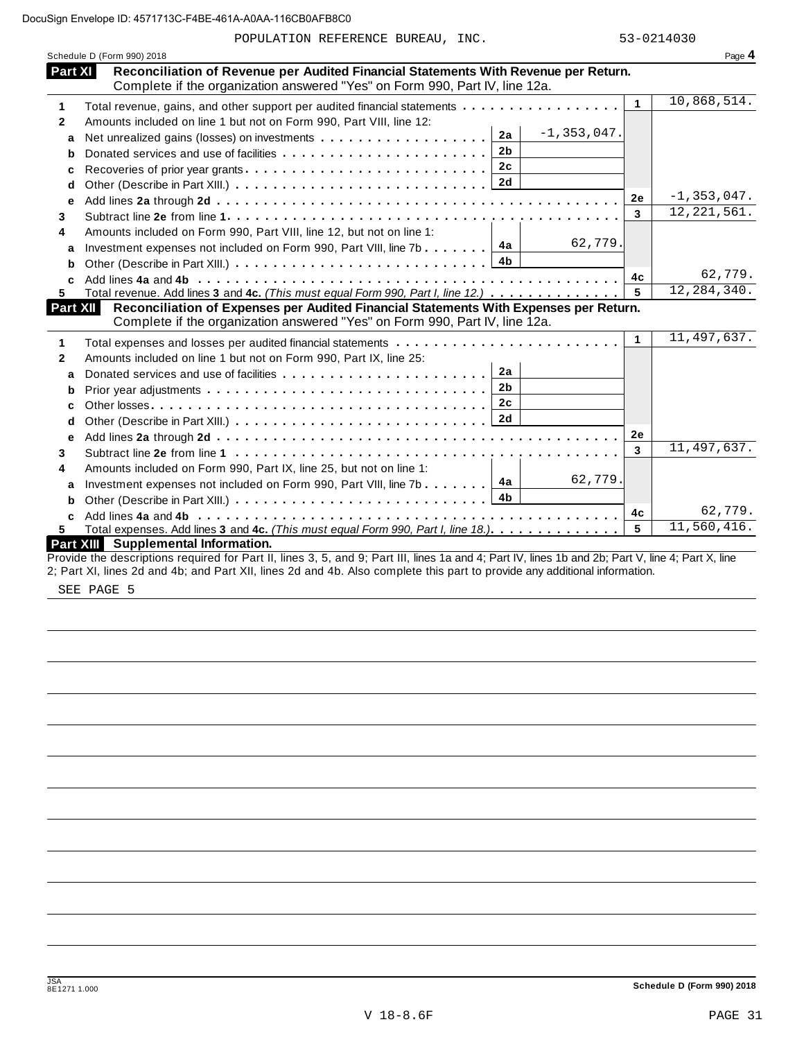POPULATION REFERENCE BUREAU, INC. 53-0214030

Schedule D (Form 990) 2018 Page **4**

## Part XI Reconciliation of Revenue per Audited Financial Statements With Revenue per Return.

Complete if the organization answered "Yes" on Form 990, Part IV, line 12a.

| | | | | | |
|---|---|---|---|---|---|
| **1** | Total revenue, gains, and other support per audited financial statements | | | 1 | 10,868,514. |
| **2** | Amounts included on line 1 but not on Form 990, Part VIII, line 12: | | | | |
| **a** | Net unrealized gains (losses) on investments | 2a | -1,353,047. | | |
| **b** | Donated services and use of facilities | 2b | | | |
| **c** | Recoveries of prior year grants | 2c | | | |
| **d** | Other (Describe in Part XIII.) | 2d | | | |
| **e** | Add lines **2a** through **2d** | | | 2e | -1,353,047. |
| **3** | Subtract line **2e** from line **1** | | | 3 | 12,221,561. |
| **4** | Amounts included on Form 990, Part VIII, line 12, but not on line 1: | | | | |
| **a** | Investment expenses not included on Form 990, Part VIII, line 7b | 4a | 62,779. | | |
| **b** | Other (Describe in Part XIII.) | 4b | | | |
| **c** | Add lines **4a** and **4b** | | | 4c | 62,779. |
| **5** | Total revenue. Add lines **3** and **4c.** *(This must equal Form 990, Part I, line 12.)* | | | 5 | 12,284,340. |

## Part XII Reconciliation of Expenses per Audited Financial Statements With Expenses per Return.

Complete if the organization answered "Yes" on Form 990, Part IV, line 12a.

| | | | | | |
|---|---|---|---|---|---|
| **1** | Total expenses and losses per audited financial statements | | | 1 | 11,497,637. |
| **2** | Amounts included on line 1 but not on Form 990, Part IX, line 25: | | | | |
| **a** | Donated services and use of facilities | 2a | | | |
| **b** | Prior year adjustments | 2b | | | |
| **c** | Other losses | 2c | | | |
| **d** | Other (Describe in Part XIII.) | 2d | | | |
| **e** | Add lines **2a** through **2d** | | | 2e | |
| **3** | Subtract line **2e** from line **1** | | | 3 | 11,497,637. |
| **4** | Amounts included on Form 990, Part IX, line 25, but not on line 1: | | | | |
| **a** | Investment expenses not included on Form 990, Part VIII, line 7b | 4a | 62,779. | | |
| **b** | Other (Describe in Part XIII.) | 4b | | | |
| **c** | Add lines **4a** and **4b** | | | 4c | 62,779. |
| **5** | Total expenses. Add lines **3** and **4c.** *(This must equal Form 990, Part I, line 18.)* | | | 5 | 11,560,416. |

## Part XIII Supplemental Information.

Provide the descriptions required for Part II, lines 3, 5, and 9; Part III, lines 1a and 4; Part IV, lines 1b and 2b; Part V, line 4; Part X, line 2; Part XI, lines 2d and 4b; and Part XII, lines 2d and 4b. Also complete this part to provide any additional information.

SEE PAGE 5

Schedule D (Form 990) 2018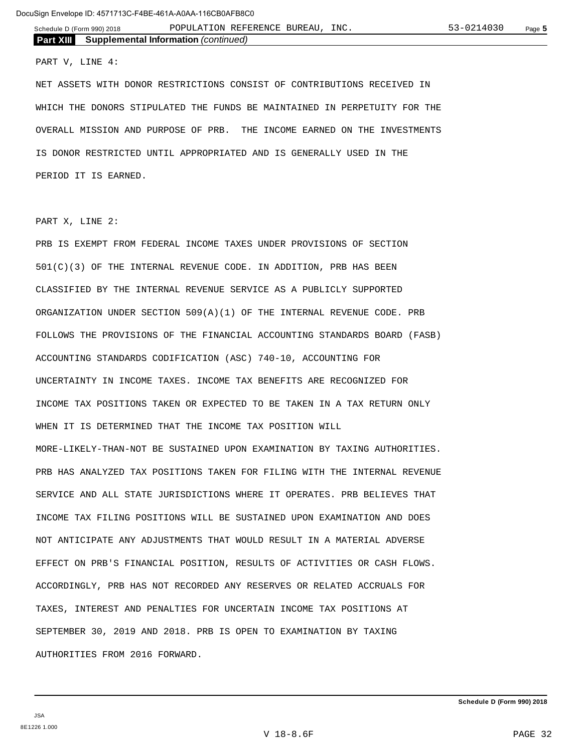**Part XIII Supplemental Information** *(continued)*

PART V, LINE 4:

NET ASSETS WITH DONOR RESTRICTIONS CONSIST OF CONTRIBUTIONS RECEIVED IN WHICH THE DONORS STIPULATED THE FUNDS BE MAINTAINED IN PERPETUITY FOR THE OVERALL MISSION AND PURPOSE OF PRB. THE INCOME EARNED ON THE INVESTMENTS IS DONOR RESTRICTED UNTIL APPROPRIATED AND IS GENERALLY USED IN THE PERIOD IT IS EARNED.

PART X, LINE 2:

PRB IS EXEMPT FROM FEDERAL INCOME TAXES UNDER PROVISIONS OF SECTION 501(C)(3) OF THE INTERNAL REVENUE CODE. IN ADDITION, PRB HAS BEEN CLASSIFIED BY THE INTERNAL REVENUE SERVICE AS A PUBLICLY SUPPORTED ORGANIZATION UNDER SECTION 509(A)(1) OF THE INTERNAL REVENUE CODE. PRB FOLLOWS THE PROVISIONS OF THE FINANCIAL ACCOUNTING STANDARDS BOARD (FASB) ACCOUNTING STANDARDS CODIFICATION (ASC) 740-10, ACCOUNTING FOR UNCERTAINTY IN INCOME TAXES. INCOME TAX BENEFITS ARE RECOGNIZED FOR INCOME TAX POSITIONS TAKEN OR EXPECTED TO BE TAKEN IN A TAX RETURN ONLY WHEN IT IS DETERMINED THAT THE INCOME TAX POSITION WILL MORE-LIKELY-THAN-NOT BE SUSTAINED UPON EXAMINATION BY TAXING AUTHORITIES. PRB HAS ANALYZED TAX POSITIONS TAKEN FOR FILING WITH THE INTERNAL REVENUE SERVICE AND ALL STATE JURISDICTIONS WHERE IT OPERATES. PRB BELIEVES THAT INCOME TAX FILING POSITIONS WILL BE SUSTAINED UPON EXAMINATION AND DOES NOT ANTICIPATE ANY ADJUSTMENTS THAT WOULD RESULT IN A MATERIAL ADVERSE EFFECT ON PRB'S FINANCIAL POSITION, RESULTS OF ACTIVITIES OR CASH FLOWS. ACCORDINGLY, PRB HAS NOT RECORDED ANY RESERVES OR RELATED ACCRUALS FOR TAXES, INTEREST AND PENALTIES FOR UNCERTAIN INCOME TAX POSITIONS AT SEPTEMBER 30, 2019 AND 2018. PRB IS OPEN TO EXAMINATION BY TAXING AUTHORITIES FROM 2016 FORWARD.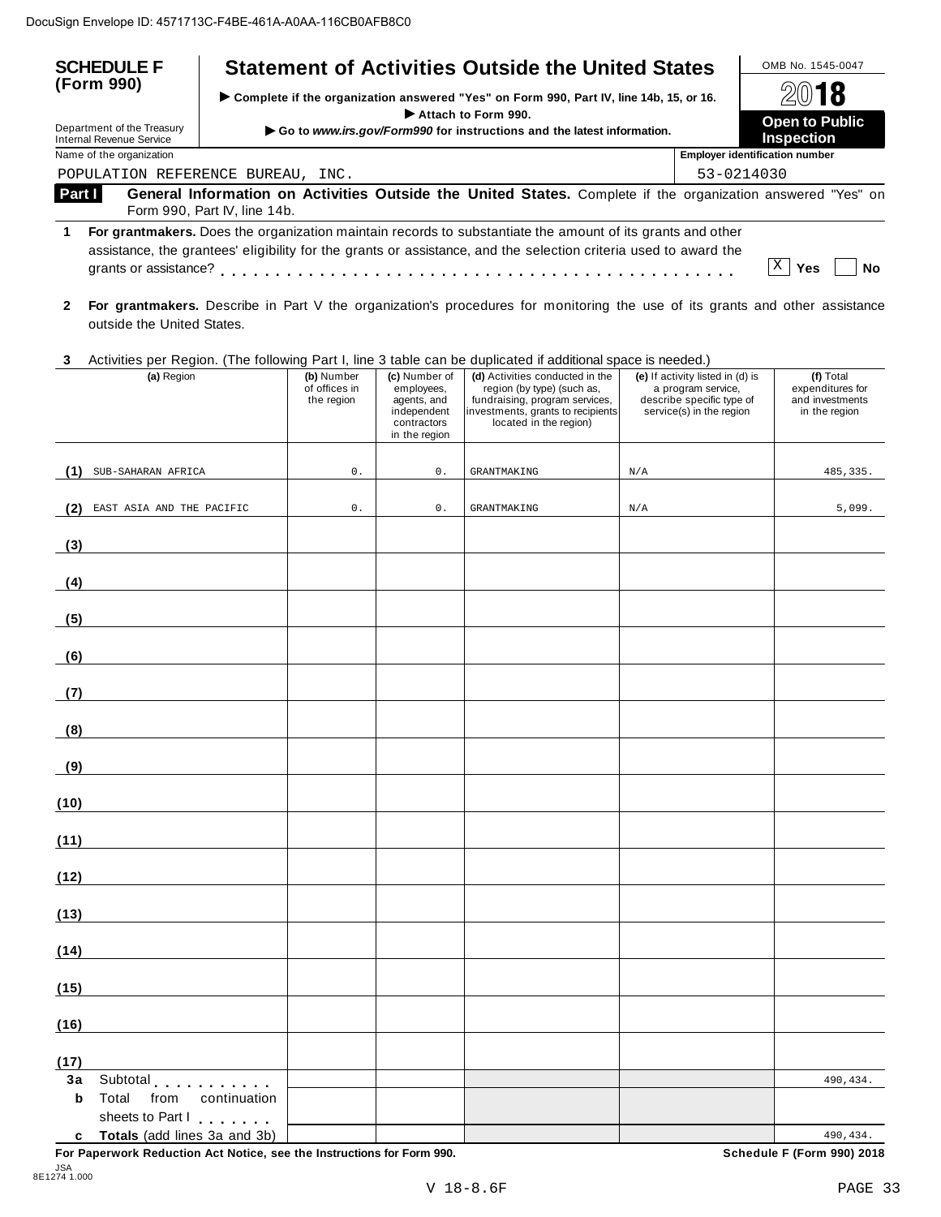DocuSign Envelope ID: 4571713C-F4BE-461A-A0AA-116CB0AFB8C0

# SCHEDULE F (Form 990)

Department of the Treasury
Internal Revenue Service

## Statement of Activities Outside the United States

▶ Complete if the organization answered "Yes" on Form 990, Part IV, line 14b, 15, or 16.
▶ Attach to Form 990.
▶ Go to *www.irs.gov/Form990* for instructions and the latest information.

OMB No. 1545-0047

2018

**Open to Public Inspection**

Name of the organization: POPULATION REFERENCE BUREAU, INC.

Employer identification number: 53-0214030

**Part I** **General Information on Activities Outside the United States.** Complete if the organization answered "Yes" on Form 990, Part IV, line 14b.

**1** **For grantmakers.** Does the organization maintain records to substantiate the amount of its grants and other assistance, the grantees' eligibility for the grants or assistance, and the selection criteria used to award the grants or assistance? . . . . . . . . . . . . . . . . . . . . . . . . . . . . . . . . . . . . . . . . . . . [X] **Yes** [ ] **No**

**2** **For grantmakers.** Describe in Part V the organization's procedures for monitoring the use of its grants and other assistance outside the United States.

**3** Activities per Region. (The following Part I, line 3 table can be duplicated if additional space is needed.)

| | (a) Region | (b) Number of offices in the region | (c) Number of employees, agents, and independent contractors in the region | (d) Activities conducted in the region (by type) (such as, fundraising, program services, investments, grants to recipients located in the region) | (e) If activity listed in (d) is a program service, describe specific type of service(s) in the region | (f) Total expenditures for and investments in the region |
|---|---|---|---|---|---|---|
| (1) | SUB-SAHARAN AFRICA | 0. | 0. | GRANTMAKING | N/A | 485,335. |
| (2) | EAST ASIA AND THE PACIFIC | 0. | 0. | GRANTMAKING | N/A | 5,099. |
| (3) | | | | | | |
| (4) | | | | | | |
| (5) | | | | | | |
| (6) | | | | | | |
| (7) | | | | | | |
| (8) | | | | | | |
| (9) | | | | | | |
| (10) | | | | | | |
| (11) | | | | | | |
| (12) | | | | | | |
| (13) | | | | | | |
| (14) | | | | | | |
| (15) | | | | | | |
| (16) | | | | | | |
| (17) | | | | | | |
| **3a** | Subtotal . . . . . . . . . . | | | | | 490,434. |
| **b** | Total from continuation sheets to Part I . . . . . . . | | | | | |
| **c** | **Totals** (add lines 3a and 3b) | | | | | 490,434. |

**For Paperwork Reduction Act Notice, see the Instructions for Form 990.** **Schedule F (Form 990) 2018**

JSA
8E1274 1.000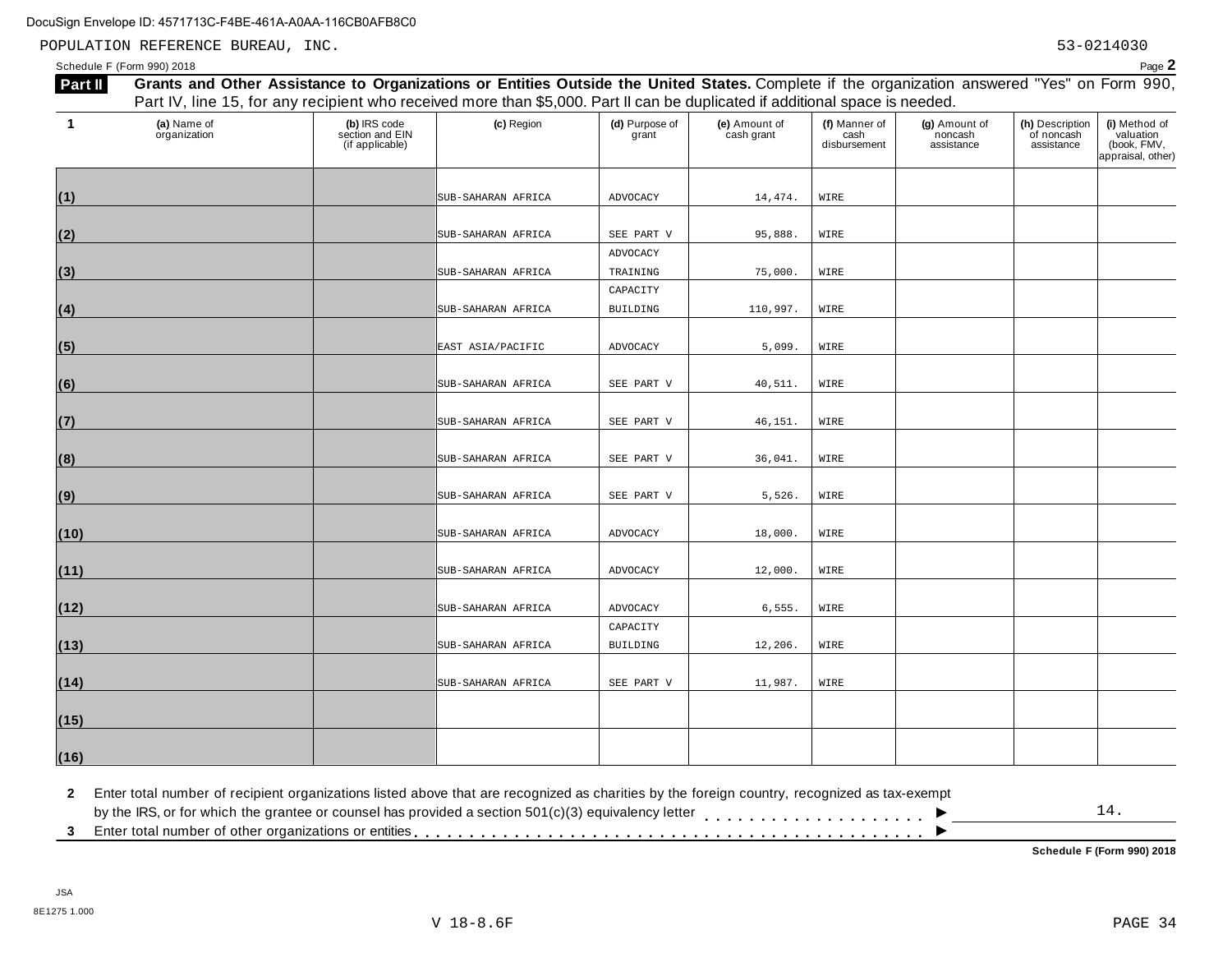POPULATION REFERENCE BUREAU, INC. 53-0214030

Schedule F (Form 990) 2018

## Part II Grants and Other Assistance to Organizations or Entities Outside the United States.

Complete if the organization answered "Yes" on Form 990, Part IV, line 15, for any recipient who received more than $5,000. Part II can be duplicated if additional space is needed.

| 1 | (a) Name of organization | (b) IRS code section and EIN (if applicable) | (c) Region | (d) Purpose of grant | (e) Amount of cash grant | (f) Manner of cash disbursement | (g) Amount of noncash assistance | (h) Description of noncash assistance | (i) Method of valuation (book, FMV, appraisal, other) |
|---|---|---|---|---|---|---|---|---|---|
| (1) | | | SUB-SAHARAN AFRICA | ADVOCACY | 14,474. | WIRE | | | |
| (2) | | | SUB-SAHARAN AFRICA | SEE PART V | 95,888. | WIRE | | | |
| (3) | | | SUB-SAHARAN AFRICA | ADVOCACY TRAINING | 75,000. | WIRE | | | |
| (4) | | | SUB-SAHARAN AFRICA | CAPACITY BUILDING | 110,997. | WIRE | | | |
| (5) | | | EAST ASIA/PACIFIC | ADVOCACY | 5,099. | WIRE | | | |
| (6) | | | SUB-SAHARAN AFRICA | SEE PART V | 40,511. | WIRE | | | |
| (7) | | | SUB-SAHARAN AFRICA | SEE PART V | 46,151. | WIRE | | | |
| (8) | | | SUB-SAHARAN AFRICA | SEE PART V | 36,041. | WIRE | | | |
| (9) | | | SUB-SAHARAN AFRICA | SEE PART V | 5,526. | WIRE | | | |
| (10) | | | SUB-SAHARAN AFRICA | ADVOCACY | 18,000. | WIRE | | | |
| (11) | | | SUB-SAHARAN AFRICA | ADVOCACY | 12,000. | WIRE | | | |
| (12) | | | SUB-SAHARAN AFRICA | ADVOCACY | 6,555. | WIRE | | | |
| (13) | | | SUB-SAHARAN AFRICA | CAPACITY BUILDING | 12,206. | WIRE | | | |
| (14) | | | SUB-SAHARAN AFRICA | SEE PART V | 11,987. | WIRE | | | |
| (15) | | | | | | | | | |
| (16) | | | | | | | | | |

**2** Enter total number of recipient organizations listed above that are recognized as charities by the foreign country, recognized as tax-exempt by the IRS, or for which the grantee or counsel has provided a section 501(c)(3) equivalency letter . . . . . . . . . . . . . . . . . . . . ▶ 14.

**3** Enter total number of other organizations or entities . . . . . . . . . . . . . . . . . . . . . . . . . . . . . . . . . . . . . . . . . . . . ▶

**Schedule F (Form 990) 2018**

JSA
8E1275 1.000
V 18-8.6F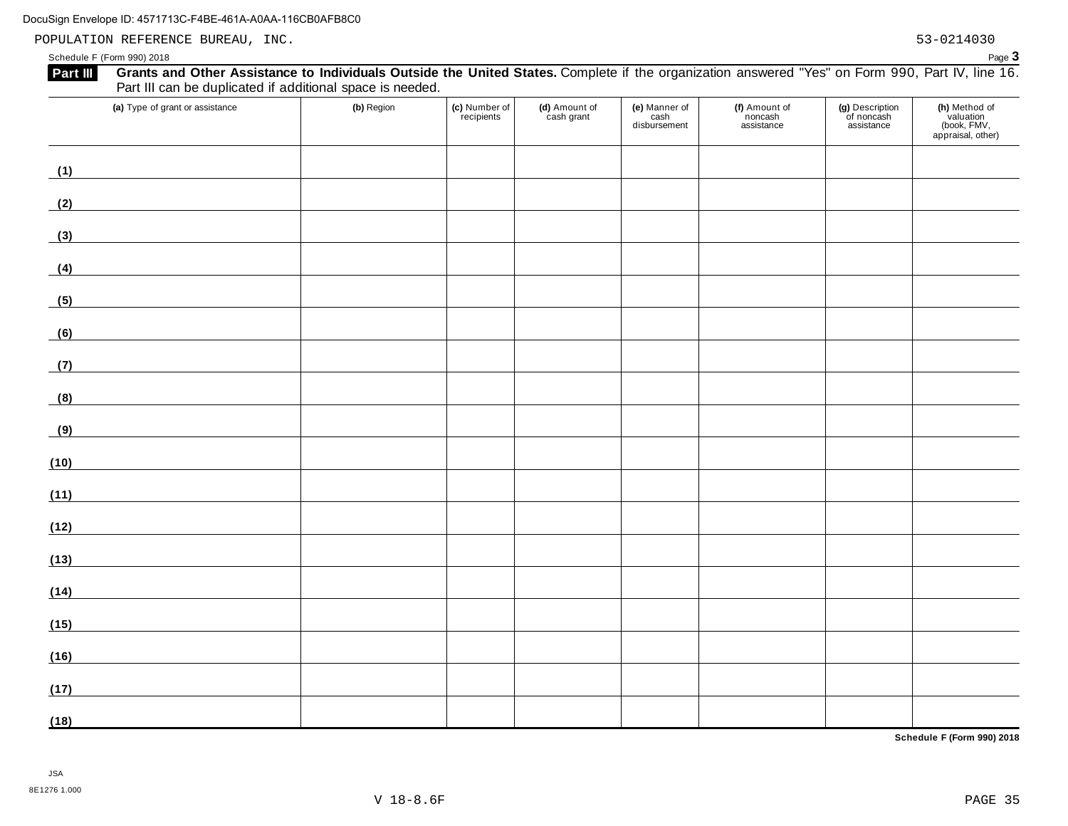POPULATION REFERENCE BUREAU, INC. 53-0214030

Schedule F (Form 990) 2018 Page **3**

**Part III** **Grants and Other Assistance to Individuals Outside the United States.** Complete if the organization answered "Yes" on Form 990, Part IV, line 16. Part III can be duplicated if additional space is needed.

| (a) Type of grant or assistance | (b) Region | (c) Number of recipients | (d) Amount of cash grant | (e) Manner of cash disbursement | (f) Amount of noncash assistance | (g) Description of noncash assistance | (h) Method of valuation (book, FMV, appraisal, other) |
|---|---|---|---|---|---|---|---|
| (1) | | | | | | | |
| (2) | | | | | | | |
| (3) | | | | | | | |
| (4) | | | | | | | |
| (5) | | | | | | | |
| (6) | | | | | | | |
| (7) | | | | | | | |
| (8) | | | | | | | |
| (9) | | | | | | | |
| (10) | | | | | | | |
| (11) | | | | | | | |
| (12) | | | | | | | |
| (13) | | | | | | | |
| (14) | | | | | | | |
| (15) | | | | | | | |
| (16) | | | | | | | |
| (17) | | | | | | | |
| (18) | | | | | | | |

**Schedule F (Form 990) 2018**

JSA
8E1276 1.000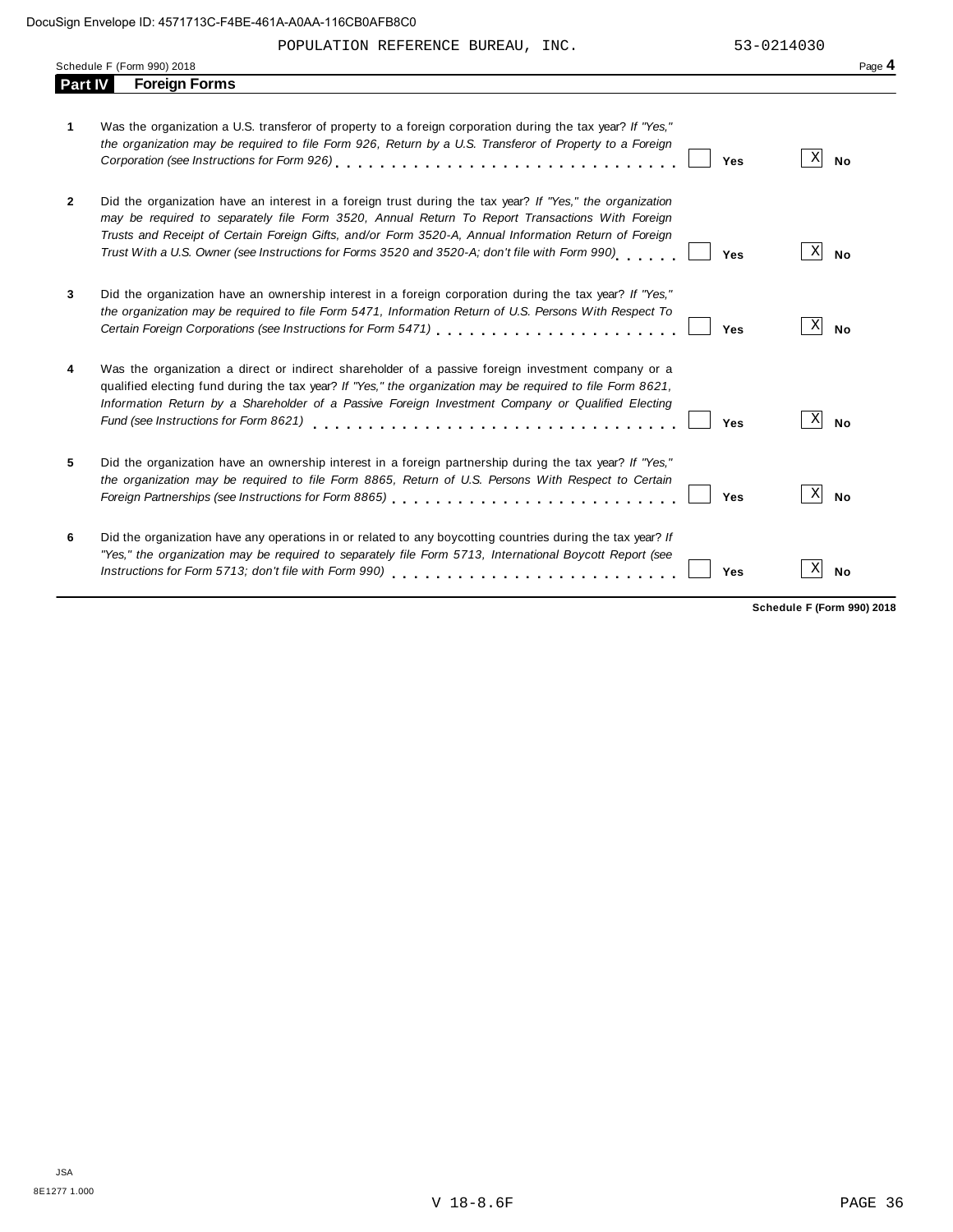POPULATION REFERENCE BUREAU, INC. 53-0214030

Schedule F (Form 990) 2018

## Part IV Foreign Forms

| | | Yes | No |
|---|---|---|---|
| **1** | Was the organization a U.S. transferor of property to a foreign corporation during the tax year? *If "Yes," the organization may be required to file Form 926, Return by a U.S. Transferor of Property to a Foreign Corporation (see Instructions for Form 926)* | | X |
| **2** | Did the organization have an interest in a foreign trust during the tax year? *If "Yes," the organization may be required to separately file Form 3520, Annual Return To Report Transactions With Foreign Trusts and Receipt of Certain Foreign Gifts, and/or Form 3520-A, Annual Information Return of Foreign Trust With a U.S. Owner (see Instructions for Forms 3520 and 3520-A; don't file with Form 990)* | | X |
| **3** | Did the organization have an ownership interest in a foreign corporation during the tax year? *If "Yes," the organization may be required to file Form 5471, Information Return of U.S. Persons With Respect To Certain Foreign Corporations (see Instructions for Form 5471)* | | X |
| **4** | Was the organization a direct or indirect shareholder of a passive foreign investment company or a qualified electing fund during the tax year? *If "Yes," the organization may be required to file Form 8621, Information Return by a Shareholder of a Passive Foreign Investment Company or Qualified Electing Fund (see Instructions for Form 8621)* | | X |
| **5** | Did the organization have an ownership interest in a foreign partnership during the tax year? *If "Yes," the organization may be required to file Form 8865, Return of U.S. Persons With Respect to Certain Foreign Partnerships (see Instructions for Form 8865)* | | X |
| **6** | Did the organization have any operations in or related to any boycotting countries during the tax year? *If "Yes," the organization may be required to separately file Form 5713, International Boycott Report (see Instructions for Form 5713; don't file with Form 990)* | | X |

**Schedule F (Form 990) 2018**

JSA
8E1277 1.000

V 18-8.6F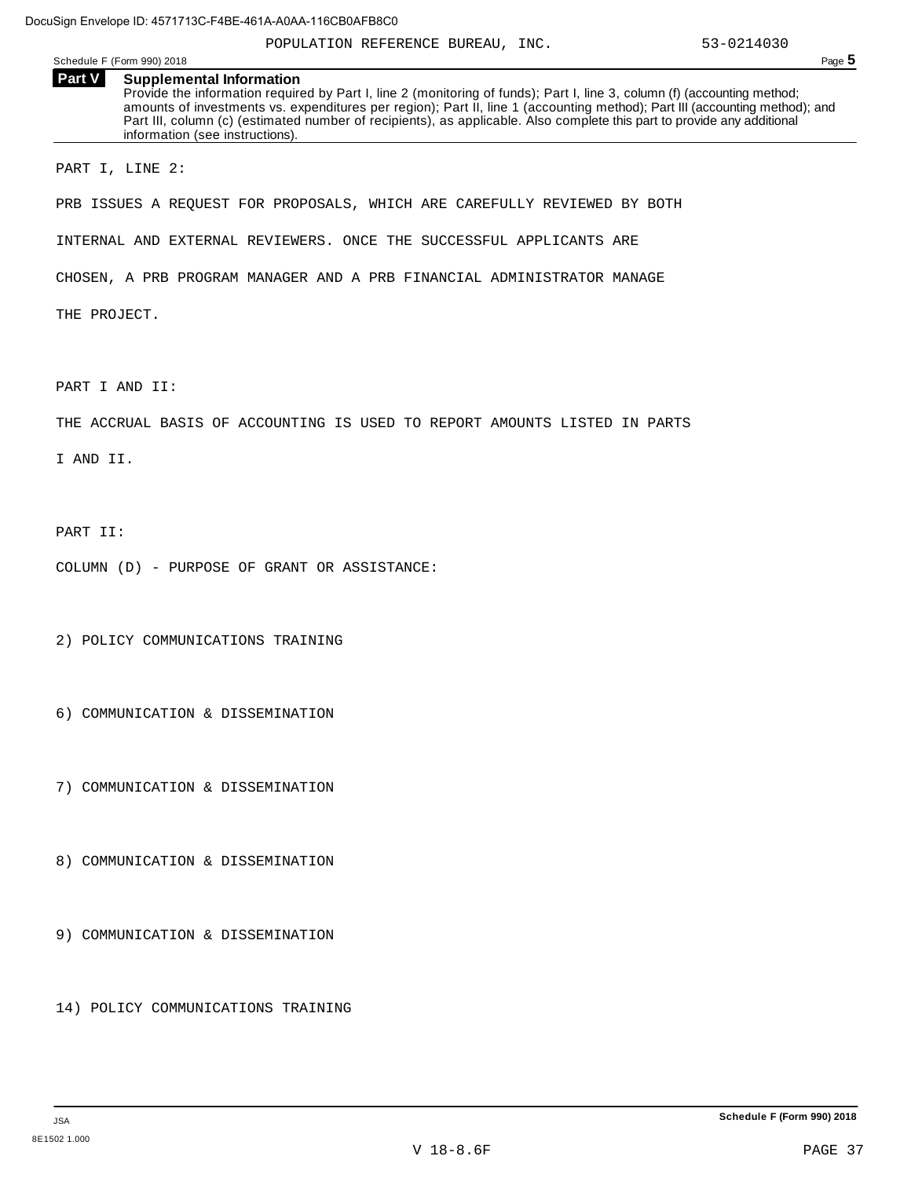POPULATION REFERENCE BUREAU, INC. 53-0214030

Schedule F (Form 990) 2018

**Part V** **Supplemental Information**

Provide the information required by Part I, line 2 (monitoring of funds); Part I, line 3, column (f) (accounting method; amounts of investments vs. expenditures per region); Part II, line 1 (accounting method); Part III (accounting method); and Part III, column (c) (estimated number of recipients), as applicable. Also complete this part to provide any additional information (see instructions).

PART I, LINE 2:

PRB ISSUES A REQUEST FOR PROPOSALS, WHICH ARE CAREFULLY REVIEWED BY BOTH INTERNAL AND EXTERNAL REVIEWERS. ONCE THE SUCCESSFUL APPLICANTS ARE CHOSEN, A PRB PROGRAM MANAGER AND A PRB FINANCIAL ADMINISTRATOR MANAGE THE PROJECT.

PART I AND II:

THE ACCRUAL BASIS OF ACCOUNTING IS USED TO REPORT AMOUNTS LISTED IN PARTS I AND II.

PART II:

COLUMN (D) - PURPOSE OF GRANT OR ASSISTANCE:

2) POLICY COMMUNICATIONS TRAINING

6) COMMUNICATION & DISSEMINATION

7) COMMUNICATION & DISSEMINATION

8) COMMUNICATION & DISSEMINATION

9) COMMUNICATION & DISSEMINATION

14) POLICY COMMUNICATIONS TRAINING

Schedule F (Form 990) 2018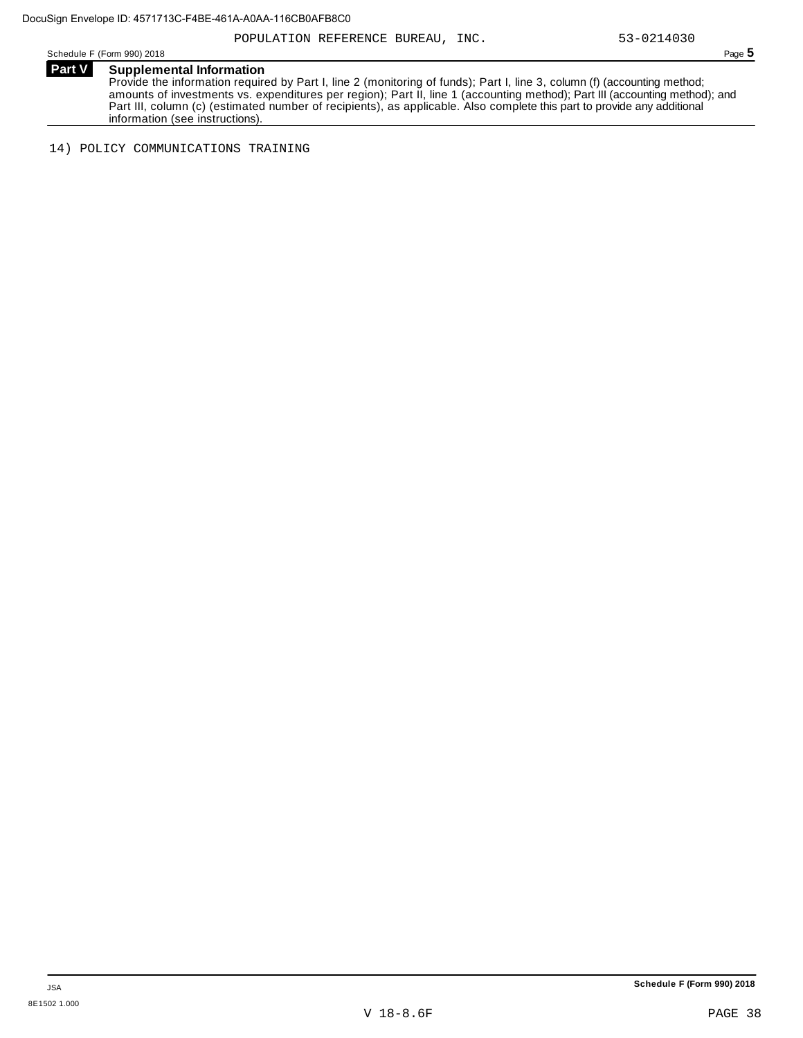POPULATION REFERENCE BUREAU, INC. 53-0214030

## Part V Supplemental Information

Provide the information required by Part I, line 2 (monitoring of funds); Part I, line 3, column (f) (accounting method; amounts of investments vs. expenditures per region); Part II, line 1 (accounting method); Part III (accounting method); and Part III, column (c) (estimated number of recipients), as applicable. Also complete this part to provide any additional information (see instructions).

14) POLICY COMMUNICATIONS TRAINING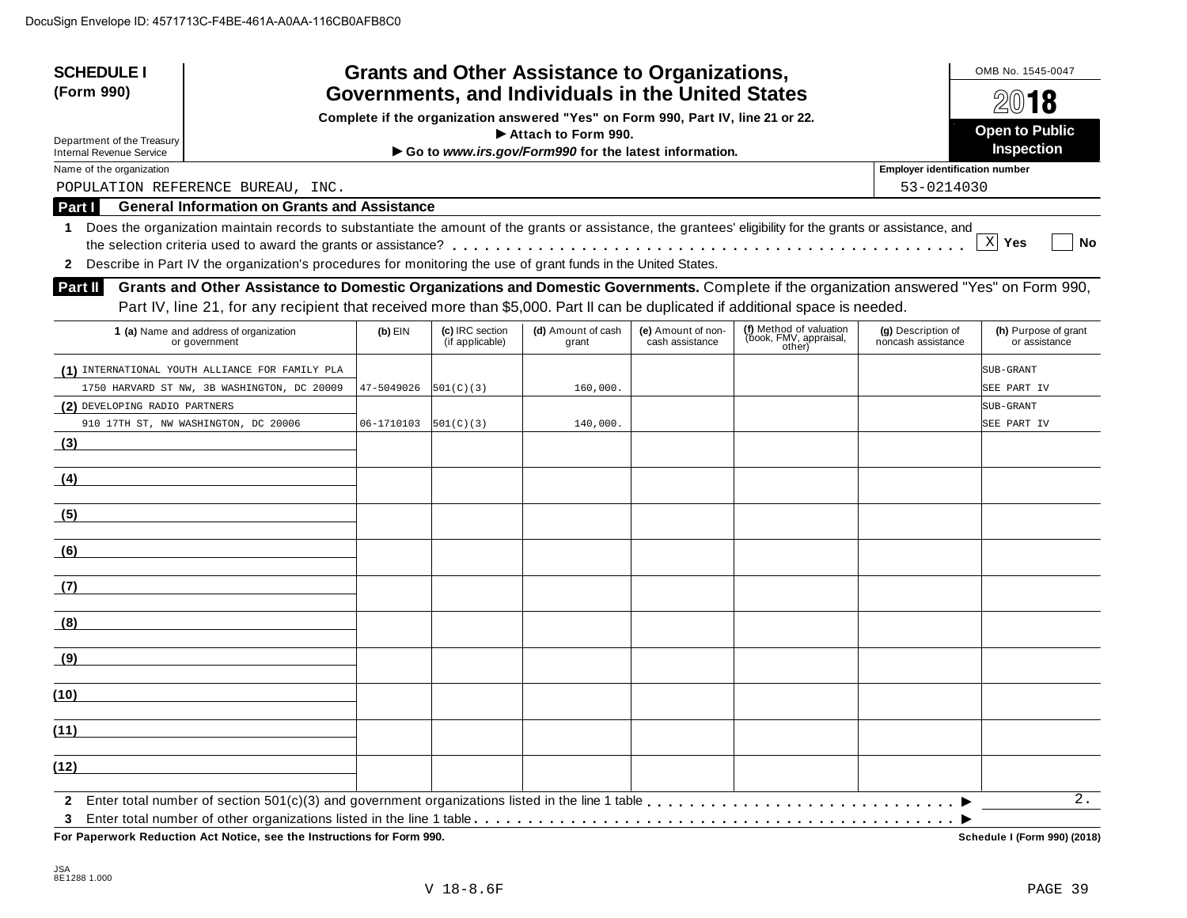DocuSign Envelope ID: 4571713C-F4BE-461A-A0AA-116CB0AFB8C0

# SCHEDULE I (Form 990)

## Grants and Other Assistance to Organizations, Governments, and Individuals in the United States

**Complete if the organization answered "Yes" on Form 990, Part IV, line 21 or 22.**

▶ Attach to Form 990.

▶ Go to *www.irs.gov/Form990* for the latest information.

Department of the Treasury
Internal Revenue Service

OMB No. 1545-0047

**2018**

**Open to Public Inspection**

Name of the organization: POPULATION REFERENCE BUREAU, INC.

Employer identification number: 53-0214030

**Part I General Information on Grants and Assistance**

1 Does the organization maintain records to substantiate the amount of the grants or assistance, the grantees' eligibility for the grants or assistance, and the selection criteria used to award the grants or assistance? . . . [X] Yes [ ] No

2 Describe in Part IV the organization's procedures for monitoring the use of grant funds in the United States.

**Part II Grants and Other Assistance to Domestic Organizations and Domestic Governments.** Complete if the organization answered "Yes" on Form 990, Part IV, line 21, for any recipient that received more than $5,000. Part II can be duplicated if additional space is needed.

| 1 (a) Name and address of organization or government | (b) EIN | (c) IRC section (if applicable) | (d) Amount of cash grant | (e) Amount of non-cash assistance | (f) Method of valuation (book, FMV, appraisal, other) | (g) Description of noncash assistance | (h) Purpose of grant or assistance |
|---|---|---|---|---|---|---|---|
| (1) INTERNATIONAL YOUTH ALLIANCE FOR FAMILY PLA 1750 HARVARD ST NW, 3B WASHINGTON, DC 20009 | 47-5049026 | 501(C)(3) | 160,000. | | | | SUB-GRANT SEE PART IV |
| (2) DEVELOPING RADIO PARTNERS 910 17TH ST, NW WASHINGTON, DC 20006 | 06-1710103 | 501(C)(3) | 140,000. | | | | SUB-GRANT SEE PART IV |
| (3) | | | | | | | |
| (4) | | | | | | | |
| (5) | | | | | | | |
| (6) | | | | | | | |
| (7) | | | | | | | |
| (8) | | | | | | | |
| (9) | | | | | | | |
| (10) | | | | | | | |
| (11) | | | | | | | |
| (12) | | | | | | | |

2 Enter total number of section 501(c)(3) and government organizations listed in the line 1 table . . . ▶ 2.

3 Enter total number of other organizations listed in the line 1 table . . . ▶

**For Paperwork Reduction Act Notice, see the Instructions for Form 990.** **Schedule I (Form 990) (2018)**

JSA
8E1288 1.000

V 18-8.6F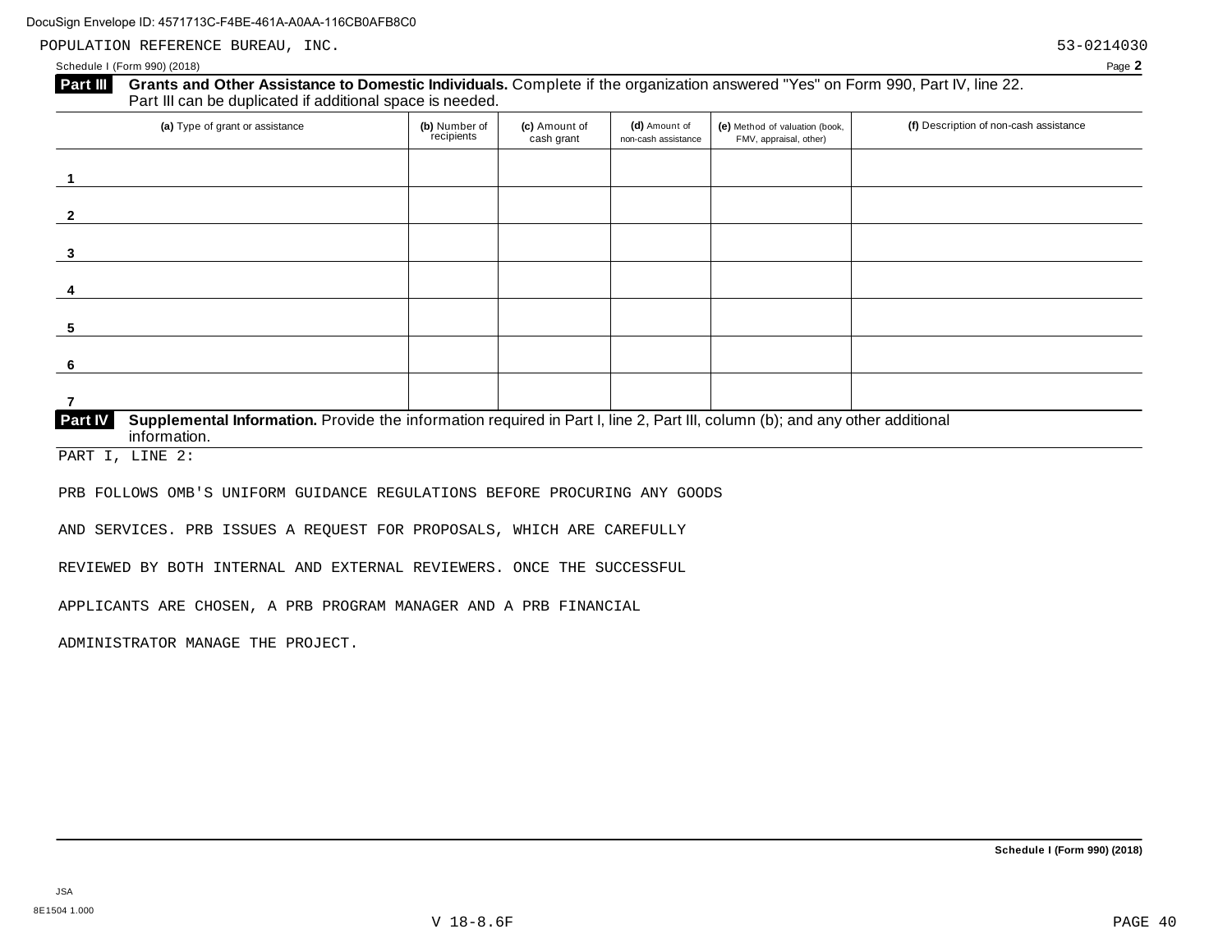POPULATION REFERENCE BUREAU, INC. 53-0214030

Schedule I (Form 990) (2018)

**Part III** **Grants and Other Assistance to Domestic Individuals.** Complete if the organization answered "Yes" on Form 990, Part IV, line 22. Part III can be duplicated if additional space is needed.

| (a) Type of grant or assistance | (b) Number of recipients | (c) Amount of cash grant | (d) Amount of non-cash assistance | (e) Method of valuation (book, FMV, appraisal, other) | (f) Description of non-cash assistance |
|---|---|---|---|---|---|
| 1 | | | | | |
| 2 | | | | | |
| 3 | | | | | |
| 4 | | | | | |
| 5 | | | | | |
| 6 | | | | | |
| 7 | | | | | |

**Part IV** **Supplemental Information.** Provide the information required in Part I, line 2, Part III, column (b); and any other additional information.

PART I, LINE 2:

PRB FOLLOWS OMB'S UNIFORM GUIDANCE REGULATIONS BEFORE PROCURING ANY GOODS AND SERVICES. PRB ISSUES A REQUEST FOR PROPOSALS, WHICH ARE CAREFULLY REVIEWED BY BOTH INTERNAL AND EXTERNAL REVIEWERS. ONCE THE SUCCESSFUL APPLICANTS ARE CHOSEN, A PRB PROGRAM MANAGER AND A PRB FINANCIAL ADMINISTRATOR MANAGE THE PROJECT.

Schedule I (Form 990) (2018)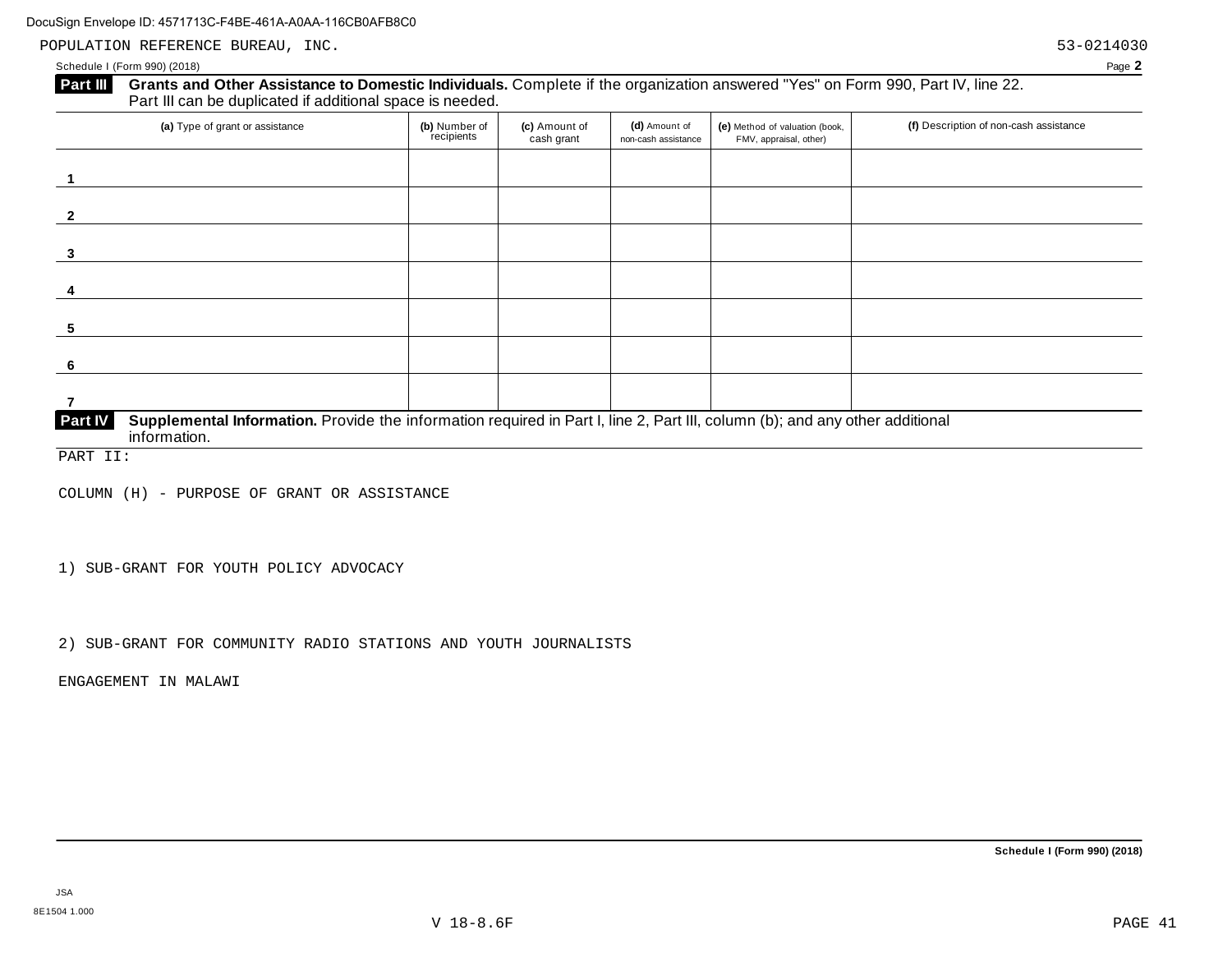POPULATION REFERENCE BUREAU, INC. 53-0214030

Schedule I (Form 990) (2018)

**Part III** **Grants and Other Assistance to Domestic Individuals.** Complete if the organization answered "Yes" on Form 990, Part IV, line 22. Part III can be duplicated if additional space is needed.

| (a) Type of grant or assistance | (b) Number of recipients | (c) Amount of cash grant | (d) Amount of non-cash assistance | (e) Method of valuation (book, FMV, appraisal, other) | (f) Description of non-cash assistance |
|---|---|---|---|---|---|
| 1 | | | | | |
| 2 | | | | | |
| 3 | | | | | |
| 4 | | | | | |
| 5 | | | | | |
| 6 | | | | | |
| 7 | | | | | |

**Part IV** **Supplemental Information.** Provide the information required in Part I, line 2, Part III, column (b); and any other additional information.

PART II:

COLUMN (H) - PURPOSE OF GRANT OR ASSISTANCE

1) SUB-GRANT FOR YOUTH POLICY ADVOCACY

2) SUB-GRANT FOR COMMUNITY RADIO STATIONS AND YOUTH JOURNALISTS

ENGAGEMENT IN MALAWI

Schedule I (Form 990) (2018)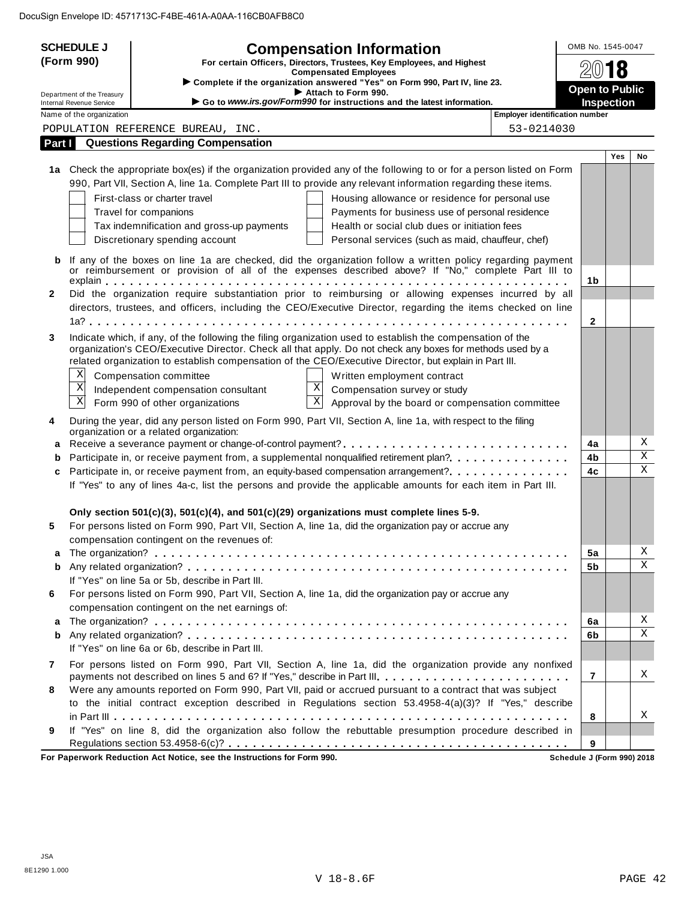DocuSign Envelope ID: 4571713C-F4BE-461A-A0AA-116CB0AFB8C0

**SCHEDULE J (Form 990)**

Department of the Treasury
Internal Revenue Service

# Compensation Information

**For certain Officers, Directors, Trustees, Key Employees, and Highest Compensated Employees**

▶ **Complete if the organization answered "Yes" on Form 990, Part IV, line 23.**
▶ **Attach to Form 990.**
▶ **Go to *www.irs.gov/Form990* for instructions and the latest information.**

OMB No. 1545-0047

**2018**

**Open to Public Inspection**

Name of the organization: POPULATION REFERENCE BUREAU, INC.

Employer identification number: 53-0214030

## Part I Questions Regarding Compensation

| | | | Yes | No |
|---|---|---|---|---|
| **1a** | Check the appropriate box(es) if the organization provided any of the following to or for a person listed on Form 990, Part VII, Section A, line 1a. Complete Part III to provide any relevant information regarding these items.<br>☐ First-class or charter travel ☐ Housing allowance or residence for personal use<br>☐ Travel for companions ☐ Payments for business use of personal residence<br>☐ Tax indemnification and gross-up payments ☐ Health or social club dues or initiation fees<br>☐ Discretionary spending account ☐ Personal services (such as maid, chauffeur, chef) | | | |
| **b** | If any of the boxes on line 1a are checked, did the organization follow a written policy regarding payment or reimbursement or provision of all of the expenses described above? If "No," complete Part III to explain | 1b | | |
| **2** | Did the organization require substantiation prior to reimbursing or allowing expenses incurred by all directors, trustees, and officers, including the CEO/Executive Director, regarding the items checked on line 1a? | 2 | | |
| **3** | Indicate which, if any, of the following the filing organization used to establish the compensation of the organization's CEO/Executive Director. Check all that apply. Do not check any boxes for methods used by a related organization to establish compensation of the CEO/Executive Director, but explain in Part III.<br>☒ Compensation committee ☐ Written employment contract<br>☒ Independent compensation consultant ☒ Compensation survey or study<br>☒ Form 990 of other organizations ☒ Approval by the board or compensation committee | | | |
| **4** | During the year, did any person listed on Form 990, Part VII, Section A, line 1a, with respect to the filing organization or a related organization: | | | |
| **a** | Receive a severance payment or change-of-control payment? | 4a | | X |
| **b** | Participate in, or receive payment from, a supplemental nonqualified retirement plan? | 4b | | X |
| **c** | Participate in, or receive payment from, an equity-based compensation arrangement? | 4c | | X |
| | If "Yes" to any of lines 4a-c, list the persons and provide the applicable amounts for each item in Part III. | | | |
| | **Only section 501(c)(3), 501(c)(4), and 501(c)(29) organizations must complete lines 5-9.** | | | |
| **5** | For persons listed on Form 990, Part VII, Section A, line 1a, did the organization pay or accrue any compensation contingent on the revenues of: | | | |
| **a** | The organization? | 5a | | X |
| **b** | Any related organization? | 5b | | X |
| | If "Yes" on line 5a or 5b, describe in Part III. | | | |
| **6** | For persons listed on Form 990, Part VII, Section A, line 1a, did the organization pay or accrue any compensation contingent on the net earnings of: | | | |
| **a** | The organization? | 6a | | X |
| **b** | Any related organization? | 6b | | X |
| | If "Yes" on line 6a or 6b, describe in Part III. | | | |
| **7** | For persons listed on Form 990, Part VII, Section A, line 1a, did the organization provide any nonfixed payments not described on lines 5 and 6? If "Yes," describe in Part III | 7 | | X |
| **8** | Were any amounts reported on Form 990, Part VII, paid or accrued pursuant to a contract that was subject to the initial contract exception described in Regulations section 53.4958-4(a)(3)? If "Yes," describe in Part III | 8 | | X |
| **9** | If "Yes" on line 8, did the organization also follow the rebuttable presumption procedure described in Regulations section 53.4958-6(c)? | 9 | | |

**For Paperwork Reduction Act Notice, see the Instructions for Form 990.** **Schedule J (Form 990) 2018**

JSA
8E1290 1.000

V 18-8.6F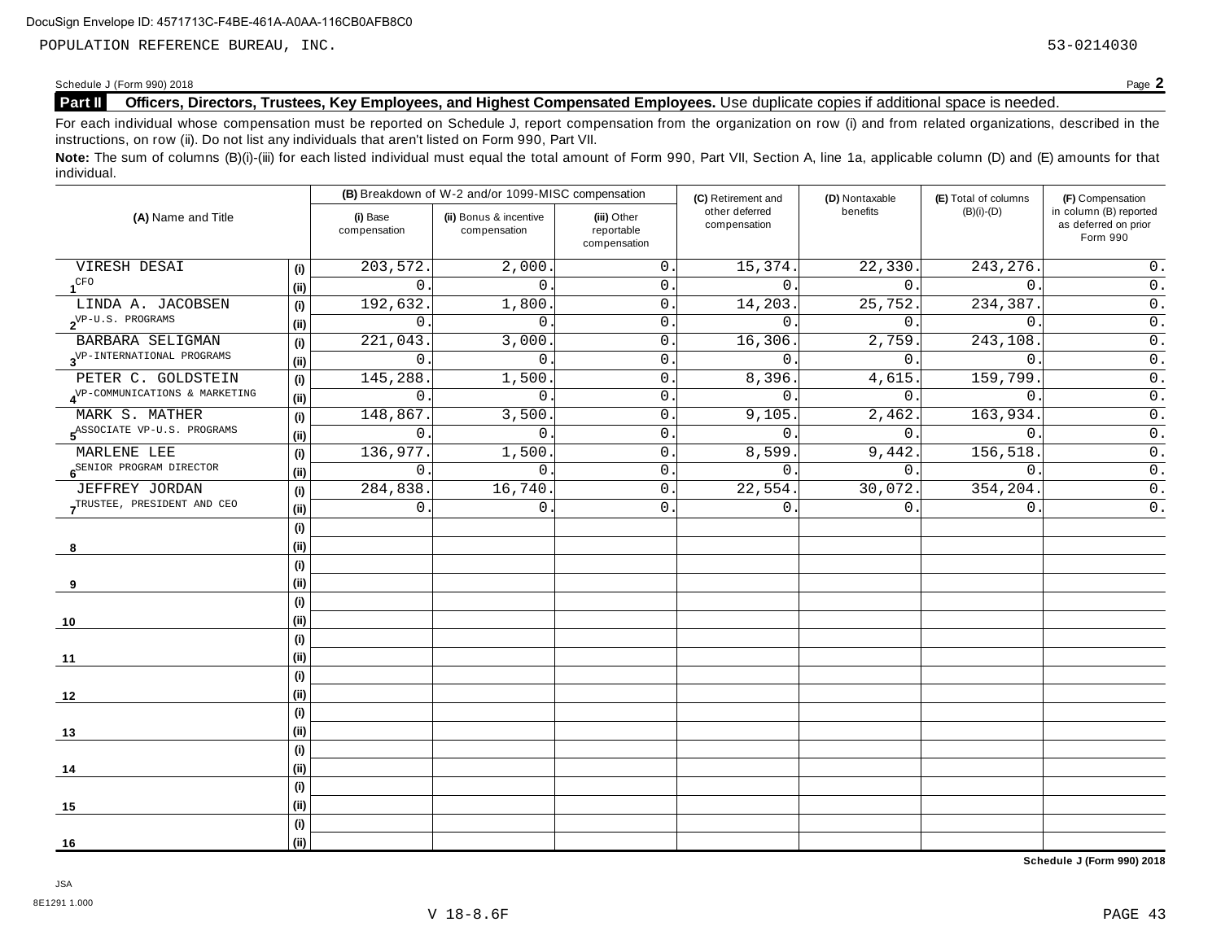DocuSign Envelope ID: 4571713C-F4BE-461A-A0AA-116CB0AFB8C0

POPULATION REFERENCE BUREAU, INC. 53-0214030

Schedule J (Form 990) 2018 Page **2**

**Part II** **Officers, Directors, Trustees, Key Employees, and Highest Compensated Employees.** Use duplicate copies if additional space is needed.

For each individual whose compensation must be reported on Schedule J, report compensation from the organization on row (i) and from related organizations, described in the instructions, on row (ii). Do not list any individuals that aren't listed on Form 990, Part VII.

**Note:** The sum of columns (B)(i)-(iii) for each listed individual must equal the total amount of Form 990, Part VII, Section A, line 1a, applicable column (D) and (E) amounts for that individual.

| (A) Name and Title | | (B) Breakdown of W-2 and/or 1099-MISC compensation | | | (C) Retirement and other deferred compensation | (D) Nontaxable benefits | (E) Total of columns (B)(i)-(D) | (F) Compensation in column (B) reported as deferred on prior Form 990 |
|---|---|---|---|---|---|---|---|---|
| | | (i) Base compensation | (ii) Bonus & incentive compensation | (iii) Other reportable compensation | | | | |
| 1 VIRESH DESAI | (i) | 203,572. | 2,000. | 0. | 15,374. | 22,330. | 243,276. | 0. |
| CFO | (ii) | 0. | 0. | 0. | 0. | 0. | 0. | 0. |
| 2 LINDA A. JACOBSEN | (i) | 192,632. | 1,800. | 0. | 14,203. | 25,752. | 234,387. | 0. |
| VP-U.S. PROGRAMS | (ii) | 0. | 0. | 0. | 0. | 0. | 0. | 0. |
| 3 BARBARA SELIGMAN | (i) | 221,043. | 3,000. | 0. | 16,306. | 2,759. | 243,108. | 0. |
| VP-INTERNATIONAL PROGRAMS | (ii) | 0. | 0. | 0. | 0. | 0. | 0. | 0. |
| 4 PETER C. GOLDSTEIN | (i) | 145,288. | 1,500. | 0. | 8,396. | 4,615. | 159,799. | 0. |
| VP-COMMUNICATIONS & MARKETING | (ii) | 0. | 0. | 0. | 0. | 0. | 0. | 0. |
| 5 MARK S. MATHER | (i) | 148,867. | 3,500. | 0. | 9,105. | 2,462. | 163,934. | 0. |
| ASSOCIATE VP-U.S. PROGRAMS | (ii) | 0. | 0. | 0. | 0. | 0. | 0. | 0. |
| 6 MARLENE LEE | (i) | 136,977. | 1,500. | 0. | 8,599. | 9,442. | 156,518. | 0. |
| SENIOR PROGRAM DIRECTOR | (ii) | 0. | 0. | 0. | 0. | 0. | 0. | 0. |
| 7 JEFFREY JORDAN | (i) | 284,838. | 16,740. | 0. | 22,554. | 30,072. | 354,204. | 0. |
| TRUSTEE, PRESIDENT AND CEO | (ii) | 0. | 0. | 0. | 0. | 0. | 0. | 0. |
| 8 | (i) | | | | | | | |
| | (ii) | | | | | | | |
| 9 | (i) | | | | | | | |
| | (ii) | | | | | | | |
| 10 | (i) | | | | | | | |
| | (ii) | | | | | | | |
| 11 | (i) | | | | | | | |
| | (ii) | | | | | | | |
| 12 | (i) | | | | | | | |
| | (ii) | | | | | | | |
| 13 | (i) | | | | | | | |
| | (ii) | | | | | | | |
| 14 | (i) | | | | | | | |
| | (ii) | | | | | | | |
| 15 | (i) | | | | | | | |
| | (ii) | | | | | | | |
| 16 | (i) | | | | | | | |
| | (ii) | | | | | | | |

**Schedule J (Form 990) 2018**

JSA
8E1291 1.000

V 18-8.6F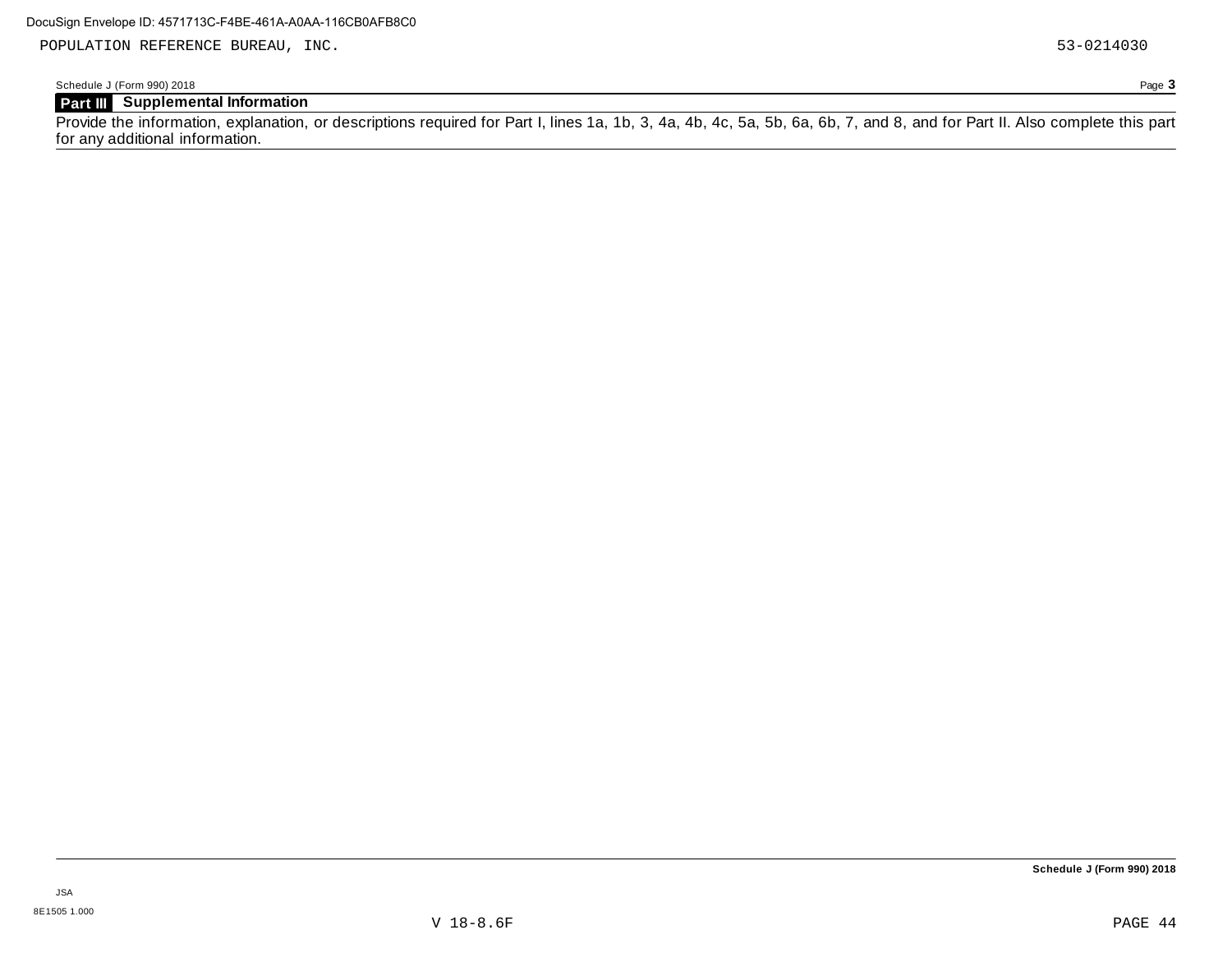POPULATION REFERENCE BUREAU, INC. 53-0214030

Schedule J (Form 990) 2018 Page **3**

**Part III Supplemental Information**

Provide the information, explanation, or descriptions required for Part I, lines 1a, 1b, 3, 4a, 4b, 4c, 5a, 5b, 6a, 6b, 7, and 8, and for Part II. Also complete this part for any additional information.

**Schedule J (Form 990) 2018**

JSA
8E1505 1.000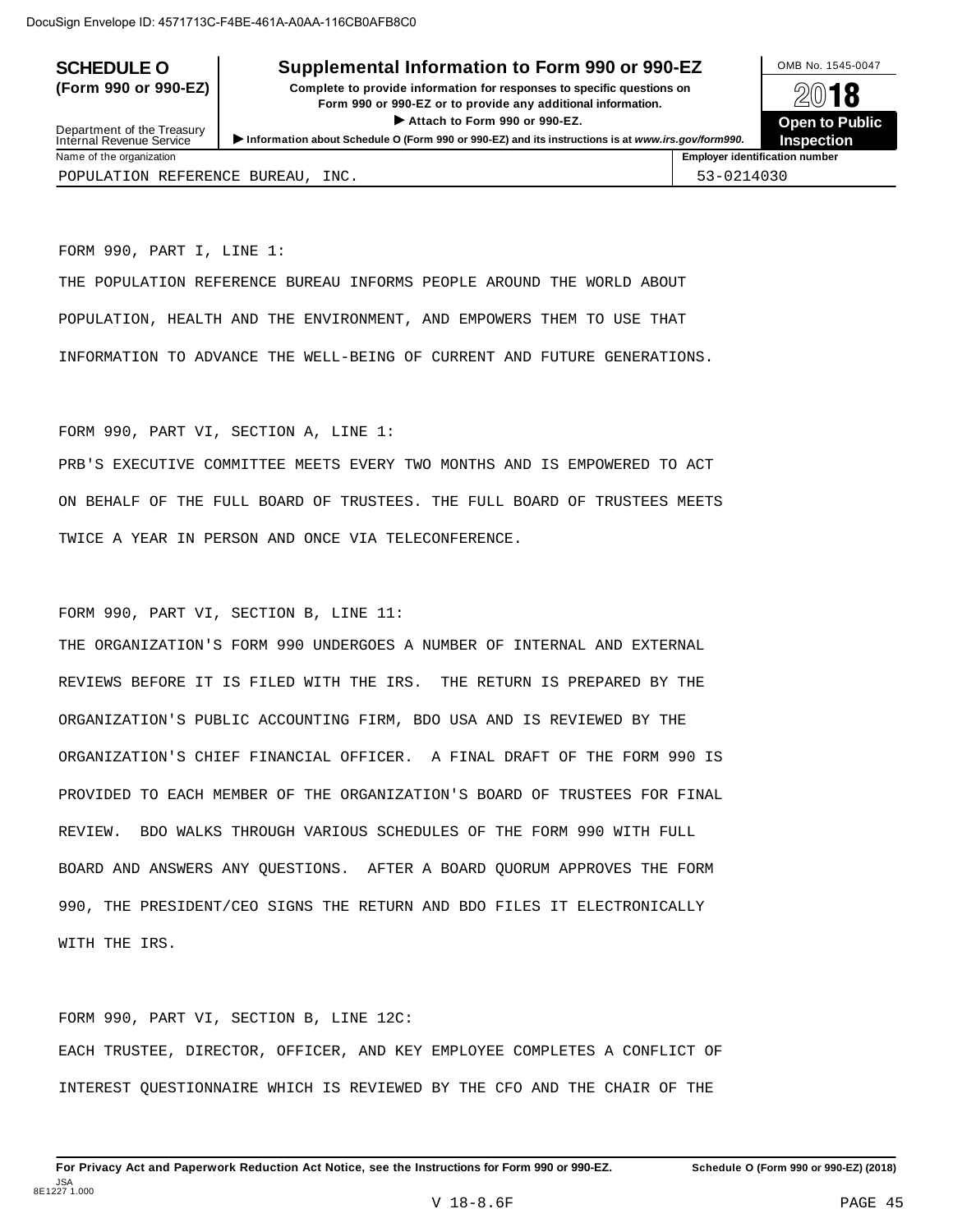DocuSign Envelope ID: 4571713C-F4BE-461A-A0AA-116CB0AFB8C0

**SCHEDULE O**
**(Form 990 or 990-EZ)**

Department of the Treasury
Internal Revenue Service

# Supplemental Information to Form 990 or 990-EZ

**Complete to provide information for responses to specific questions on Form 990 or 990-EZ or to provide any additional information.**

▶ **Attach to Form 990 or 990-EZ.**

▶ **Information about Schedule O (Form 990 or 990-EZ) and its instructions is at** ***www.irs.gov/form990.***

OMB No. 1545-0047

**2018**

**Open to Public Inspection**

| Name of the organization | Employer identification number |
| --- | --- |
| POPULATION REFERENCE BUREAU, INC. | 53-0214030 |

FORM 990, PART I, LINE 1:

THE POPULATION REFERENCE BUREAU INFORMS PEOPLE AROUND THE WORLD ABOUT POPULATION, HEALTH AND THE ENVIRONMENT, AND EMPOWERS THEM TO USE THAT INFORMATION TO ADVANCE THE WELL-BEING OF CURRENT AND FUTURE GENERATIONS.

FORM 990, PART VI, SECTION A, LINE 1:

PRB'S EXECUTIVE COMMITTEE MEETS EVERY TWO MONTHS AND IS EMPOWERED TO ACT ON BEHALF OF THE FULL BOARD OF TRUSTEES. THE FULL BOARD OF TRUSTEES MEETS TWICE A YEAR IN PERSON AND ONCE VIA TELECONFERENCE.

FORM 990, PART VI, SECTION B, LINE 11:

THE ORGANIZATION'S FORM 990 UNDERGOES A NUMBER OF INTERNAL AND EXTERNAL REVIEWS BEFORE IT IS FILED WITH THE IRS. THE RETURN IS PREPARED BY THE ORGANIZATION'S PUBLIC ACCOUNTING FIRM, BDO USA AND IS REVIEWED BY THE ORGANIZATION'S CHIEF FINANCIAL OFFICER. A FINAL DRAFT OF THE FORM 990 IS PROVIDED TO EACH MEMBER OF THE ORGANIZATION'S BOARD OF TRUSTEES FOR FINAL REVIEW. BDO WALKS THROUGH VARIOUS SCHEDULES OF THE FORM 990 WITH FULL BOARD AND ANSWERS ANY QUESTIONS. AFTER A BOARD QUORUM APPROVES THE FORM 990, THE PRESIDENT/CEO SIGNS THE RETURN AND BDO FILES IT ELECTRONICALLY WITH THE IRS.

FORM 990, PART VI, SECTION B, LINE 12C:

EACH TRUSTEE, DIRECTOR, OFFICER, AND KEY EMPLOYEE COMPLETES A CONFLICT OF INTEREST QUESTIONNAIRE WHICH IS REVIEWED BY THE CFO AND THE CHAIR OF THE

**For Privacy Act and Paperwork Reduction Act Notice, see the Instructions for Form 990 or 990-EZ.** **Schedule O (Form 990 or 990-EZ) (2018)**

JSA
8E1227 1.000

V 18-8.6F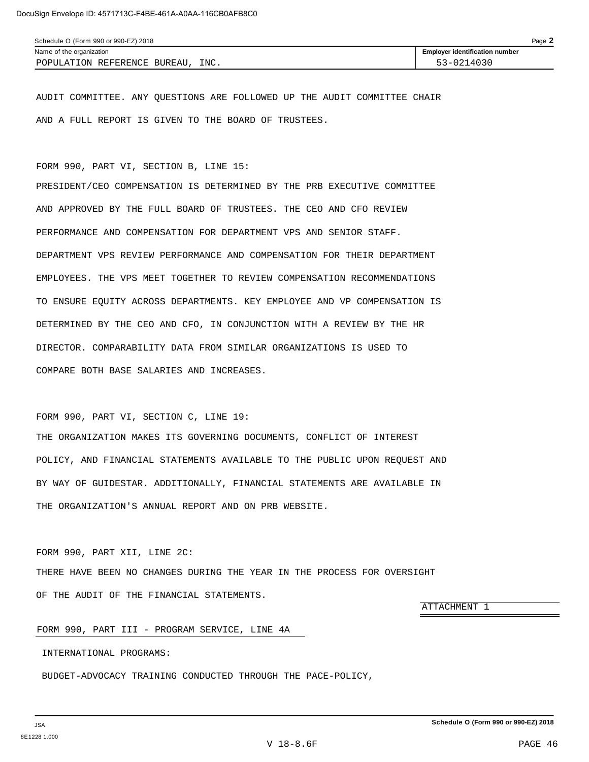AUDIT COMMITTEE. ANY QUESTIONS ARE FOLLOWED UP THE AUDIT COMMITTEE CHAIR AND A FULL REPORT IS GIVEN TO THE BOARD OF TRUSTEES.

FORM 990, PART VI, SECTION B, LINE 15:

PRESIDENT/CEO COMPENSATION IS DETERMINED BY THE PRB EXECUTIVE COMMITTEE AND APPROVED BY THE FULL BOARD OF TRUSTEES. THE CEO AND CFO REVIEW PERFORMANCE AND COMPENSATION FOR DEPARTMENT VPS AND SENIOR STAFF. DEPARTMENT VPS REVIEW PERFORMANCE AND COMPENSATION FOR THEIR DEPARTMENT EMPLOYEES. THE VPS MEET TOGETHER TO REVIEW COMPENSATION RECOMMENDATIONS TO ENSURE EQUITY ACROSS DEPARTMENTS. KEY EMPLOYEE AND VP COMPENSATION IS DETERMINED BY THE CEO AND CFO, IN CONJUNCTION WITH A REVIEW BY THE HR DIRECTOR. COMPARABILITY DATA FROM SIMILAR ORGANIZATIONS IS USED TO COMPARE BOTH BASE SALARIES AND INCREASES.

FORM 990, PART VI, SECTION C, LINE 19:

THE ORGANIZATION MAKES ITS GOVERNING DOCUMENTS, CONFLICT OF INTEREST POLICY, AND FINANCIAL STATEMENTS AVAILABLE TO THE PUBLIC UPON REQUEST AND BY WAY OF GUIDESTAR. ADDITIONALLY, FINANCIAL STATEMENTS ARE AVAILABLE IN THE ORGANIZATION'S ANNUAL REPORT AND ON PRB WEBSITE.

FORM 990, PART XII, LINE 2C:

THERE HAVE BEEN NO CHANGES DURING THE YEAR IN THE PROCESS FOR OVERSIGHT OF THE AUDIT OF THE FINANCIAL STATEMENTS.

ATTACHMENT 1

FORM 990, PART III - PROGRAM SERVICE, LINE 4A

INTERNATIONAL PROGRAMS:

BUDGET-ADVOCACY TRAINING CONDUCTED THROUGH THE PACE-POLICY,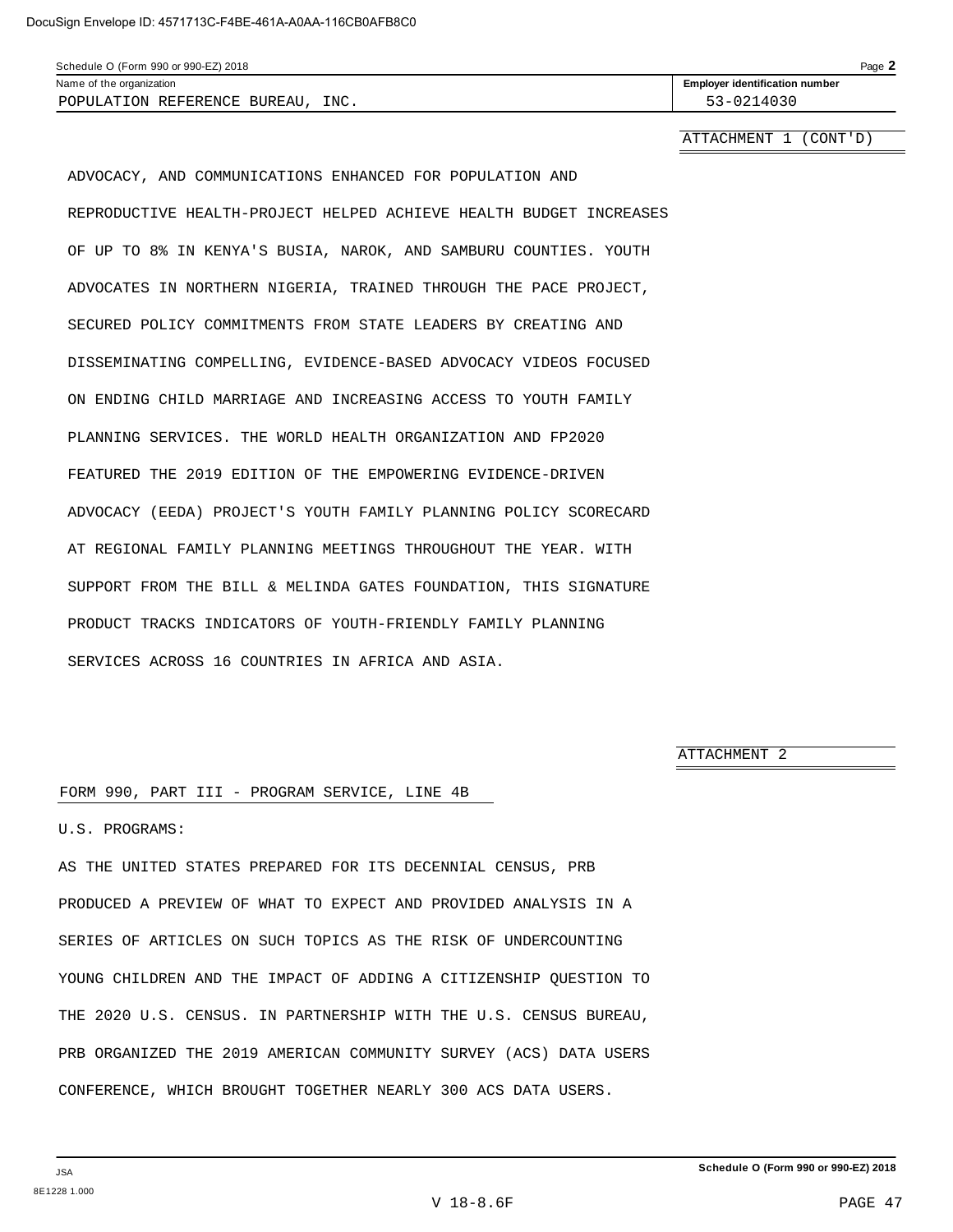Name of the organization: POPULATION REFERENCE BUREAU, INC.

Employer identification number: 53-0214030

ATTACHMENT 1 (CONT'D)

ADVOCACY, AND COMMUNICATIONS ENHANCED FOR POPULATION AND REPRODUCTIVE HEALTH-PROJECT HELPED ACHIEVE HEALTH BUDGET INCREASES OF UP TO 8% IN KENYA'S BUSIA, NAROK, AND SAMBURU COUNTIES. YOUTH ADVOCATES IN NORTHERN NIGERIA, TRAINED THROUGH THE PACE PROJECT, SECURED POLICY COMMITMENTS FROM STATE LEADERS BY CREATING AND DISSEMINATING COMPELLING, EVIDENCE-BASED ADVOCACY VIDEOS FOCUSED ON ENDING CHILD MARRIAGE AND INCREASING ACCESS TO YOUTH FAMILY PLANNING SERVICES. THE WORLD HEALTH ORGANIZATION AND FP2020 FEATURED THE 2019 EDITION OF THE EMPOWERING EVIDENCE-DRIVEN ADVOCACY (EEDA) PROJECT'S YOUTH FAMILY PLANNING POLICY SCORECARD AT REGIONAL FAMILY PLANNING MEETINGS THROUGHOUT THE YEAR. WITH SUPPORT FROM THE BILL & MELINDA GATES FOUNDATION, THIS SIGNATURE PRODUCT TRACKS INDICATORS OF YOUTH-FRIENDLY FAMILY PLANNING SERVICES ACROSS 16 COUNTRIES IN AFRICA AND ASIA.

ATTACHMENT 2

FORM 990, PART III - PROGRAM SERVICE, LINE 4B

U.S. PROGRAMS:

AS THE UNITED STATES PREPARED FOR ITS DECENNIAL CENSUS, PRB PRODUCED A PREVIEW OF WHAT TO EXPECT AND PROVIDED ANALYSIS IN A SERIES OF ARTICLES ON SUCH TOPICS AS THE RISK OF UNDERCOUNTING YOUNG CHILDREN AND THE IMPACT OF ADDING A CITIZENSHIP QUESTION TO THE 2020 U.S. CENSUS. IN PARTNERSHIP WITH THE U.S. CENSUS BUREAU, PRB ORGANIZED THE 2019 AMERICAN COMMUNITY SURVEY (ACS) DATA USERS CONFERENCE, WHICH BROUGHT TOGETHER NEARLY 300 ACS DATA USERS.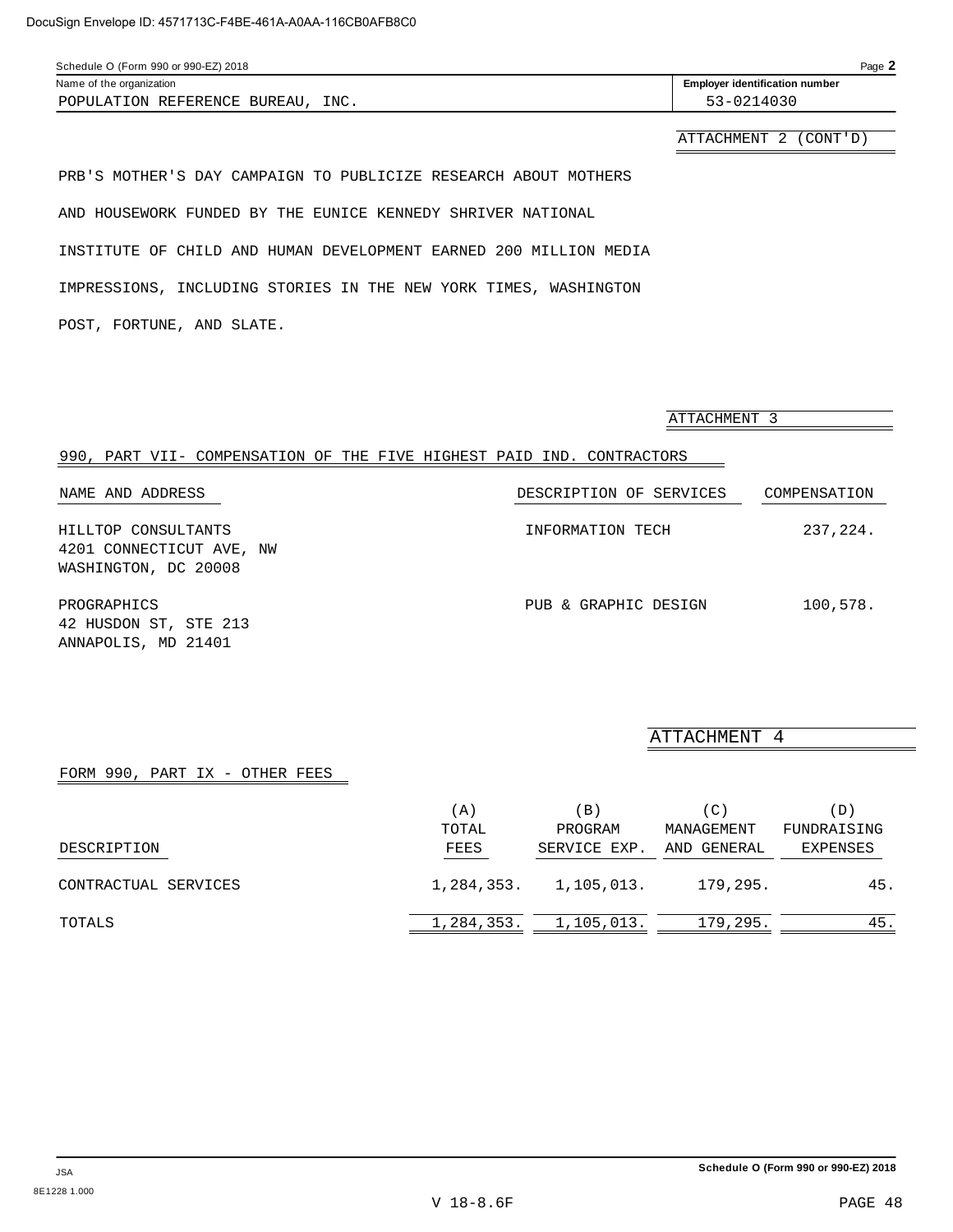Schedule O (Form 990 or 990-EZ) 2018

Name of the organization: POPULATION REFERENCE BUREAU, INC.

Employer identification number: 53-0214030

ATTACHMENT 2 (CONT'D)

PRB'S MOTHER'S DAY CAMPAIGN TO PUBLICIZE RESEARCH ABOUT MOTHERS AND HOUSEWORK FUNDED BY THE EUNICE KENNEDY SHRIVER NATIONAL INSTITUTE OF CHILD AND HUMAN DEVELOPMENT EARNED 200 MILLION MEDIA IMPRESSIONS, INCLUDING STORIES IN THE NEW YORK TIMES, WASHINGTON POST, FORTUNE, AND SLATE.

ATTACHMENT 3

990, PART VII- COMPENSATION OF THE FIVE HIGHEST PAID IND. CONTRACTORS

| NAME AND ADDRESS | DESCRIPTION OF SERVICES | COMPENSATION |
|---|---|---|
| HILLTOP CONSULTANTS<br>4201 CONNECTICUT AVE, NW<br>WASHINGTON, DC 20008 | INFORMATION TECH | 237,224. |
| PROGRAPHICS<br>42 HUSDON ST, STE 213<br>ANNAPOLIS, MD 21401 | PUB & GRAPHIC DESIGN | 100,578. |

ATTACHMENT 4

FORM 990, PART IX - OTHER FEES

| DESCRIPTION | (A) TOTAL FEES | (B) PROGRAM SERVICE EXP. | (C) MANAGEMENT AND GENERAL | (D) FUNDRAISING EXPENSES |
|---|---|---|---|---|
| CONTRACTUAL SERVICES | 1,284,353. | 1,105,013. | 179,295. | 45. |
| TOTALS | 1,284,353. | 1,105,013. | 179,295. | 45. |

Schedule O (Form 990 or 990-EZ) 2018